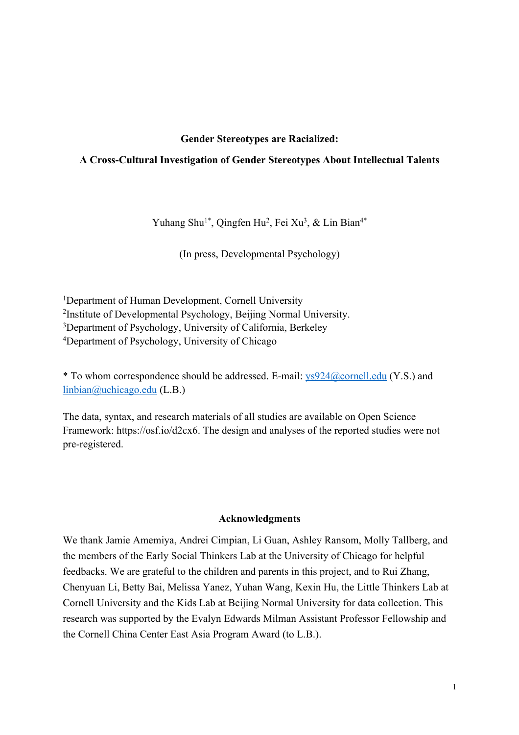**Gender Stereotypes are Racialized:**

**A Cross-Cultural Investigation of Gender Stereotypes About Intellectual Talents**

Yuhang Shu[1*], Qingfen Hu[2], Fei Xu[3], & Lin Bian[4*]

(In press, Developmental Psychology)

[1]Department of Human Development, Cornell University
[2]Institute of Developmental Psychology, Beijing Normal University.
[3]Department of Psychology, University of California, Berkeley
[4]Department of Psychology, University of Chicago

* To whom correspondence should be addressed. E-mail: ys924@cornell.edu (Y.S.) and linbian@uchicago.edu (L.B.)

The data, syntax, and research materials of all studies are available on Open Science Framework: https://osf.io/d2cx6. The design and analyses of the reported studies were not pre-registered.

**Acknowledgments**

We thank Jamie Amemiya, Andrei Cimpian, Li Guan, Ashley Ransom, Molly Tallberg, and the members of the Early Social Thinkers Lab at the University of Chicago for helpful feedbacks. We are grateful to the children and parents in this project, and to Rui Zhang, Chenyuan Li, Betty Bai, Melissa Yanez, Yuhan Wang, Kexin Hu, the Little Thinkers Lab at Cornell University and the Kids Lab at Beijing Normal University for data collection. This research was supported by the Evalyn Edwards Milman Assistant Professor Fellowship and the Cornell China Center East Asia Program Award (to L.B.).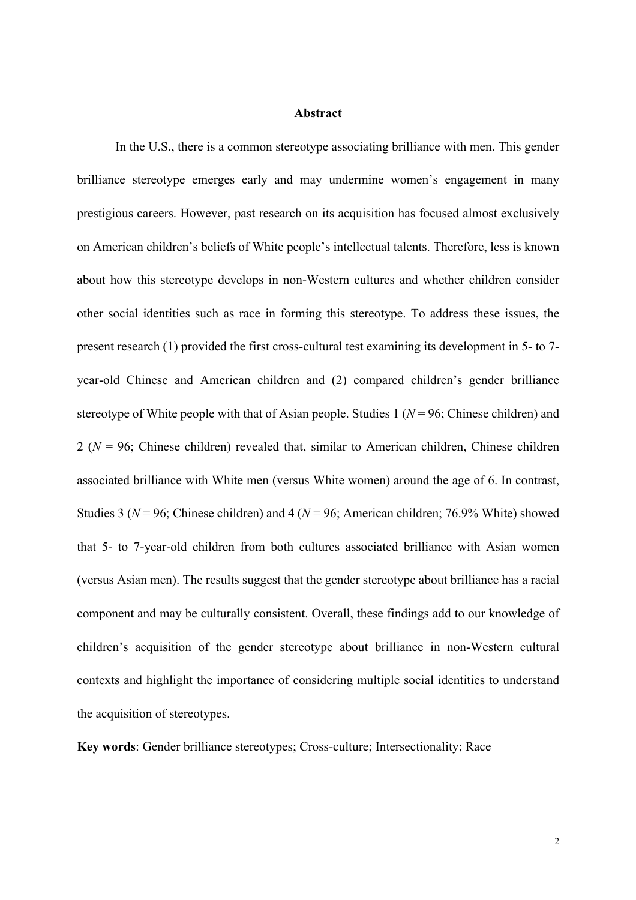## Abstract

In the U.S., there is a common stereotype associating brilliance with men. This gender brilliance stereotype emerges early and may undermine women's engagement in many prestigious careers. However, past research on its acquisition has focused almost exclusively on American children's beliefs of White people's intellectual talents. Therefore, less is known about how this stereotype develops in non-Western cultures and whether children consider other social identities such as race in forming this stereotype. To address these issues, the present research (1) provided the first cross-cultural test examining its development in 5- to 7-year-old Chinese and American children and (2) compared children's gender brilliance stereotype of White people with that of Asian people. Studies 1 ($N = 96$; Chinese children) and 2 ($N = 96$; Chinese children) revealed that, similar to American children, Chinese children associated brilliance with White men (versus White women) around the age of 6. In contrast, Studies 3 ($N = 96$; Chinese children) and 4 ($N = 96$; American children; 76.9% White) showed that 5- to 7-year-old children from both cultures associated brilliance with Asian women (versus Asian men). The results suggest that the gender stereotype about brilliance has a racial component and may be culturally consistent. Overall, these findings add to our knowledge of children's acquisition of the gender stereotype about brilliance in non-Western cultural contexts and highlight the importance of considering multiple social identities to understand the acquisition of stereotypes.

**Key words**: Gender brilliance stereotypes; Cross-culture; Intersectionality; Race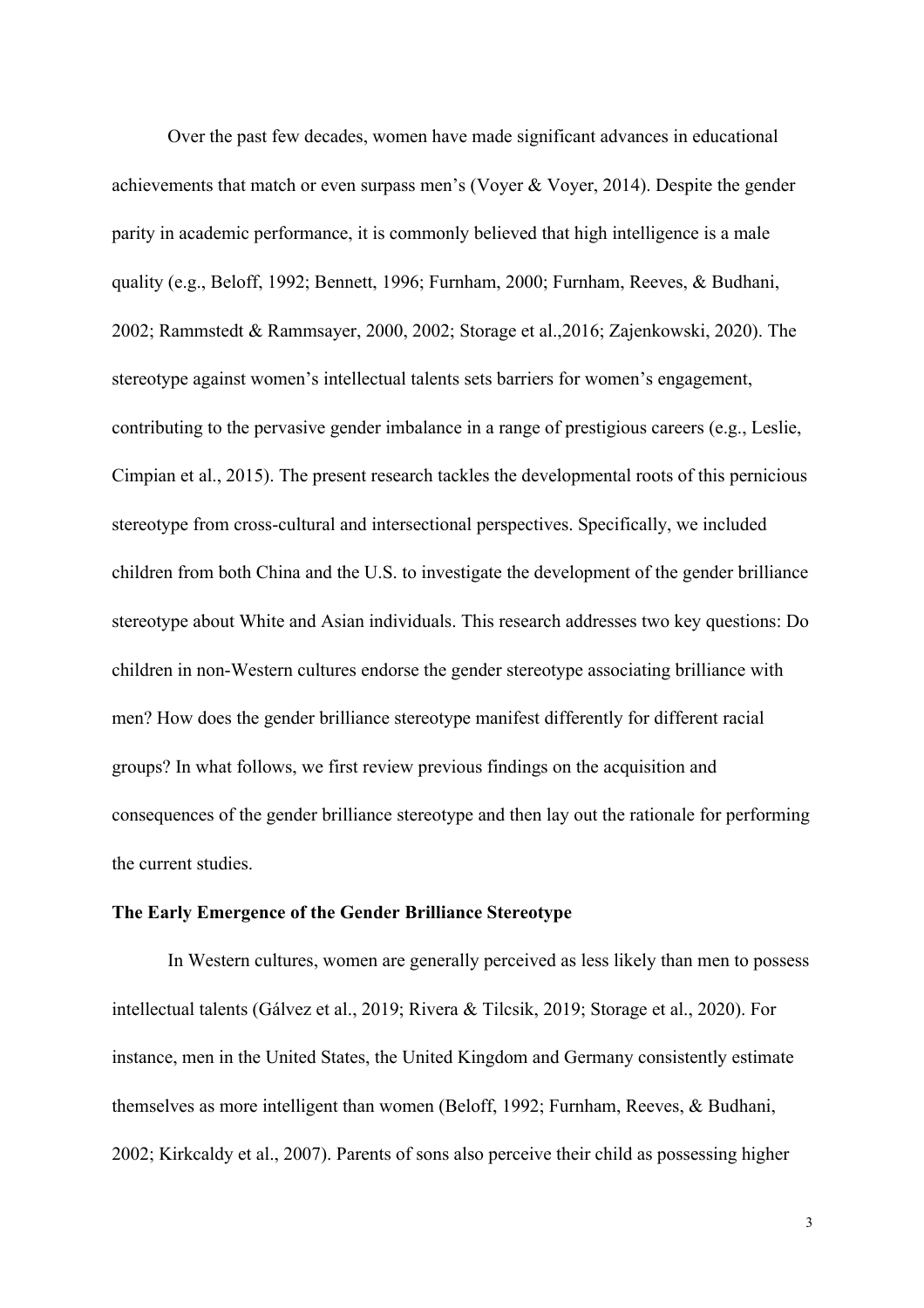Over the past few decades, women have made significant advances in educational achievements that match or even surpass men's (Voyer & Voyer, 2014). Despite the gender parity in academic performance, it is commonly believed that high intelligence is a male quality (e.g., Beloff, 1992; Bennett, 1996; Furnham, 2000; Furnham, Reeves, & Budhani, 2002; Rammstedt & Rammsayer, 2000, 2002; Storage et al.,2016; Zajenkowski, 2020). The stereotype against women's intellectual talents sets barriers for women's engagement, contributing to the pervasive gender imbalance in a range of prestigious careers (e.g., Leslie, Cimpian et al., 2015). The present research tackles the developmental roots of this pernicious stereotype from cross-cultural and intersectional perspectives. Specifically, we included children from both China and the U.S. to investigate the development of the gender brilliance stereotype about White and Asian individuals. This research addresses two key questions: Do children in non-Western cultures endorse the gender stereotype associating brilliance with men? How does the gender brilliance stereotype manifest differently for different racial groups? In what follows, we first review previous findings on the acquisition and consequences of the gender brilliance stereotype and then lay out the rationale for performing the current studies.

## The Early Emergence of the Gender Brilliance Stereotype

In Western cultures, women are generally perceived as less likely than men to possess intellectual talents (Gálvez et al., 2019; Rivera & Tilcsik, 2019; Storage et al., 2020). For instance, men in the United States, the United Kingdom and Germany consistently estimate themselves as more intelligent than women (Beloff, 1992; Furnham, Reeves, & Budhani, 2002; Kirkcaldy et al., 2007). Parents of sons also perceive their child as possessing higher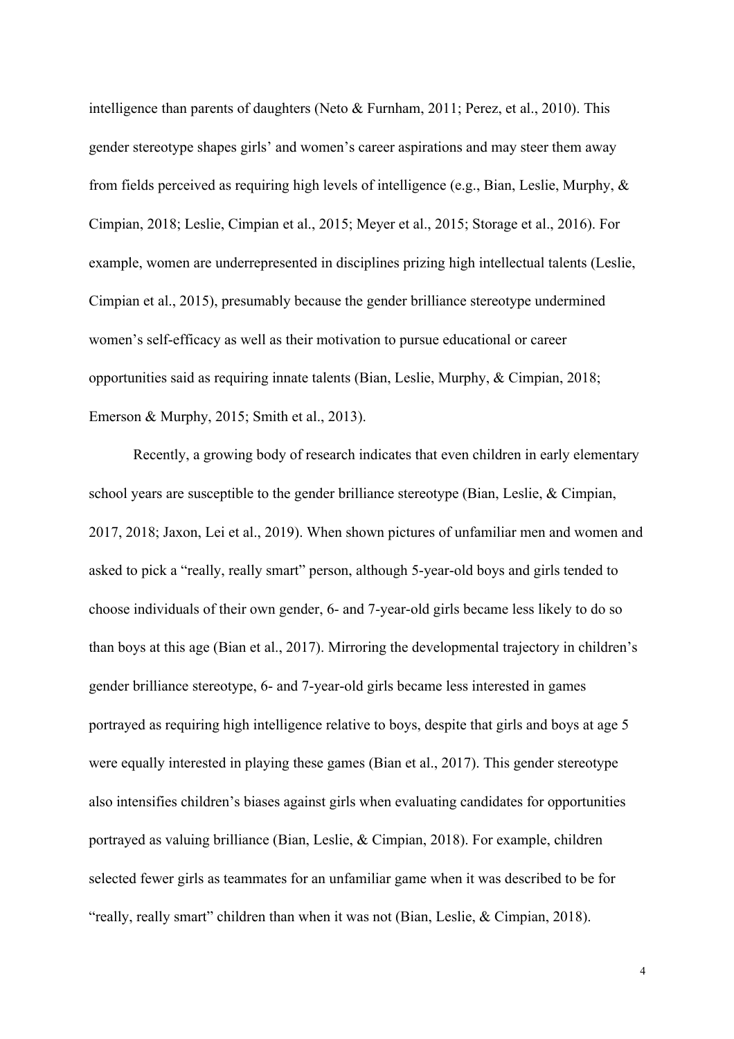intelligence than parents of daughters (Neto & Furnham, 2011; Perez, et al., 2010). This gender stereotype shapes girls' and women's career aspirations and may steer them away from fields perceived as requiring high levels of intelligence (e.g., Bian, Leslie, Murphy, & Cimpian, 2018; Leslie, Cimpian et al., 2015; Meyer et al., 2015; Storage et al., 2016). For example, women are underrepresented in disciplines prizing high intellectual talents (Leslie, Cimpian et al., 2015), presumably because the gender brilliance stereotype undermined women's self-efficacy as well as their motivation to pursue educational or career opportunities said as requiring innate talents (Bian, Leslie, Murphy, & Cimpian, 2018; Emerson & Murphy, 2015; Smith et al., 2013).

Recently, a growing body of research indicates that even children in early elementary school years are susceptible to the gender brilliance stereotype (Bian, Leslie, & Cimpian, 2017, 2018; Jaxon, Lei et al., 2019). When shown pictures of unfamiliar men and women and asked to pick a "really, really smart" person, although 5-year-old boys and girls tended to choose individuals of their own gender, 6- and 7-year-old girls became less likely to do so than boys at this age (Bian et al., 2017). Mirroring the developmental trajectory in children's gender brilliance stereotype, 6- and 7-year-old girls became less interested in games portrayed as requiring high intelligence relative to boys, despite that girls and boys at age 5 were equally interested in playing these games (Bian et al., 2017). This gender stereotype also intensifies children's biases against girls when evaluating candidates for opportunities portrayed as valuing brilliance (Bian, Leslie, & Cimpian, 2018). For example, children selected fewer girls as teammates for an unfamiliar game when it was described to be for "really, really smart" children than when it was not (Bian, Leslie, & Cimpian, 2018).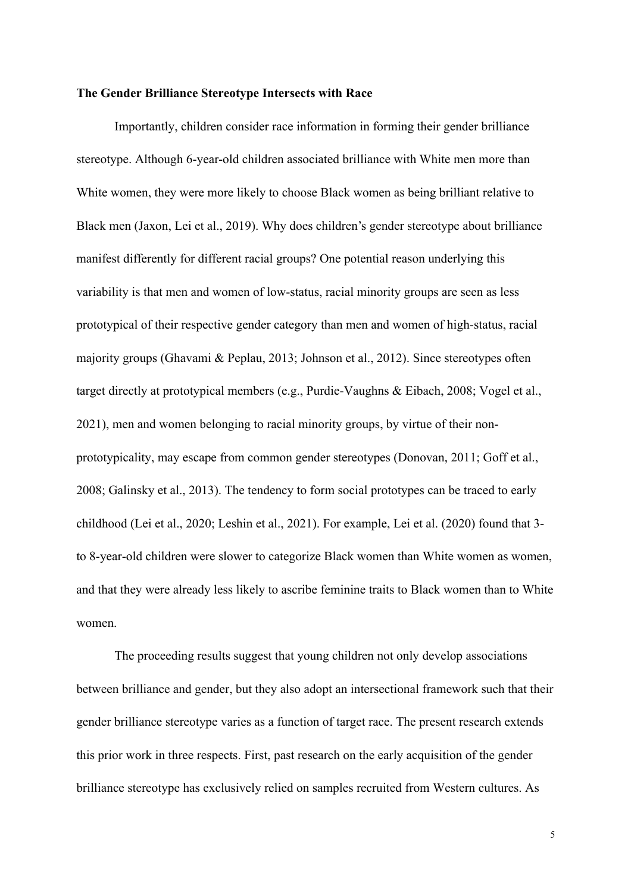**The Gender Brilliance Stereotype Intersects with Race**

Importantly, children consider race information in forming their gender brilliance stereotype. Although 6-year-old children associated brilliance with White men more than White women, they were more likely to choose Black women as being brilliant relative to Black men (Jaxon, Lei et al., 2019). Why does children's gender stereotype about brilliance manifest differently for different racial groups? One potential reason underlying this variability is that men and women of low-status, racial minority groups are seen as less prototypical of their respective gender category than men and women of high-status, racial majority groups (Ghavami & Peplau, 2013; Johnson et al., 2012). Since stereotypes often target directly at prototypical members (e.g., Purdie-Vaughns & Eibach, 2008; Vogel et al., 2021), men and women belonging to racial minority groups, by virtue of their non-prototypicality, may escape from common gender stereotypes (Donovan, 2011; Goff et al., 2008; Galinsky et al., 2013). The tendency to form social prototypes can be traced to early childhood (Lei et al., 2020; Leshin et al., 2021). For example, Lei et al. (2020) found that 3- to 8-year-old children were slower to categorize Black women than White women as women, and that they were already less likely to ascribe feminine traits to Black women than to White women.

The proceeding results suggest that young children not only develop associations between brilliance and gender, but they also adopt an intersectional framework such that their gender brilliance stereotype varies as a function of target race. The present research extends this prior work in three respects. First, past research on the early acquisition of the gender brilliance stereotype has exclusively relied on samples recruited from Western cultures. As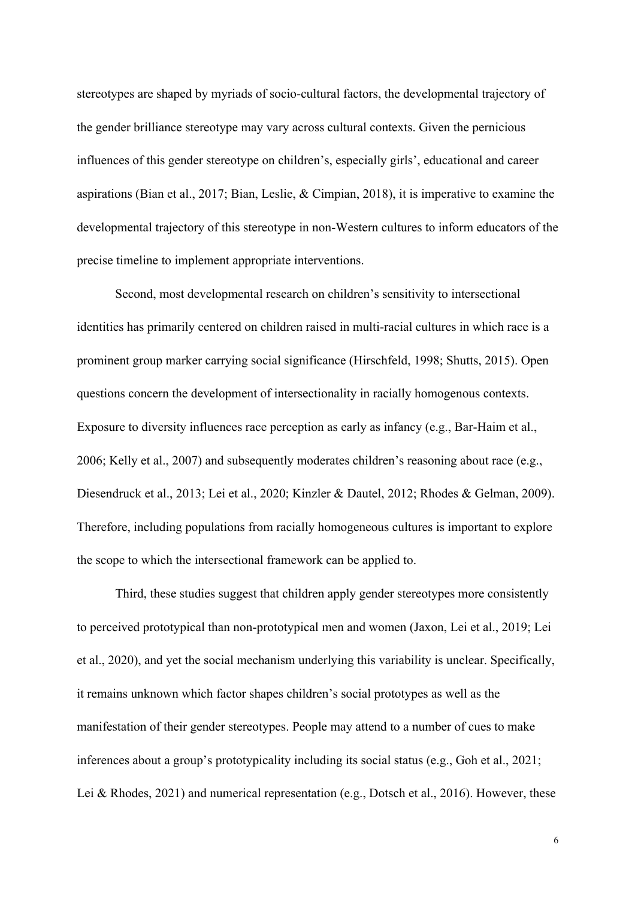stereotypes are shaped by myriads of socio-cultural factors, the developmental trajectory of the gender brilliance stereotype may vary across cultural contexts. Given the pernicious influences of this gender stereotype on children's, especially girls', educational and career aspirations (Bian et al., 2017; Bian, Leslie, & Cimpian, 2018), it is imperative to examine the developmental trajectory of this stereotype in non-Western cultures to inform educators of the precise timeline to implement appropriate interventions.

Second, most developmental research on children's sensitivity to intersectional identities has primarily centered on children raised in multi-racial cultures in which race is a prominent group marker carrying social significance (Hirschfeld, 1998; Shutts, 2015). Open questions concern the development of intersectionality in racially homogenous contexts. Exposure to diversity influences race perception as early as infancy (e.g., Bar-Haim et al., 2006; Kelly et al., 2007) and subsequently moderates children's reasoning about race (e.g., Diesendruck et al., 2013; Lei et al., 2020; Kinzler & Dautel, 2012; Rhodes & Gelman, 2009). Therefore, including populations from racially homogeneous cultures is important to explore the scope to which the intersectional framework can be applied to.

Third, these studies suggest that children apply gender stereotypes more consistently to perceived prototypical than non-prototypical men and women (Jaxon, Lei et al., 2019; Lei et al., 2020), and yet the social mechanism underlying this variability is unclear. Specifically, it remains unknown which factor shapes children's social prototypes as well as the manifestation of their gender stereotypes. People may attend to a number of cues to make inferences about a group's prototypicality including its social status (e.g., Goh et al., 2021; Lei & Rhodes, 2021) and numerical representation (e.g., Dotsch et al., 2016). However, these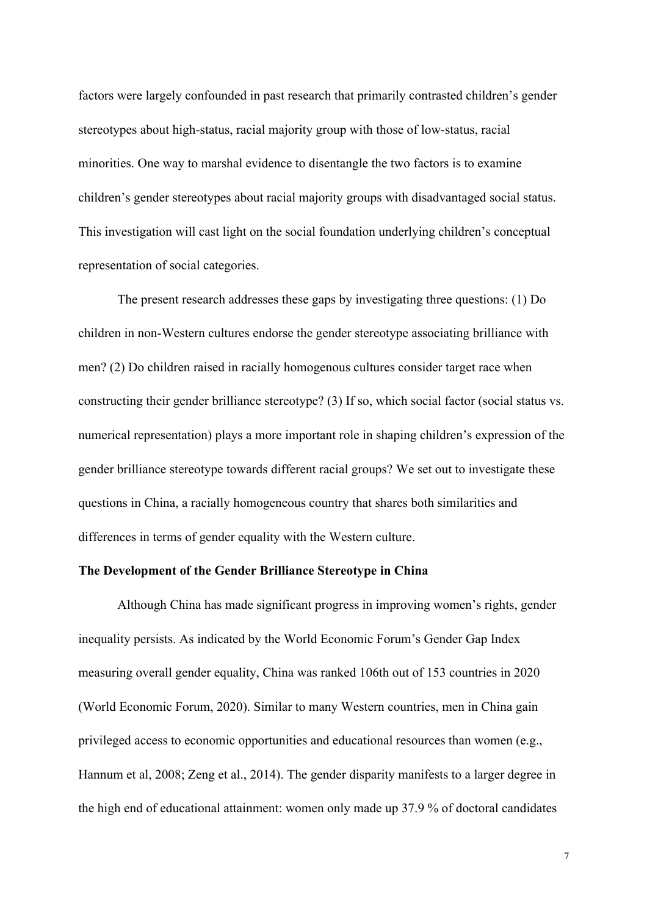factors were largely confounded in past research that primarily contrasted children's gender stereotypes about high-status, racial majority group with those of low-status, racial minorities. One way to marshal evidence to disentangle the two factors is to examine children's gender stereotypes about racial majority groups with disadvantaged social status. This investigation will cast light on the social foundation underlying children's conceptual representation of social categories.

The present research addresses these gaps by investigating three questions: (1) Do children in non-Western cultures endorse the gender stereotype associating brilliance with men? (2) Do children raised in racially homogenous cultures consider target race when constructing their gender brilliance stereotype? (3) If so, which social factor (social status vs. numerical representation) plays a more important role in shaping children's expression of the gender brilliance stereotype towards different racial groups? We set out to investigate these questions in China, a racially homogeneous country that shares both similarities and differences in terms of gender equality with the Western culture.

**The Development of the Gender Brilliance Stereotype in China**

Although China has made significant progress in improving women's rights, gender inequality persists. As indicated by the World Economic Forum's Gender Gap Index measuring overall gender equality, China was ranked 106th out of 153 countries in 2020 (World Economic Forum, 2020). Similar to many Western countries, men in China gain privileged access to economic opportunities and educational resources than women (e.g., Hannum et al, 2008; Zeng et al., 2014). The gender disparity manifests to a larger degree in the high end of educational attainment: women only made up 37.9 % of doctoral candidates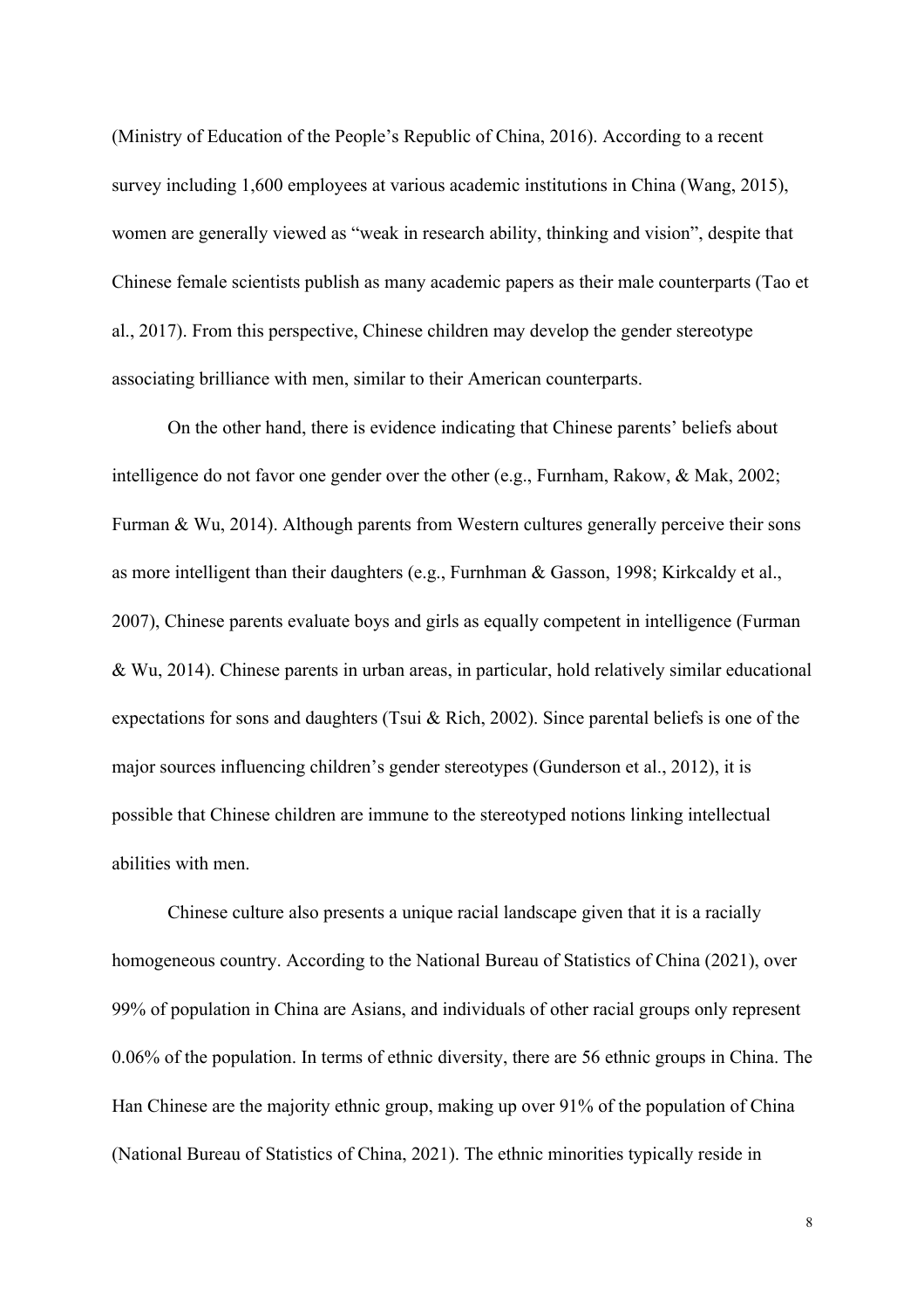(Ministry of Education of the People's Republic of China, 2016). According to a recent survey including 1,600 employees at various academic institutions in China (Wang, 2015), women are generally viewed as "weak in research ability, thinking and vision", despite that Chinese female scientists publish as many academic papers as their male counterparts (Tao et al., 2017). From this perspective, Chinese children may develop the gender stereotype associating brilliance with men, similar to their American counterparts.

On the other hand, there is evidence indicating that Chinese parents' beliefs about intelligence do not favor one gender over the other (e.g., Furnham, Rakow, & Mak, 2002; Furman & Wu, 2014). Although parents from Western cultures generally perceive their sons as more intelligent than their daughters (e.g., Furnhman & Gasson, 1998; Kirkcaldy et al., 2007), Chinese parents evaluate boys and girls as equally competent in intelligence (Furman & Wu, 2014). Chinese parents in urban areas, in particular, hold relatively similar educational expectations for sons and daughters (Tsui & Rich, 2002). Since parental beliefs is one of the major sources influencing children's gender stereotypes (Gunderson et al., 2012), it is possible that Chinese children are immune to the stereotyped notions linking intellectual abilities with men.

Chinese culture also presents a unique racial landscape given that it is a racially homogeneous country. According to the National Bureau of Statistics of China (2021), over 99% of population in China are Asians, and individuals of other racial groups only represent 0.06% of the population. In terms of ethnic diversity, there are 56 ethnic groups in China. The Han Chinese are the majority ethnic group, making up over 91% of the population of China (National Bureau of Statistics of China, 2021). The ethnic minorities typically reside in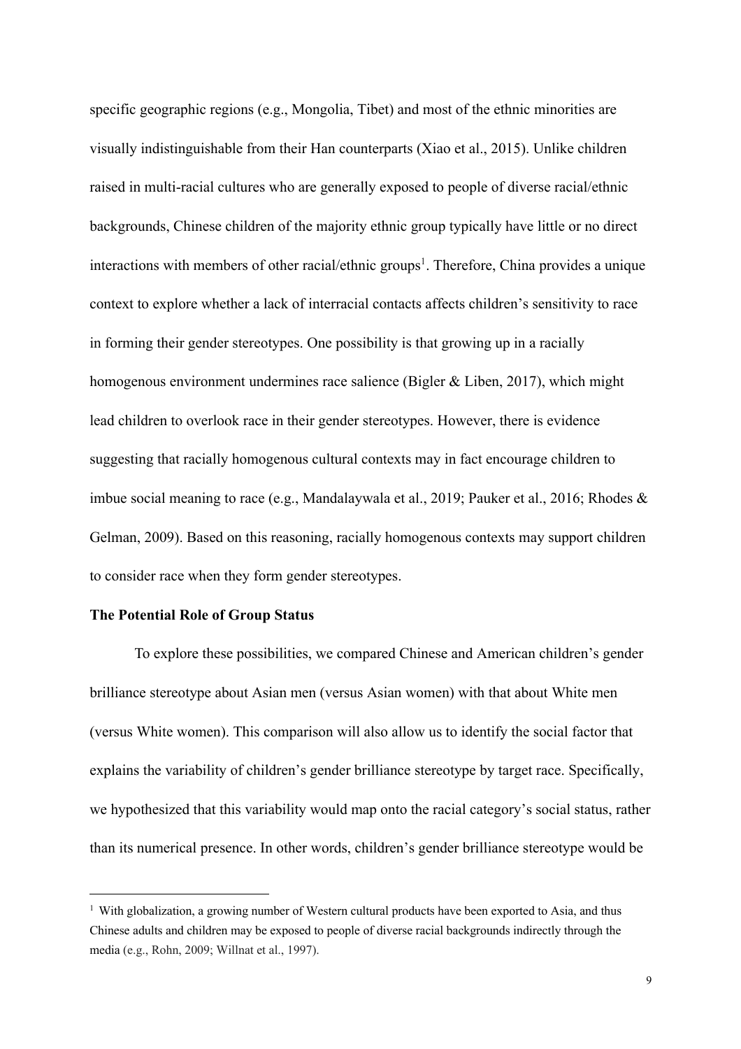specific geographic regions (e.g., Mongolia, Tibet) and most of the ethnic minorities are visually indistinguishable from their Han counterparts (Xiao et al., 2015). Unlike children raised in multi-racial cultures who are generally exposed to people of diverse racial/ethnic backgrounds, Chinese children of the majority ethnic group typically have little or no direct interactions with members of other racial/ethnic groups[1]. Therefore, China provides a unique context to explore whether a lack of interracial contacts affects children's sensitivity to race in forming their gender stereotypes. One possibility is that growing up in a racially homogenous environment undermines race salience (Bigler & Liben, 2017), which might lead children to overlook race in their gender stereotypes. However, there is evidence suggesting that racially homogenous cultural contexts may in fact encourage children to imbue social meaning to race (e.g., Mandalaywala et al., 2019; Pauker et al., 2016; Rhodes & Gelman, 2009). Based on this reasoning, racially homogenous contexts may support children to consider race when they form gender stereotypes.

**The Potential Role of Group Status**

To explore these possibilities, we compared Chinese and American children's gender brilliance stereotype about Asian men (versus Asian women) with that about White men (versus White women). This comparison will also allow us to identify the social factor that explains the variability of children's gender brilliance stereotype by target race. Specifically, we hypothesized that this variability would map onto the racial category's social status, rather than its numerical presence. In other words, children's gender brilliance stereotype would be

[1] With globalization, a growing number of Western cultural products have been exported to Asia, and thus Chinese adults and children may be exposed to people of diverse racial backgrounds indirectly through the media (e.g., Rohn, 2009; Willnat et al., 1997).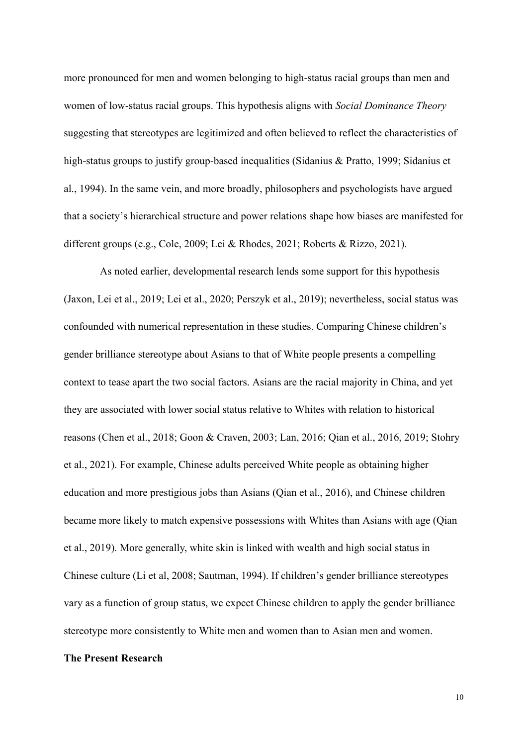more pronounced for men and women belonging to high-status racial groups than men and women of low-status racial groups. This hypothesis aligns with *Social Dominance Theory* suggesting that stereotypes are legitimized and often believed to reflect the characteristics of high-status groups to justify group-based inequalities (Sidanius & Pratto, 1999; Sidanius et al., 1994). In the same vein, and more broadly, philosophers and psychologists have argued that a society's hierarchical structure and power relations shape how biases are manifested for different groups (e.g., Cole, 2009; Lei & Rhodes, 2021; Roberts & Rizzo, 2021).

As noted earlier, developmental research lends some support for this hypothesis (Jaxon, Lei et al., 2019; Lei et al., 2020; Perszyk et al., 2019); nevertheless, social status was confounded with numerical representation in these studies. Comparing Chinese children's gender brilliance stereotype about Asians to that of White people presents a compelling context to tease apart the two social factors. Asians are the racial majority in China, and yet they are associated with lower social status relative to Whites with relation to historical reasons (Chen et al., 2018; Goon & Craven, 2003; Lan, 2016; Qian et al., 2016, 2019; Stohry et al., 2021). For example, Chinese adults perceived White people as obtaining higher education and more prestigious jobs than Asians (Qian et al., 2016), and Chinese children became more likely to match expensive possessions with Whites than Asians with age (Qian et al., 2019). More generally, white skin is linked with wealth and high social status in Chinese culture (Li et al, 2008; Sautman, 1994). If children's gender brilliance stereotypes vary as a function of group status, we expect Chinese children to apply the gender brilliance stereotype more consistently to White men and women than to Asian men and women.

## The Present Research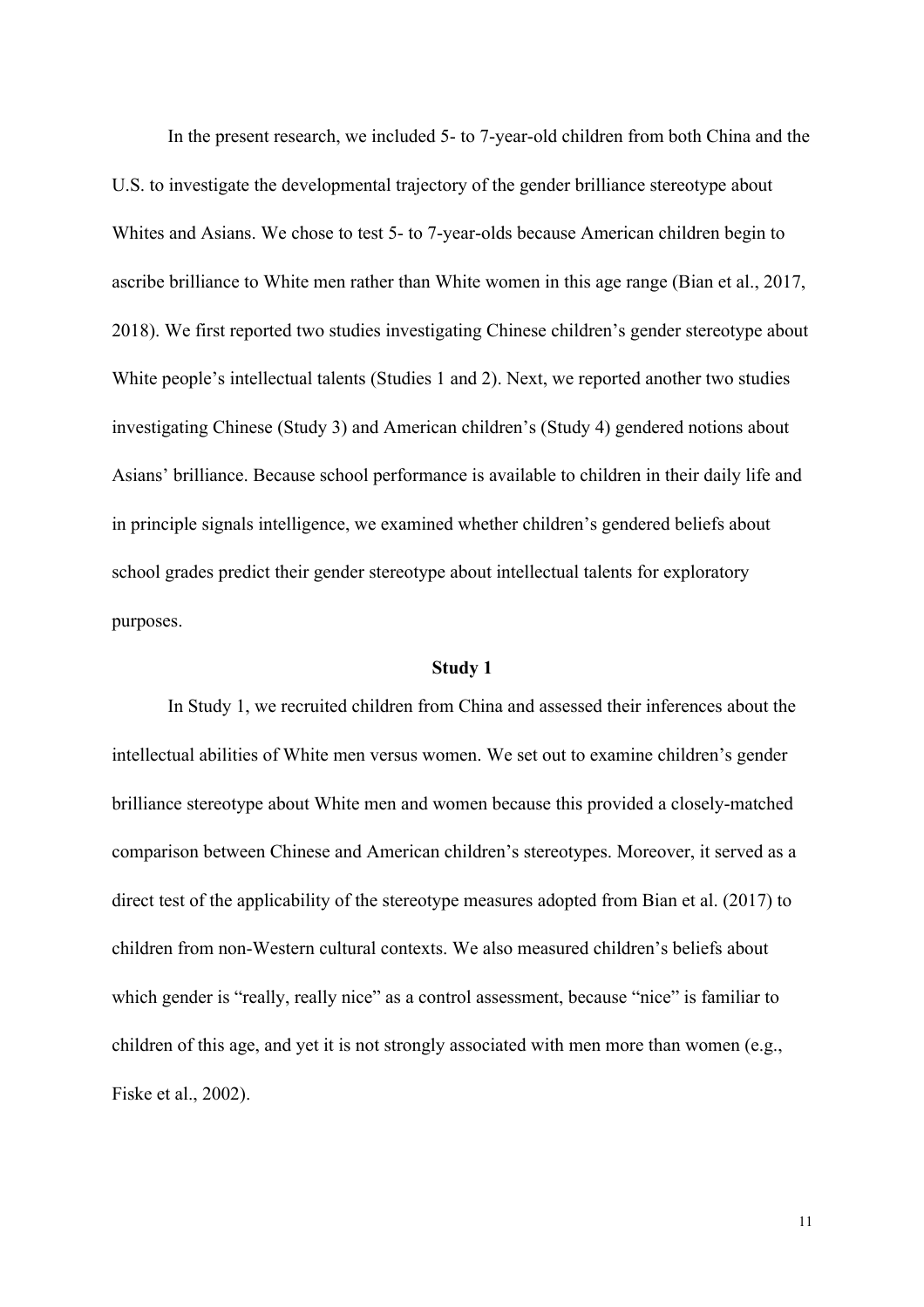In the present research, we included 5- to 7-year-old children from both China and the U.S. to investigate the developmental trajectory of the gender brilliance stereotype about Whites and Asians. We chose to test 5- to 7-year-olds because American children begin to ascribe brilliance to White men rather than White women in this age range (Bian et al., 2017, 2018). We first reported two studies investigating Chinese children's gender stereotype about White people's intellectual talents (Studies 1 and 2). Next, we reported another two studies investigating Chinese (Study 3) and American children's (Study 4) gendered notions about Asians' brilliance. Because school performance is available to children in their daily life and in principle signals intelligence, we examined whether children's gendered beliefs about school grades predict their gender stereotype about intellectual talents for exploratory purposes.

## Study 1

In Study 1, we recruited children from China and assessed their inferences about the intellectual abilities of White men versus women. We set out to examine children's gender brilliance stereotype about White men and women because this provided a closely-matched comparison between Chinese and American children's stereotypes. Moreover, it served as a direct test of the applicability of the stereotype measures adopted from Bian et al. (2017) to children from non-Western cultural contexts. We also measured children's beliefs about which gender is "really, really nice" as a control assessment, because "nice" is familiar to children of this age, and yet it is not strongly associated with men more than women (e.g., Fiske et al., 2002).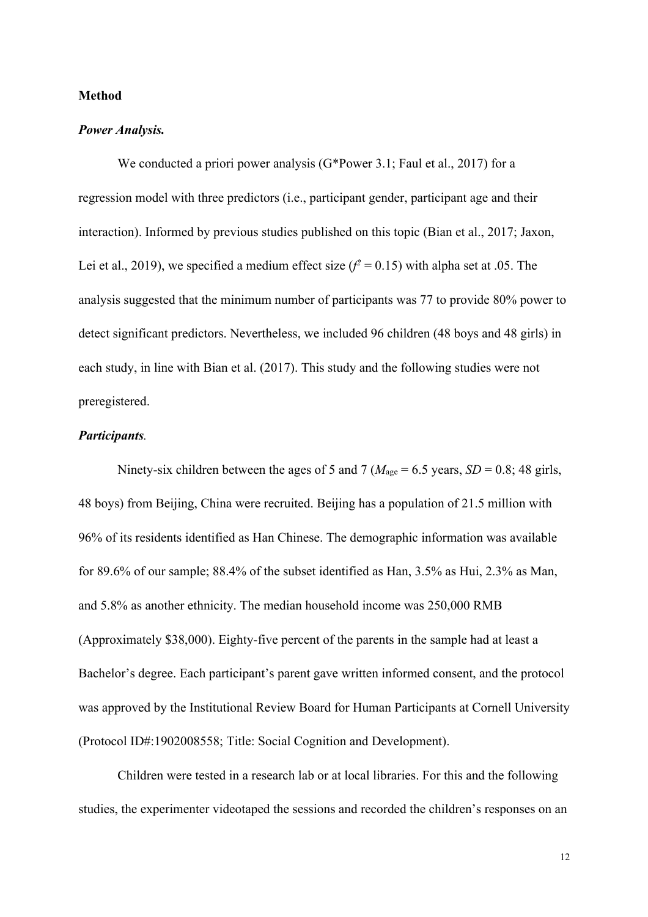**Method**

***Power Analysis.***

We conducted a priori power analysis (G*Power 3.1; Faul et al., 2017) for a regression model with three predictors (i.e., participant gender, participant age and their interaction). Informed by previous studies published on this topic (Bian et al., 2017; Jaxon, Lei et al., 2019), we specified a medium effect size ($f^2 = 0.15$) with alpha set at .05. The analysis suggested that the minimum number of participants was 77 to provide 80% power to detect significant predictors. Nevertheless, we included 96 children (48 boys and 48 girls) in each study, in line with Bian et al. (2017). This study and the following studies were not preregistered.

***Participants.***

Ninety-six children between the ages of 5 and 7 ($M_{\text{age}} = 6.5$ years, $SD = 0.8$; 48 girls, 48 boys) from Beijing, China were recruited. Beijing has a population of 21.5 million with 96% of its residents identified as Han Chinese. The demographic information was available for 89.6% of our sample; 88.4% of the subset identified as Han, 3.5% as Hui, 2.3% as Man, and 5.8% as another ethnicity. The median household income was 250,000 RMB (Approximately $38,000). Eighty-five percent of the parents in the sample had at least a Bachelor's degree. Each participant's parent gave written informed consent, and the protocol was approved by the Institutional Review Board for Human Participants at Cornell University (Protocol ID#:1902008558; Title: Social Cognition and Development).

Children were tested in a research lab or at local libraries. For this and the following studies, the experimenter videotaped the sessions and recorded the children's responses on an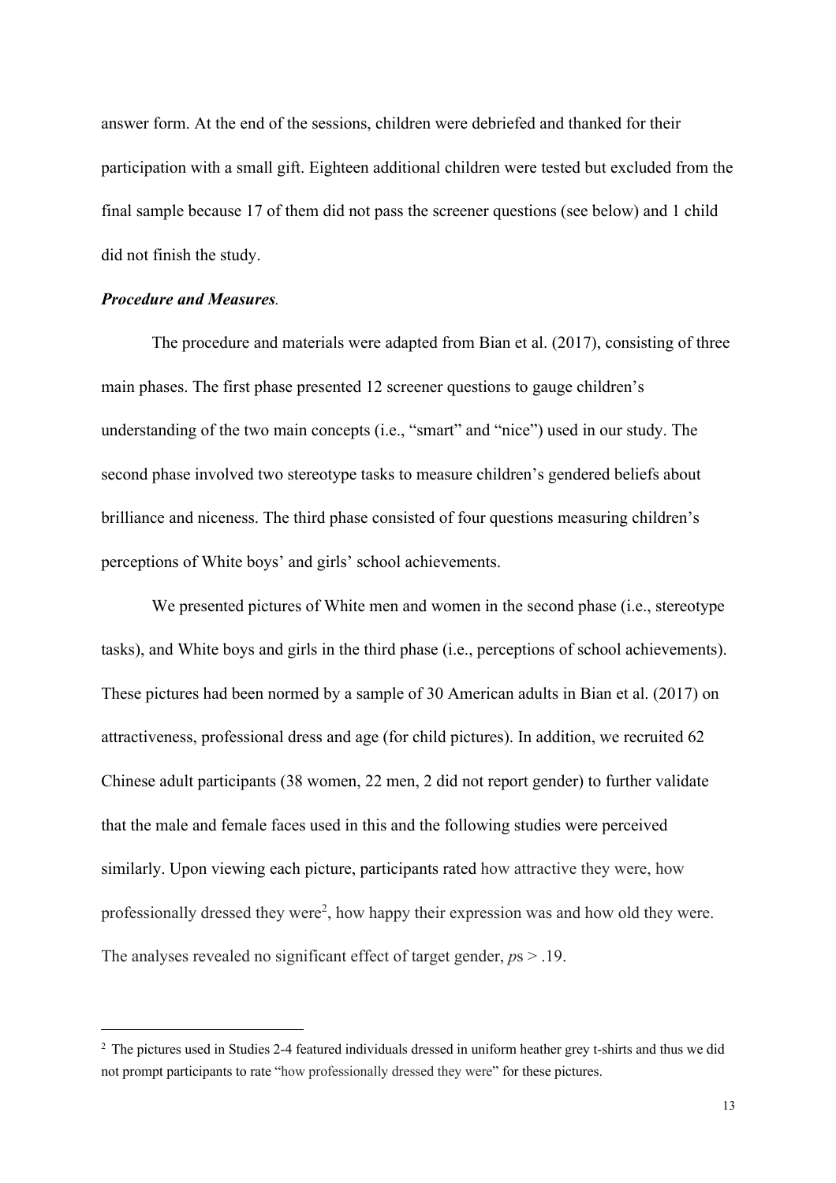answer form. At the end of the sessions, children were debriefed and thanked for their participation with a small gift. Eighteen additional children were tested but excluded from the final sample because 17 of them did not pass the screener questions (see below) and 1 child did not finish the study.

***Procedure and Measures.***

The procedure and materials were adapted from Bian et al. (2017), consisting of three main phases. The first phase presented 12 screener questions to gauge children's understanding of the two main concepts (i.e., "smart" and "nice") used in our study. The second phase involved two stereotype tasks to measure children's gendered beliefs about brilliance and niceness. The third phase consisted of four questions measuring children's perceptions of White boys' and girls' school achievements.

We presented pictures of White men and women in the second phase (i.e., stereotype tasks), and White boys and girls in the third phase (i.e., perceptions of school achievements). These pictures had been normed by a sample of 30 American adults in Bian et al. (2017) on attractiveness, professional dress and age (for child pictures). In addition, we recruited 62 Chinese adult participants (38 women, 22 men, 2 did not report gender) to further validate that the male and female faces used in this and the following studies were perceived similarly. Upon viewing each picture, participants rated how attractive they were, how professionally dressed they were[2], how happy their expression was and how old they were. The analyses revealed no significant effect of target gender, *p*s > .19.

[2] The pictures used in Studies 2-4 featured individuals dressed in uniform heather grey t-shirts and thus we did not prompt participants to rate "how professionally dressed they were" for these pictures.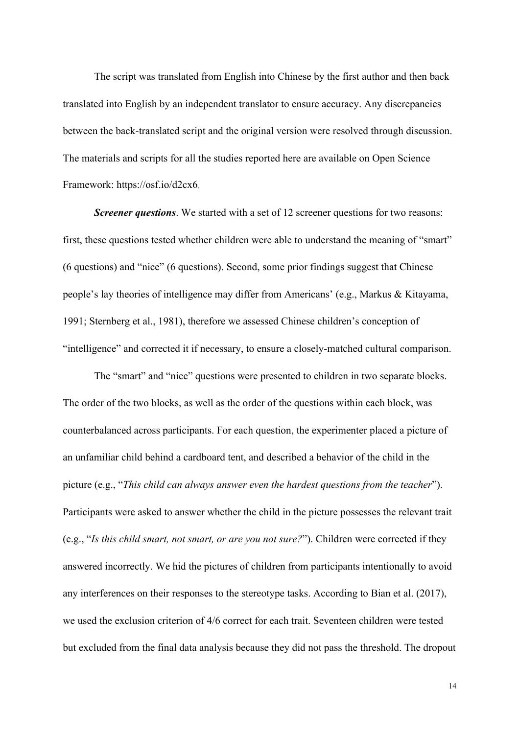The script was translated from English into Chinese by the first author and then back translated into English by an independent translator to ensure accuracy. Any discrepancies between the back-translated script and the original version were resolved through discussion. The materials and scripts for all the studies reported here are available on Open Science Framework: https://osf.io/d2cx6.

***Screener questions***. We started with a set of 12 screener questions for two reasons: first, these questions tested whether children were able to understand the meaning of "smart" (6 questions) and "nice" (6 questions). Second, some prior findings suggest that Chinese people's lay theories of intelligence may differ from Americans' (e.g., Markus & Kitayama, 1991; Sternberg et al., 1981), therefore we assessed Chinese children's conception of "intelligence" and corrected it if necessary, to ensure a closely-matched cultural comparison.

The "smart" and "nice" questions were presented to children in two separate blocks. The order of the two blocks, as well as the order of the questions within each block, was counterbalanced across participants. For each question, the experimenter placed a picture of an unfamiliar child behind a cardboard tent, and described a behavior of the child in the picture (e.g., "*This child can always answer even the hardest questions from the teacher*"). Participants were asked to answer whether the child in the picture possesses the relevant trait (e.g., "*Is this child smart, not smart, or are you not sure?*"). Children were corrected if they answered incorrectly. We hid the pictures of children from participants intentionally to avoid any interferences on their responses to the stereotype tasks. According to Bian et al. (2017), we used the exclusion criterion of 4/6 correct for each trait. Seventeen children were tested but excluded from the final data analysis because they did not pass the threshold. The dropout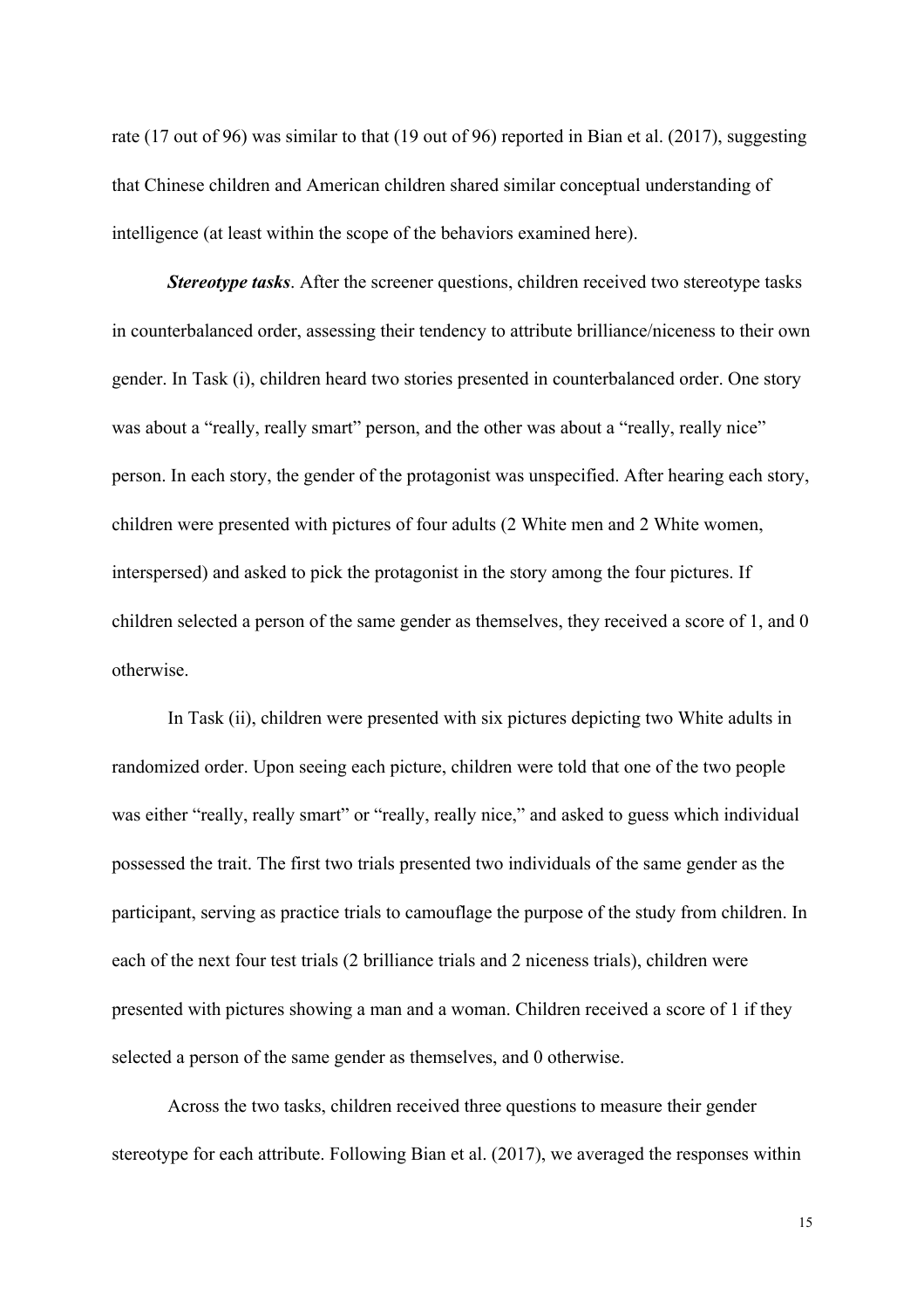rate (17 out of 96) was similar to that (19 out of 96) reported in Bian et al. (2017), suggesting that Chinese children and American children shared similar conceptual understanding of intelligence (at least within the scope of the behaviors examined here).

***Stereotype tasks***. After the screener questions, children received two stereotype tasks in counterbalanced order, assessing their tendency to attribute brilliance/niceness to their own gender. In Task (i), children heard two stories presented in counterbalanced order. One story was about a "really, really smart" person, and the other was about a "really, really nice" person. In each story, the gender of the protagonist was unspecified. After hearing each story, children were presented with pictures of four adults (2 White men and 2 White women, interspersed) and asked to pick the protagonist in the story among the four pictures. If children selected a person of the same gender as themselves, they received a score of 1, and 0 otherwise.

In Task (ii), children were presented with six pictures depicting two White adults in randomized order. Upon seeing each picture, children were told that one of the two people was either "really, really smart" or "really, really nice," and asked to guess which individual possessed the trait. The first two trials presented two individuals of the same gender as the participant, serving as practice trials to camouflage the purpose of the study from children. In each of the next four test trials (2 brilliance trials and 2 niceness trials), children were presented with pictures showing a man and a woman. Children received a score of 1 if they selected a person of the same gender as themselves, and 0 otherwise.

Across the two tasks, children received three questions to measure their gender stereotype for each attribute. Following Bian et al. (2017), we averaged the responses within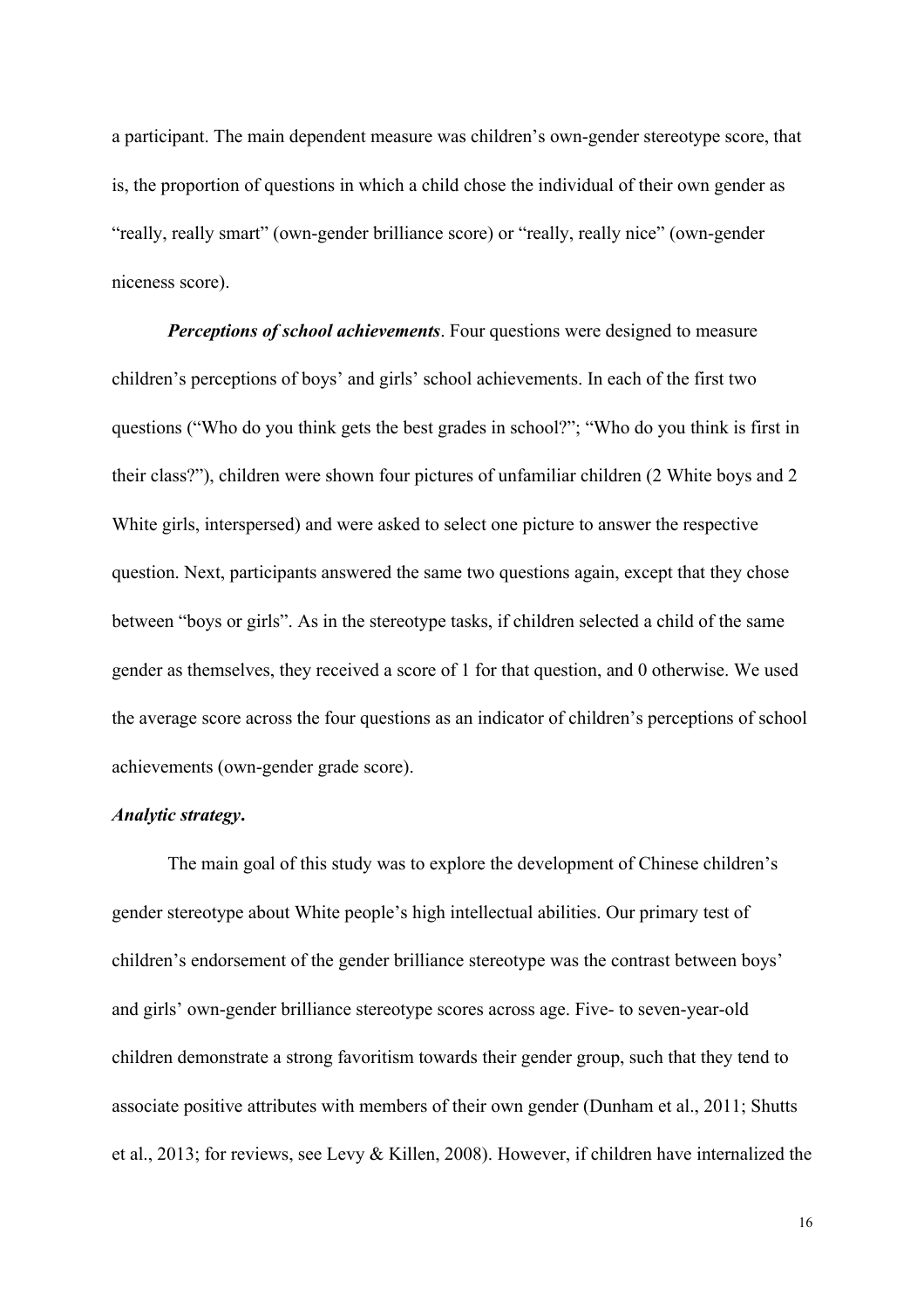a participant. The main dependent measure was children's own-gender stereotype score, that is, the proportion of questions in which a child chose the individual of their own gender as "really, really smart" (own-gender brilliance score) or "really, really nice" (own-gender niceness score).

***Perceptions of school achievements***. Four questions were designed to measure children's perceptions of boys' and girls' school achievements. In each of the first two questions ("Who do you think gets the best grades in school?"; "Who do you think is first in their class?"), children were shown four pictures of unfamiliar children (2 White boys and 2 White girls, interspersed) and were asked to select one picture to answer the respective question. Next, participants answered the same two questions again, except that they chose between "boys or girls". As in the stereotype tasks, if children selected a child of the same gender as themselves, they received a score of 1 for that question, and 0 otherwise. We used the average score across the four questions as an indicator of children's perceptions of school achievements (own-gender grade score).

***Analytic strategy*.**

The main goal of this study was to explore the development of Chinese children's gender stereotype about White people's high intellectual abilities. Our primary test of children's endorsement of the gender brilliance stereotype was the contrast between boys' and girls' own-gender brilliance stereotype scores across age. Five- to seven-year-old children demonstrate a strong favoritism towards their gender group, such that they tend to associate positive attributes with members of their own gender (Dunham et al., 2011; Shutts et al., 2013; for reviews, see Levy & Killen, 2008). However, if children have internalized the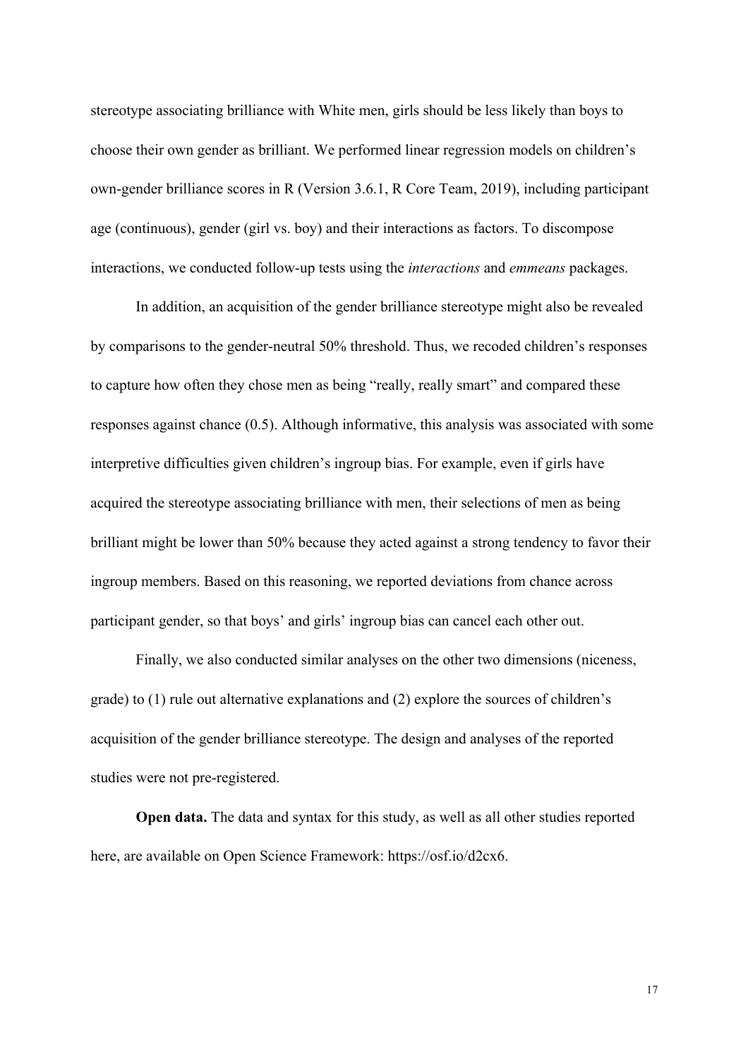stereotype associating brilliance with White men, girls should be less likely than boys to choose their own gender as brilliant. We performed linear regression models on children's own-gender brilliance scores in R (Version 3.6.1, R Core Team, 2019), including participant age (continuous), gender (girl vs. boy) and their interactions as factors. To discompose interactions, we conducted follow-up tests using the *interactions* and *emmeans* packages.

In addition, an acquisition of the gender brilliance stereotype might also be revealed by comparisons to the gender-neutral 50% threshold. Thus, we recoded children's responses to capture how often they chose men as being "really, really smart" and compared these responses against chance (0.5). Although informative, this analysis was associated with some interpretive difficulties given children's ingroup bias. For example, even if girls have acquired the stereotype associating brilliance with men, their selections of men as being brilliant might be lower than 50% because they acted against a strong tendency to favor their ingroup members. Based on this reasoning, we reported deviations from chance across participant gender, so that boys' and girls' ingroup bias can cancel each other out.

Finally, we also conducted similar analyses on the other two dimensions (niceness, grade) to (1) rule out alternative explanations and (2) explore the sources of children's acquisition of the gender brilliance stereotype. The design and analyses of the reported studies were not pre-registered.

**Open data.** The data and syntax for this study, as well as all other studies reported here, are available on Open Science Framework: https://osf.io/d2cx6.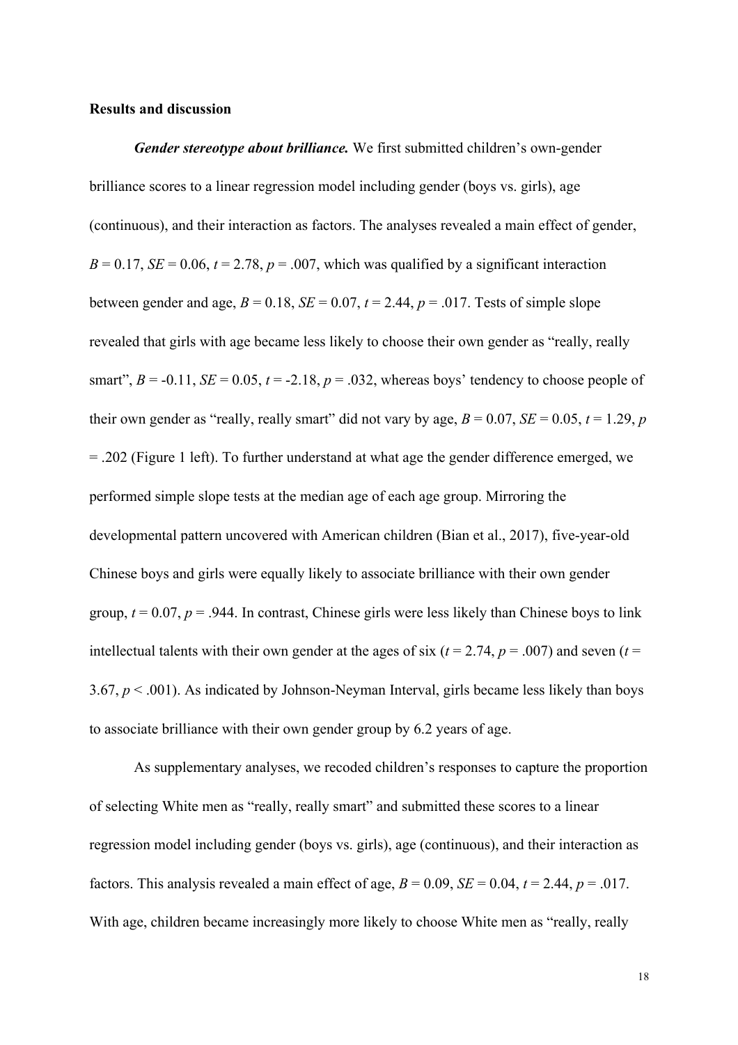## Results and discussion

***Gender stereotype about brilliance.*** We first submitted children's own-gender brilliance scores to a linear regression model including gender (boys vs. girls), age (continuous), and their interaction as factors. The analyses revealed a main effect of gender, $B = 0.17$, $SE = 0.06$, $t = 2.78$, $p = .007$, which was qualified by a significant interaction between gender and age, $B = 0.18$, $SE = 0.07$, $t = 2.44$, $p = .017$. Tests of simple slope revealed that girls with age became less likely to choose their own gender as "really, really smart", $B = -0.11$, $SE = 0.05$, $t = -2.18$, $p = .032$, whereas boys' tendency to choose people of their own gender as "really, really smart" did not vary by age, $B = 0.07$, $SE = 0.05$, $t = 1.29$, $p = .202$ (Figure 1 left). To further understand at what age the gender difference emerged, we performed simple slope tests at the median age of each age group. Mirroring the developmental pattern uncovered with American children (Bian et al., 2017), five-year-old Chinese boys and girls were equally likely to associate brilliance with their own gender group, $t = 0.07$, $p = .944$. In contrast, Chinese girls were less likely than Chinese boys to link intellectual talents with their own gender at the ages of six ($t = 2.74$, $p = .007$) and seven ($t = 3.67$, $p < .001$). As indicated by Johnson-Neyman Interval, girls became less likely than boys to associate brilliance with their own gender group by 6.2 years of age.

As supplementary analyses, we recoded children's responses to capture the proportion of selecting White men as "really, really smart" and submitted these scores to a linear regression model including gender (boys vs. girls), age (continuous), and their interaction as factors. This analysis revealed a main effect of age, $B = 0.09$, $SE = 0.04$, $t = 2.44$, $p = .017$. With age, children became increasingly more likely to choose White men as "really, really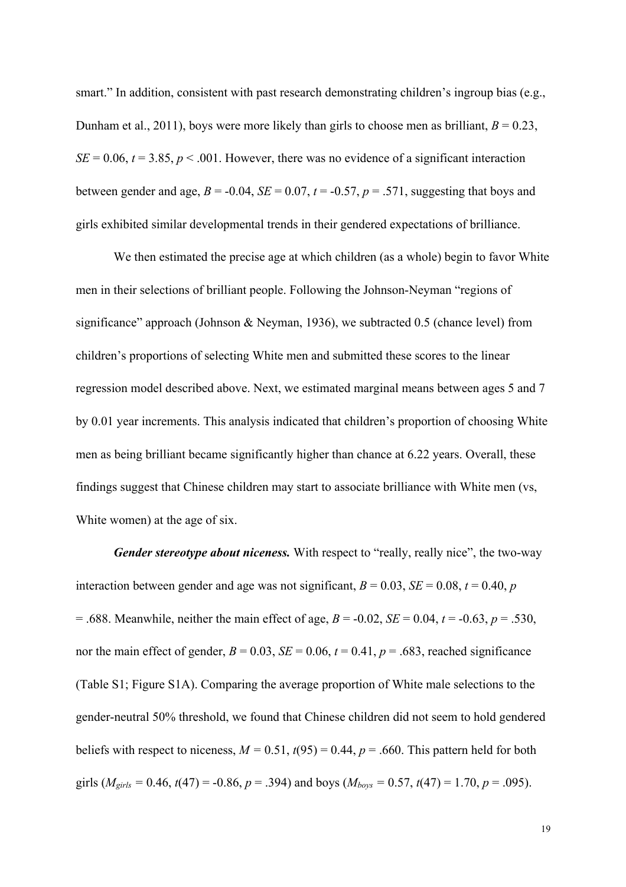smart." In addition, consistent with past research demonstrating children's ingroup bias (e.g., Dunham et al., 2011), boys were more likely than girls to choose men as brilliant, $B = 0.23$, $SE = 0.06$, $t = 3.85$, $p < .001$. However, there was no evidence of a significant interaction between gender and age, $B = -0.04$, $SE = 0.07$, $t = -0.57$, $p = .571$, suggesting that boys and girls exhibited similar developmental trends in their gendered expectations of brilliance.

We then estimated the precise age at which children (as a whole) begin to favor White men in their selections of brilliant people. Following the Johnson-Neyman "regions of significance" approach (Johnson & Neyman, 1936), we subtracted 0.5 (chance level) from children's proportions of selecting White men and submitted these scores to the linear regression model described above. Next, we estimated marginal means between ages 5 and 7 by 0.01 year increments. This analysis indicated that children's proportion of choosing White men as being brilliant became significantly higher than chance at 6.22 years. Overall, these findings suggest that Chinese children may start to associate brilliance with White men (vs, White women) at the age of six.

***Gender stereotype about niceness.*** With respect to "really, really nice", the two-way interaction between gender and age was not significant, $B = 0.03$, $SE = 0.08$, $t = 0.40$, $p = .688$. Meanwhile, neither the main effect of age, $B = -0.02$, $SE = 0.04$, $t = -0.63$, $p = .530$, nor the main effect of gender, $B = 0.03$, $SE = 0.06$, $t = 0.41$, $p = .683$, reached significance (Table S1; Figure S1A). Comparing the average proportion of White male selections to the gender-neutral 50% threshold, we found that Chinese children did not seem to hold gendered beliefs with respect to niceness, $M = 0.51$, $t(95) = 0.44$, $p = .660$. This pattern held for both girls ($M_{girls} = 0.46$, $t(47) = -0.86$, $p = .394$) and boys ($M_{boys} = 0.57$, $t(47) = 1.70$, $p = .095$).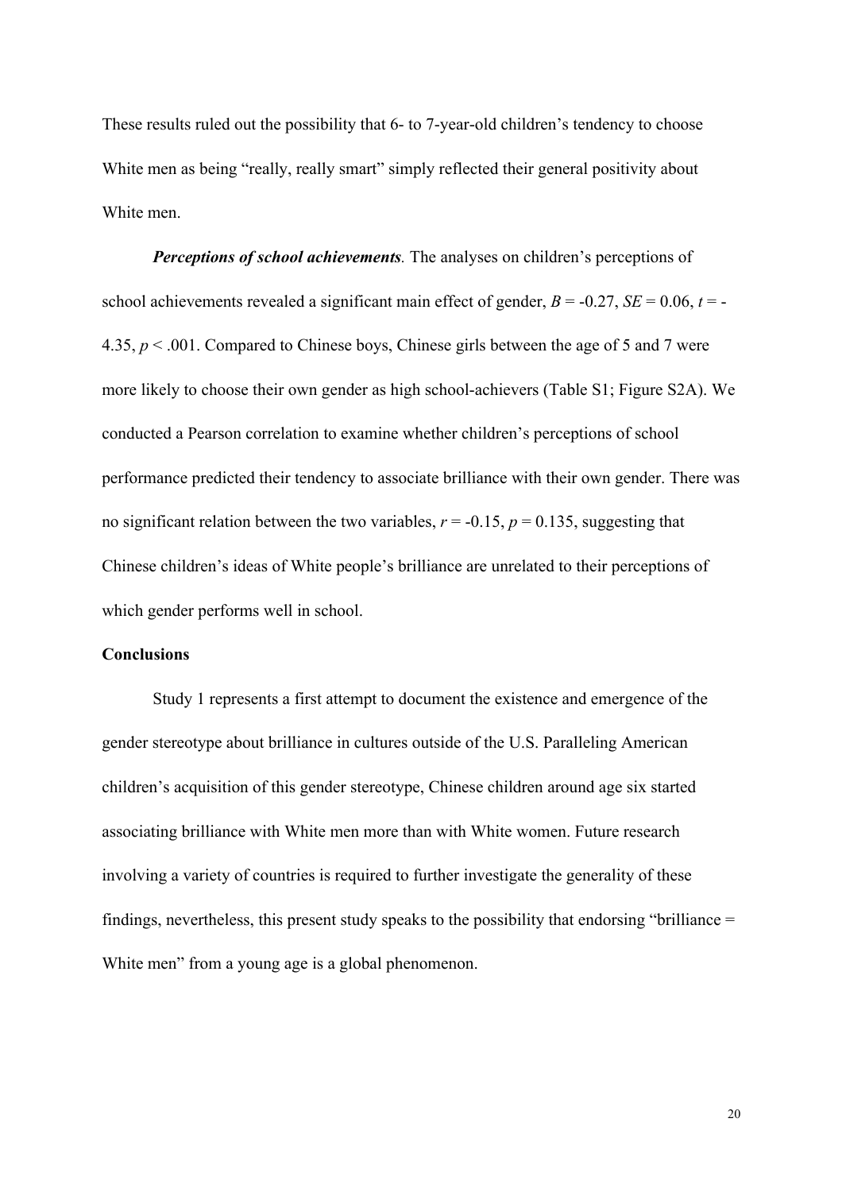These results ruled out the possibility that 6- to 7-year-old children's tendency to choose White men as being "really, really smart" simply reflected their general positivity about White men.

***Perceptions of school achievements.*** The analyses on children's perceptions of school achievements revealed a significant main effect of gender, $B = -0.27$, $SE = 0.06$, $t = -4.35$, $p < .001$. Compared to Chinese boys, Chinese girls between the age of 5 and 7 were more likely to choose their own gender as high school-achievers (Table S1; Figure S2A). We conducted a Pearson correlation to examine whether children's perceptions of school performance predicted their tendency to associate brilliance with their own gender. There was no significant relation between the two variables, $r = -0.15$, $p = 0.135$, suggesting that Chinese children's ideas of White people's brilliance are unrelated to their perceptions of which gender performs well in school.

**Conclusions**

Study 1 represents a first attempt to document the existence and emergence of the gender stereotype about brilliance in cultures outside of the U.S. Paralleling American children's acquisition of this gender stereotype, Chinese children around age six started associating brilliance with White men more than with White women. Future research involving a variety of countries is required to further investigate the generality of these findings, nevertheless, this present study speaks to the possibility that endorsing "brilliance = White men" from a young age is a global phenomenon.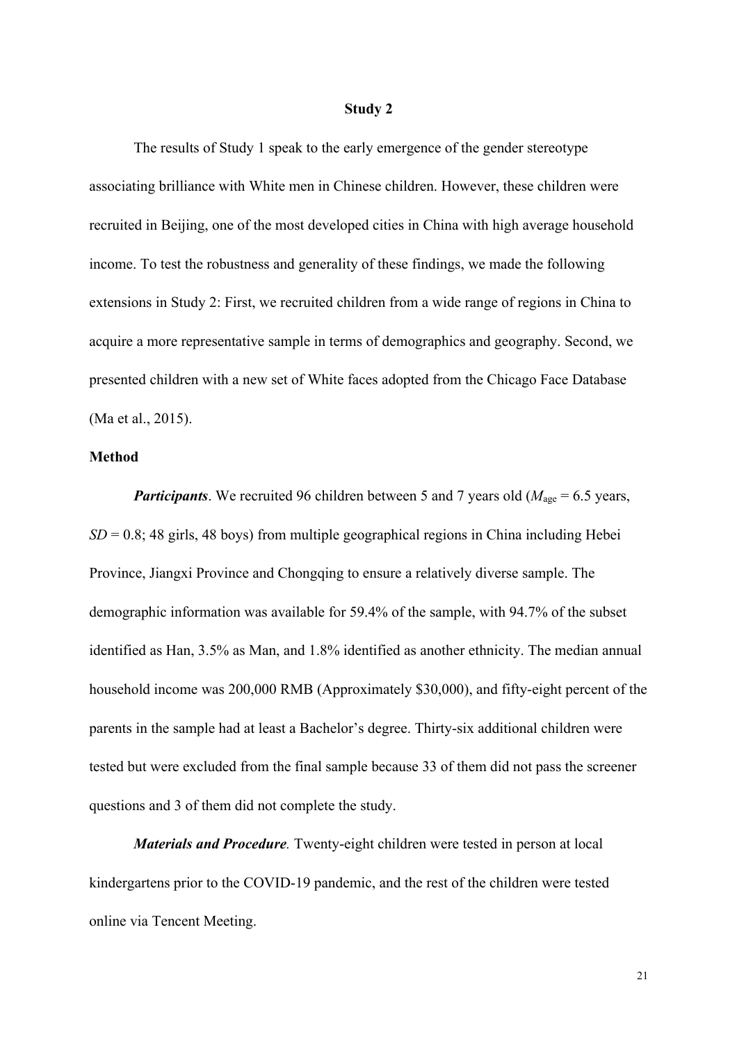## Study 2

The results of Study 1 speak to the early emergence of the gender stereotype associating brilliance with White men in Chinese children. However, these children were recruited in Beijing, one of the most developed cities in China with high average household income. To test the robustness and generality of these findings, we made the following extensions in Study 2: First, we recruited children from a wide range of regions in China to acquire a more representative sample in terms of demographics and geography. Second, we presented children with a new set of White faces adopted from the Chicago Face Database (Ma et al., 2015).

### Method

***Participants***. We recruited 96 children between 5 and 7 years old ($M_{age}$ = 6.5 years, $SD$ = 0.8; 48 girls, 48 boys) from multiple geographical regions in China including Hebei Province, Jiangxi Province and Chongqing to ensure a relatively diverse sample. The demographic information was available for 59.4% of the sample, with 94.7% of the subset identified as Han, 3.5% as Man, and 1.8% identified as another ethnicity. The median annual household income was 200,000 RMB (Approximately $30,000), and fifty-eight percent of the parents in the sample had at least a Bachelor's degree. Thirty-six additional children were tested but were excluded from the final sample because 33 of them did not pass the screener questions and 3 of them did not complete the study.

***Materials and Procedure.*** Twenty-eight children were tested in person at local kindergartens prior to the COVID-19 pandemic, and the rest of the children were tested online via Tencent Meeting.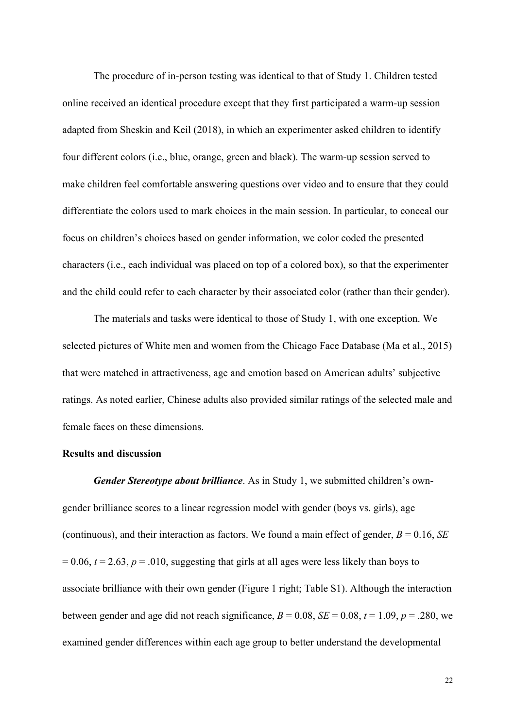The procedure of in-person testing was identical to that of Study 1. Children tested online received an identical procedure except that they first participated a warm-up session adapted from Sheskin and Keil (2018), in which an experimenter asked children to identify four different colors (i.e., blue, orange, green and black). The warm-up session served to make children feel comfortable answering questions over video and to ensure that they could differentiate the colors used to mark choices in the main session. In particular, to conceal our focus on children's choices based on gender information, we color coded the presented characters (i.e., each individual was placed on top of a colored box), so that the experimenter and the child could refer to each character by their associated color (rather than their gender).

The materials and tasks were identical to those of Study 1, with one exception. We selected pictures of White men and women from the Chicago Face Database (Ma et al., 2015) that were matched in attractiveness, age and emotion based on American adults' subjective ratings. As noted earlier, Chinese adults also provided similar ratings of the selected male and female faces on these dimensions.

**Results and discussion**

***Gender Stereotype about brilliance***. As in Study 1, we submitted children's own-gender brilliance scores to a linear regression model with gender (boys vs. girls), age (continuous), and their interaction as factors. We found a main effect of gender, $B = 0.16$, $SE = 0.06$, $t = 2.63$, $p = .010$, suggesting that girls at all ages were less likely than boys to associate brilliance with their own gender (Figure 1 right; Table S1). Although the interaction between gender and age did not reach significance, $B = 0.08$, $SE = 0.08$, $t = 1.09$, $p = .280$, we examined gender differences within each age group to better understand the developmental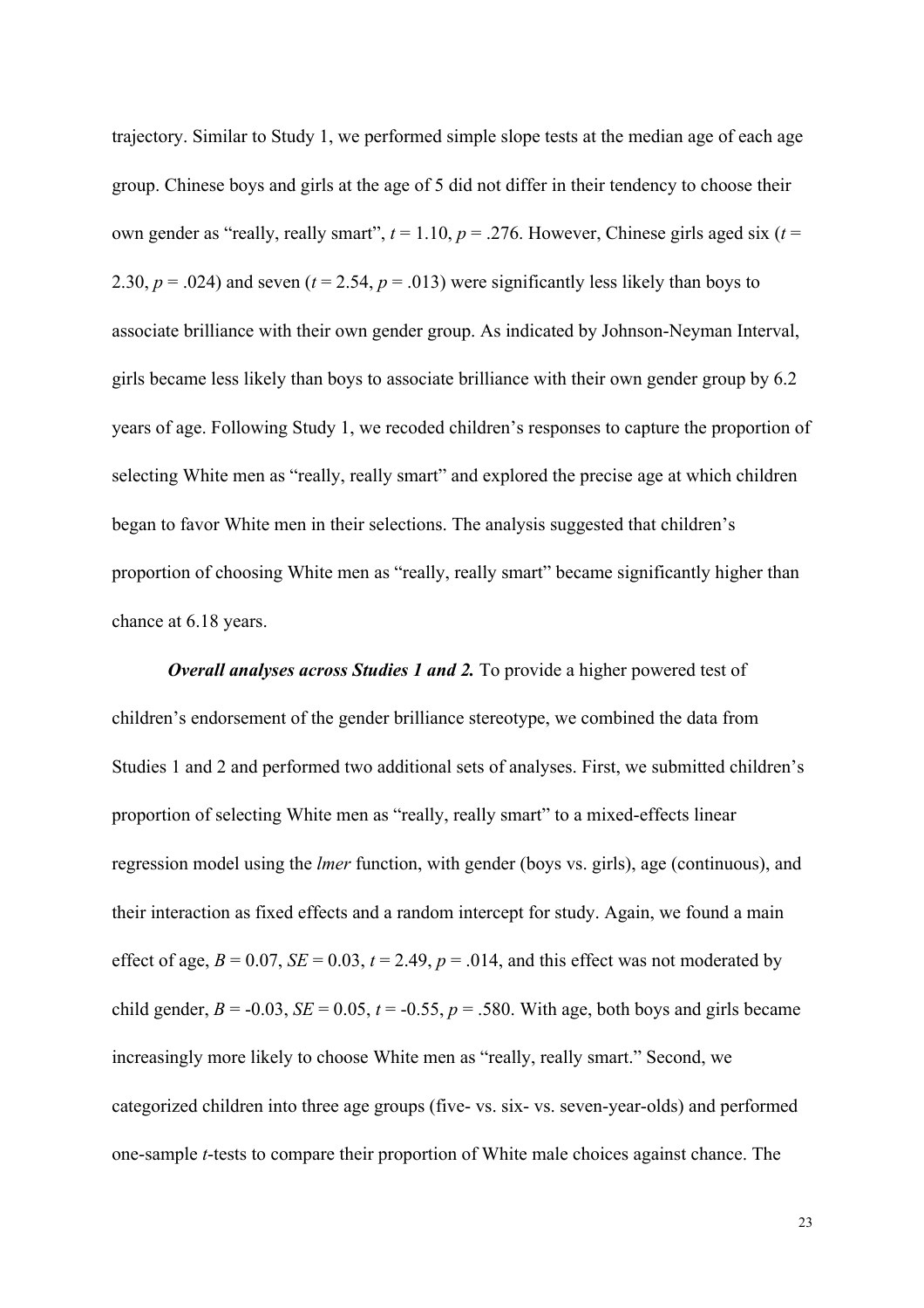trajectory. Similar to Study 1, we performed simple slope tests at the median age of each age group. Chinese boys and girls at the age of 5 did not differ in their tendency to choose their own gender as "really, really smart", $t = 1.10$, $p = .276$. However, Chinese girls aged six ($t = 2.30$, $p = .024$) and seven ($t = 2.54$, $p = .013$) were significantly less likely than boys to associate brilliance with their own gender group. As indicated by Johnson-Neyman Interval, girls became less likely than boys to associate brilliance with their own gender group by 6.2 years of age. Following Study 1, we recoded children's responses to capture the proportion of selecting White men as "really, really smart" and explored the precise age at which children began to favor White men in their selections. The analysis suggested that children's proportion of choosing White men as "really, really smart" became significantly higher than chance at 6.18 years.

***Overall analyses across Studies 1 and 2.*** To provide a higher powered test of children's endorsement of the gender brilliance stereotype, we combined the data from Studies 1 and 2 and performed two additional sets of analyses. First, we submitted children's proportion of selecting White men as "really, really smart" to a mixed-effects linear regression model using the *lmer* function, with gender (boys vs. girls), age (continuous), and their interaction as fixed effects and a random intercept for study. Again, we found a main effect of age, $B = 0.07$, $SE = 0.03$, $t = 2.49$, $p = .014$, and this effect was not moderated by child gender, $B = -0.03$, $SE = 0.05$, $t = -0.55$, $p = .580$. With age, both boys and girls became increasingly more likely to choose White men as "really, really smart." Second, we categorized children into three age groups (five- vs. six- vs. seven-year-olds) and performed one-sample *t*-tests to compare their proportion of White male choices against chance. The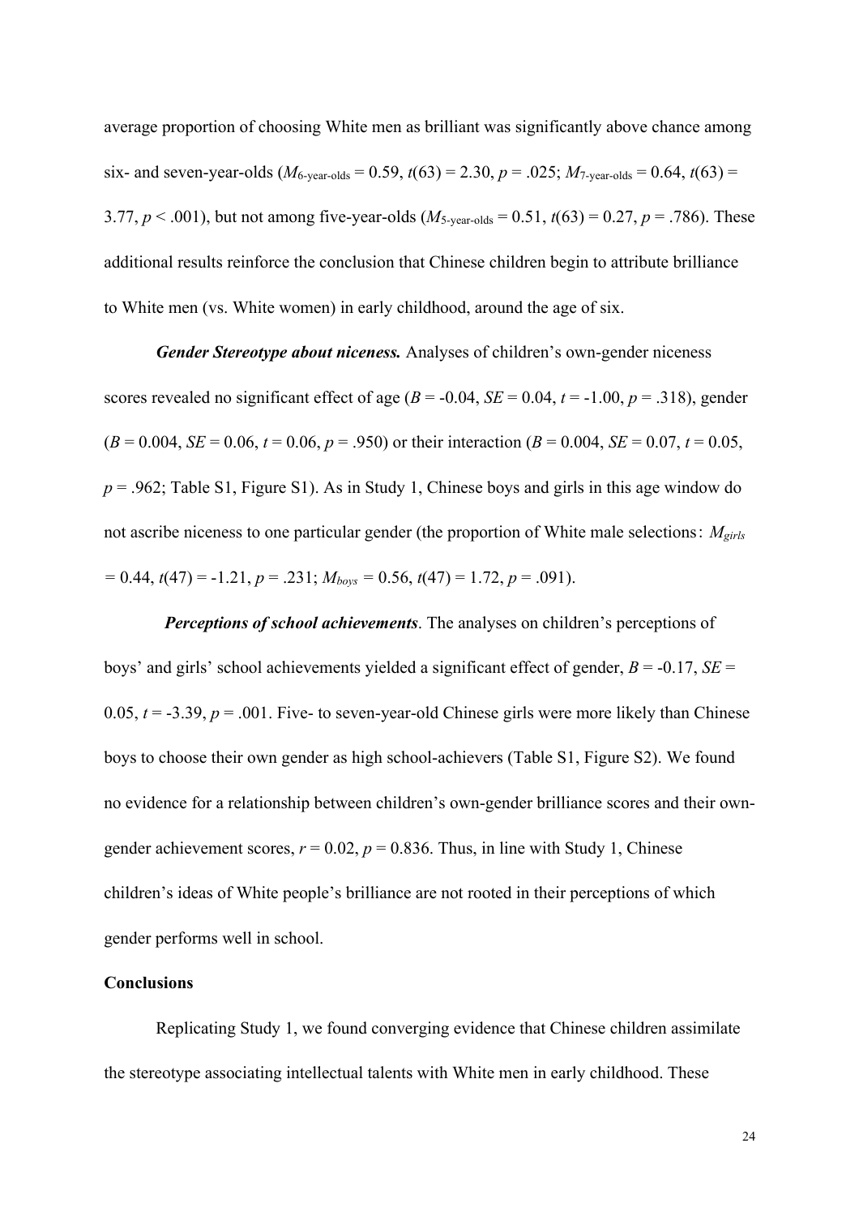average proportion of choosing White men as brilliant was significantly above chance among six- and seven-year-olds ($M_{6\text{-year-olds}} = 0.59$, $t(63) = 2.30$, $p = .025$; $M_{7\text{-year-olds}} = 0.64$, $t(63) = 3.77$, $p < .001$), but not among five-year-olds ($M_{5\text{-year-olds}} = 0.51$, $t(63) = 0.27$, $p = .786$). These additional results reinforce the conclusion that Chinese children begin to attribute brilliance to White men (vs. White women) in early childhood, around the age of six.

***Gender Stereotype about niceness.*** Analyses of children's own-gender niceness scores revealed no significant effect of age ($B = -0.04$, $SE = 0.04$, $t = -1.00$, $p = .318$), gender ($B = 0.004$, $SE = 0.06$, $t = 0.06$, $p = .950$) or their interaction ($B = 0.004$, $SE = 0.07$, $t = 0.05$, $p = .962$; Table S1, Figure S1). As in Study 1, Chinese boys and girls in this age window do not ascribe niceness to one particular gender (the proportion of White male selections： $M_{girls} = 0.44$, $t(47) = -1.21$, $p = .231$; $M_{boys} = 0.56$, $t(47) = 1.72$, $p = .091$).

***Perceptions of school achievements***. The analyses on children's perceptions of boys' and girls' school achievements yielded a significant effect of gender, $B = -0.17$, $SE = 0.05$, $t = -3.39$, $p = .001$. Five- to seven-year-old Chinese girls were more likely than Chinese boys to choose their own gender as high school-achievers (Table S1, Figure S2). We found no evidence for a relationship between children's own-gender brilliance scores and their own-gender achievement scores, $r = 0.02$, $p = 0.836$. Thus, in line with Study 1, Chinese children's ideas of White people's brilliance are not rooted in their perceptions of which gender performs well in school.

**Conclusions**

Replicating Study 1, we found converging evidence that Chinese children assimilate the stereotype associating intellectual talents with White men in early childhood. These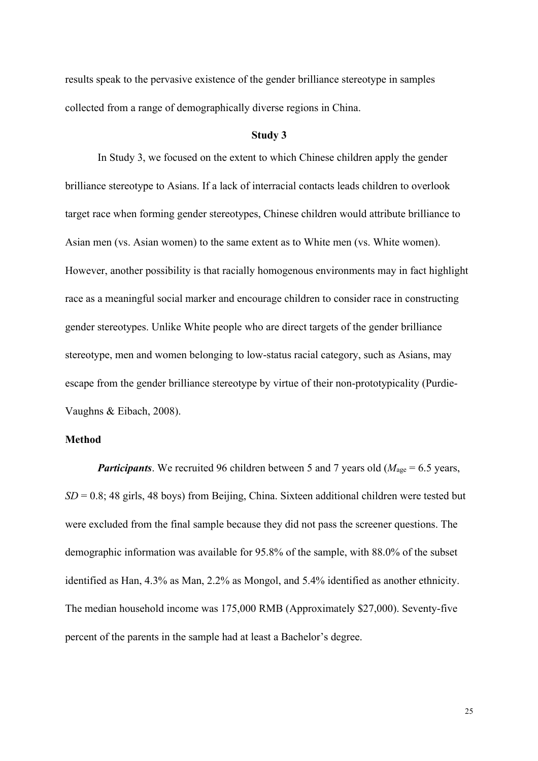results speak to the pervasive existence of the gender brilliance stereotype in samples collected from a range of demographically diverse regions in China.

## Study 3

In Study 3, we focused on the extent to which Chinese children apply the gender brilliance stereotype to Asians. If a lack of interracial contacts leads children to overlook target race when forming gender stereotypes, Chinese children would attribute brilliance to Asian men (vs. Asian women) to the same extent as to White men (vs. White women). However, another possibility is that racially homogenous environments may in fact highlight race as a meaningful social marker and encourage children to consider race in constructing gender stereotypes. Unlike White people who are direct targets of the gender brilliance stereotype, men and women belonging to low-status racial category, such as Asians, may escape from the gender brilliance stereotype by virtue of their non-prototypicality (Purdie-Vaughns & Eibach, 2008).

### Method

***Participants***. We recruited 96 children between 5 and 7 years old ($M_{age}$ = 6.5 years, $SD$ = 0.8; 48 girls, 48 boys) from Beijing, China. Sixteen additional children were tested but were excluded from the final sample because they did not pass the screener questions. The demographic information was available for 95.8% of the sample, with 88.0% of the subset identified as Han, 4.3% as Man, 2.2% as Mongol, and 5.4% identified as another ethnicity. The median household income was 175,000 RMB (Approximately $27,000). Seventy-five percent of the parents in the sample had at least a Bachelor's degree.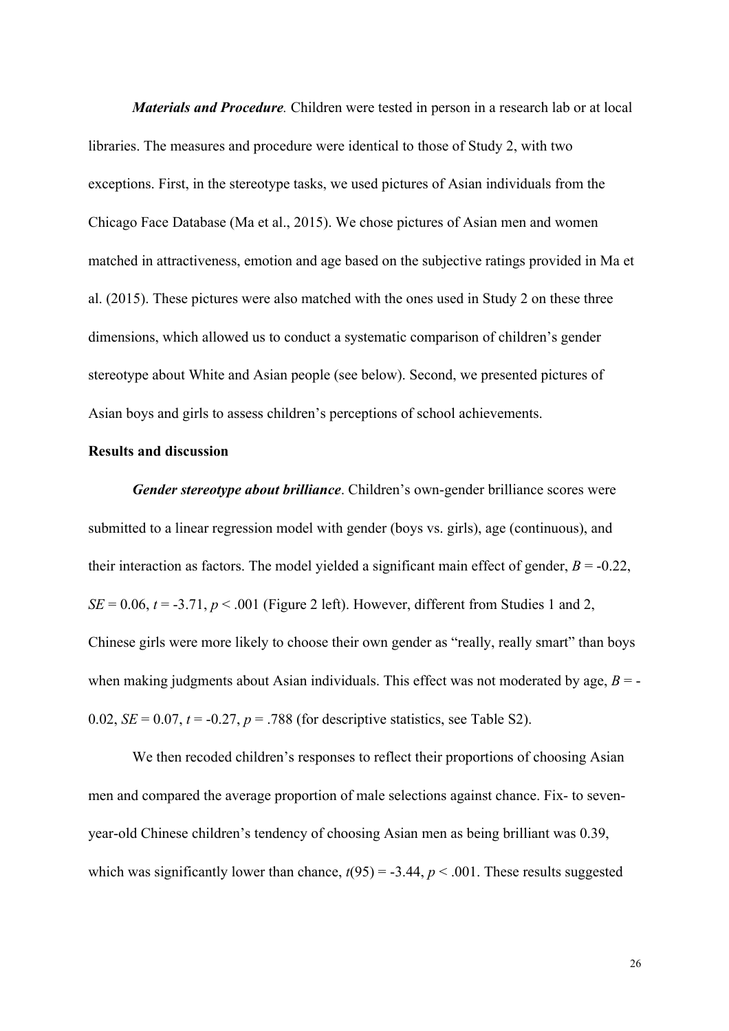***Materials and Procedure.*** Children were tested in person in a research lab or at local libraries. The measures and procedure were identical to those of Study 2, with two exceptions. First, in the stereotype tasks, we used pictures of Asian individuals from the Chicago Face Database (Ma et al., 2015). We chose pictures of Asian men and women matched in attractiveness, emotion and age based on the subjective ratings provided in Ma et al. (2015). These pictures were also matched with the ones used in Study 2 on these three dimensions, which allowed us to conduct a systematic comparison of children's gender stereotype about White and Asian people (see below). Second, we presented pictures of Asian boys and girls to assess children's perceptions of school achievements.

**Results and discussion**

***Gender stereotype about brilliance***. Children's own-gender brilliance scores were submitted to a linear regression model with gender (boys vs. girls), age (continuous), and their interaction as factors. The model yielded a significant main effect of gender, $B = -0.22$, $SE = 0.06$, $t = -3.71$, $p < .001$ (Figure 2 left). However, different from Studies 1 and 2, Chinese girls were more likely to choose their own gender as "really, really smart" than boys when making judgments about Asian individuals. This effect was not moderated by age, $B = -0.02$, $SE = 0.07$, $t = -0.27$, $p = .788$ (for descriptive statistics, see Table S2).

We then recoded children's responses to reflect their proportions of choosing Asian men and compared the average proportion of male selections against chance. Fix- to seven-year-old Chinese children's tendency of choosing Asian men as being brilliant was 0.39, which was significantly lower than chance, $t(95) = -3.44$, $p < .001$. These results suggested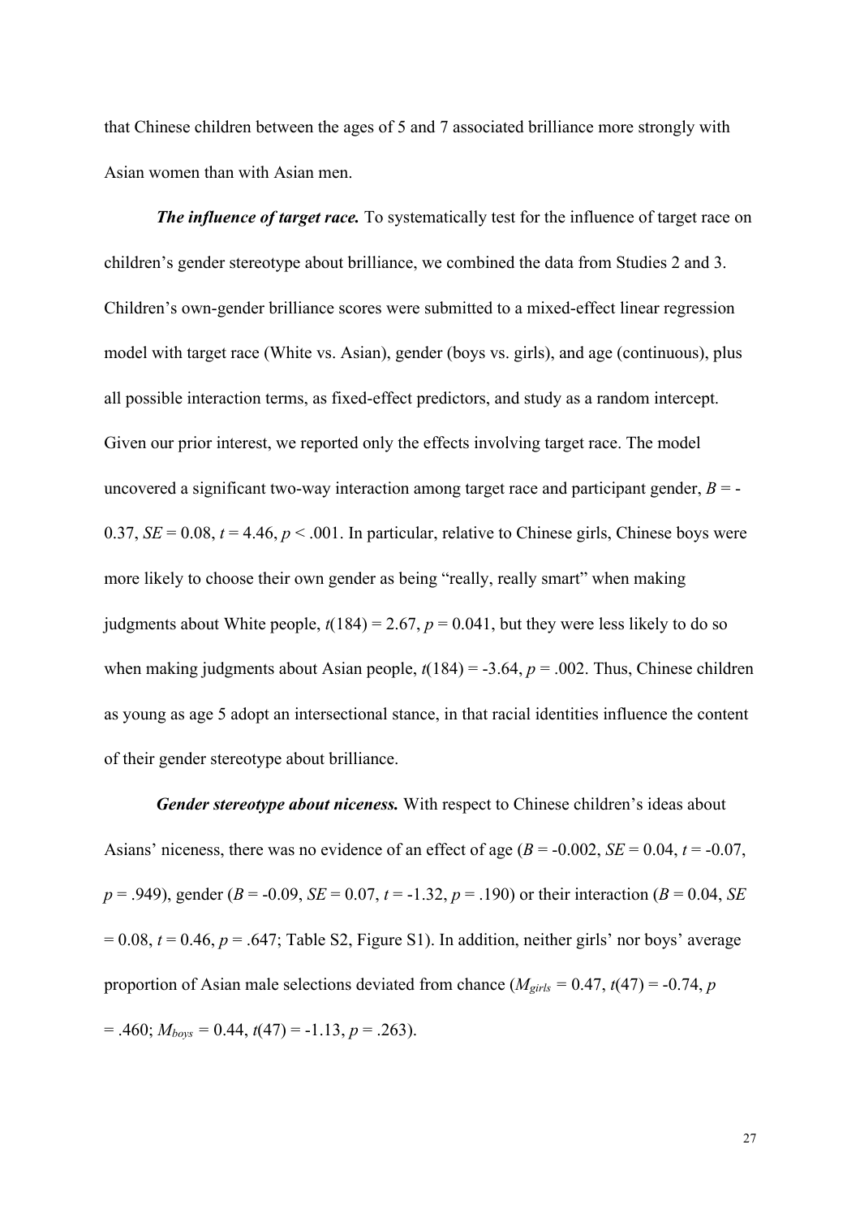that Chinese children between the ages of 5 and 7 associated brilliance more strongly with Asian women than with Asian men.

***The influence of target race.*** To systematically test for the influence of target race on children's gender stereotype about brilliance, we combined the data from Studies 2 and 3. Children's own-gender brilliance scores were submitted to a mixed-effect linear regression model with target race (White vs. Asian), gender (boys vs. girls), and age (continuous), plus all possible interaction terms, as fixed-effect predictors, and study as a random intercept. Given our prior interest, we reported only the effects involving target race. The model uncovered a significant two-way interaction among target race and participant gender, $B$ = -0.37, $SE$ = 0.08, $t$ = 4.46, $p$ < .001. In particular, relative to Chinese girls, Chinese boys were more likely to choose their own gender as being "really, really smart" when making judgments about White people, $t(184)$ = 2.67, $p$ = 0.041, but they were less likely to do so when making judgments about Asian people, $t(184)$ = -3.64, $p$ = .002. Thus, Chinese children as young as age 5 adopt an intersectional stance, in that racial identities influence the content of their gender stereotype about brilliance.

***Gender stereotype about niceness.*** With respect to Chinese children's ideas about Asians' niceness, there was no evidence of an effect of age ($B$ = -0.002, $SE$ = 0.04, $t$ = -0.07, $p$ = .949), gender ($B$ = -0.09, $SE$ = 0.07, $t$ = -1.32, $p$ = .190) or their interaction ($B$ = 0.04, $SE$ = 0.08, $t$ = 0.46, $p$ = .647; Table S2, Figure S1). In addition, neither girls' nor boys' average proportion of Asian male selections deviated from chance ($M_{girls}$ = 0.47, $t(47)$ = -0.74, $p$ = .460; $M_{boys}$ = 0.44, $t(47)$ = -1.13, $p$ = .263).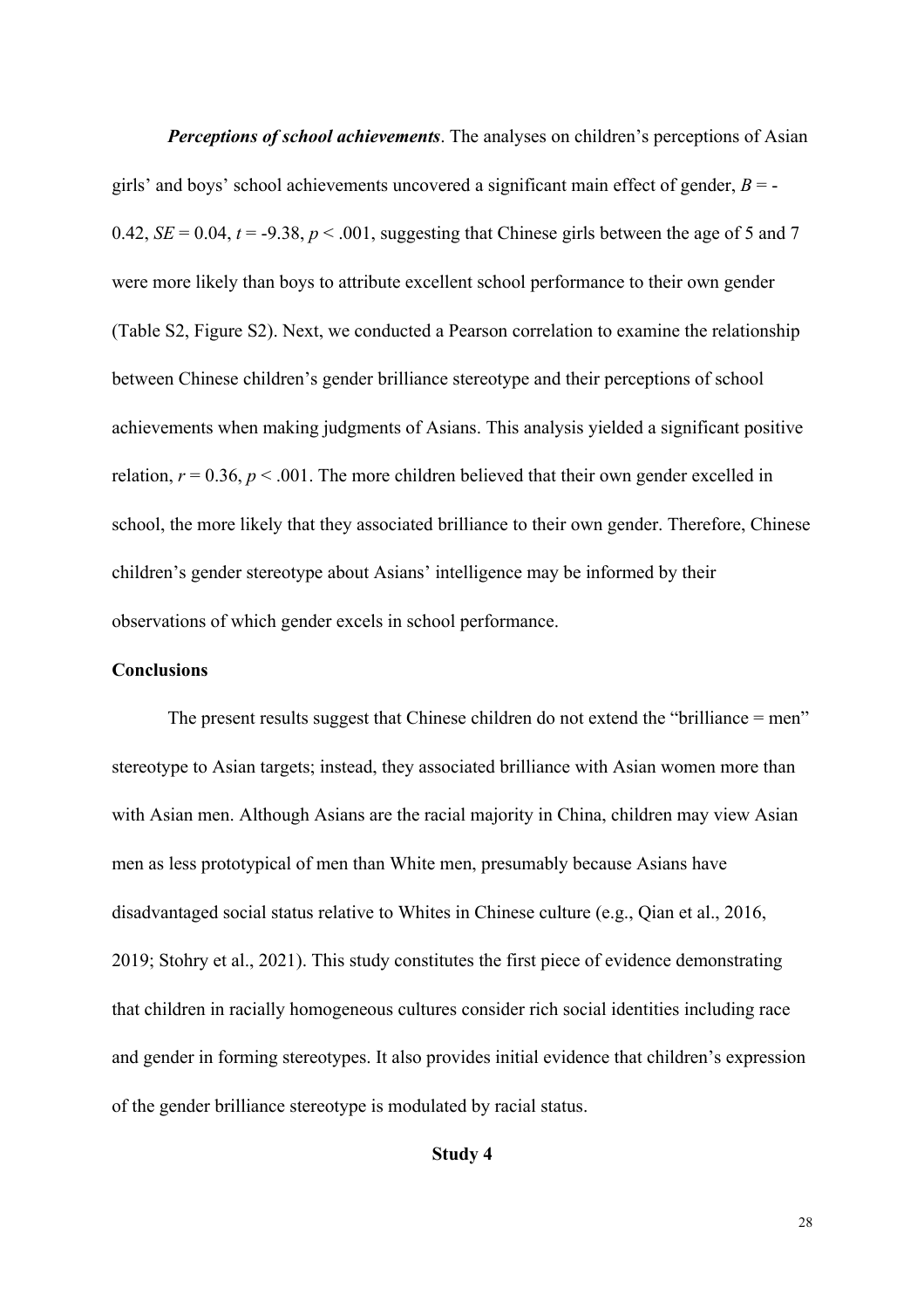***Perceptions of school achievements***. The analyses on children's perceptions of Asian girls' and boys' school achievements uncovered a significant main effect of gender, $B = -0.42$, $SE = 0.04$, $t = -9.38$, $p < .001$, suggesting that Chinese girls between the age of 5 and 7 were more likely than boys to attribute excellent school performance to their own gender (Table S2, Figure S2). Next, we conducted a Pearson correlation to examine the relationship between Chinese children's gender brilliance stereotype and their perceptions of school achievements when making judgments of Asians. This analysis yielded a significant positive relation, $r = 0.36$, $p < .001$. The more children believed that their own gender excelled in school, the more likely that they associated brilliance to their own gender. Therefore, Chinese children's gender stereotype about Asians' intelligence may be informed by their observations of which gender excels in school performance.

**Conclusions**

The present results suggest that Chinese children do not extend the "brilliance = men" stereotype to Asian targets; instead, they associated brilliance with Asian women more than with Asian men. Although Asians are the racial majority in China, children may view Asian men as less prototypical of men than White men, presumably because Asians have disadvantaged social status relative to Whites in Chinese culture (e.g., Qian et al., 2016, 2019; Stohry et al., 2021). This study constitutes the first piece of evidence demonstrating that children in racially homogeneous cultures consider rich social identities including race and gender in forming stereotypes. It also provides initial evidence that children's expression of the gender brilliance stereotype is modulated by racial status.

## Study 4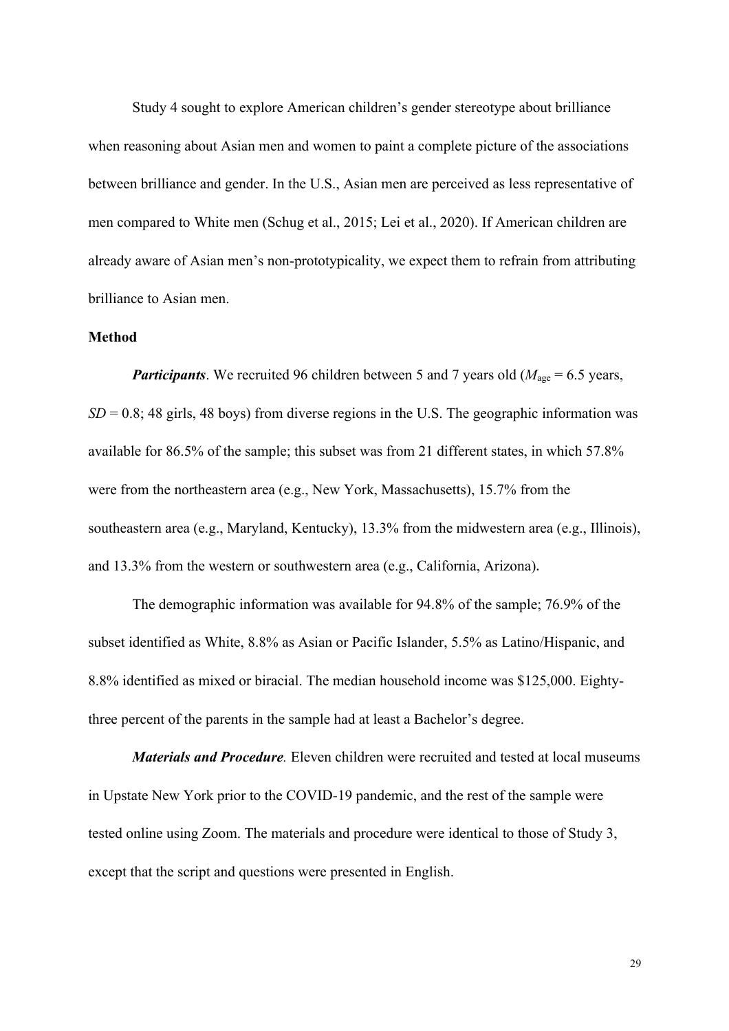Study 4 sought to explore American children's gender stereotype about brilliance when reasoning about Asian men and women to paint a complete picture of the associations between brilliance and gender. In the U.S., Asian men are perceived as less representative of men compared to White men (Schug et al., 2015; Lei et al., 2020). If American children are already aware of Asian men's non-prototypicality, we expect them to refrain from attributing brilliance to Asian men.

**Method**

***Participants***. We recruited 96 children between 5 and 7 years old ($M_{\text{age}}$ = 6.5 years, $SD$ = 0.8; 48 girls, 48 boys) from diverse regions in the U.S. The geographic information was available for 86.5% of the sample; this subset was from 21 different states, in which 57.8% were from the northeastern area (e.g., New York, Massachusetts), 15.7% from the southeastern area (e.g., Maryland, Kentucky), 13.3% from the midwestern area (e.g., Illinois), and 13.3% from the western or southwestern area (e.g., California, Arizona).

The demographic information was available for 94.8% of the sample; 76.9% of the subset identified as White, 8.8% as Asian or Pacific Islander, 5.5% as Latino/Hispanic, and 8.8% identified as mixed or biracial. The median household income was $125,000. Eighty-three percent of the parents in the sample had at least a Bachelor's degree.

***Materials and Procedure.*** Eleven children were recruited and tested at local museums in Upstate New York prior to the COVID-19 pandemic, and the rest of the sample were tested online using Zoom. The materials and procedure were identical to those of Study 3, except that the script and questions were presented in English.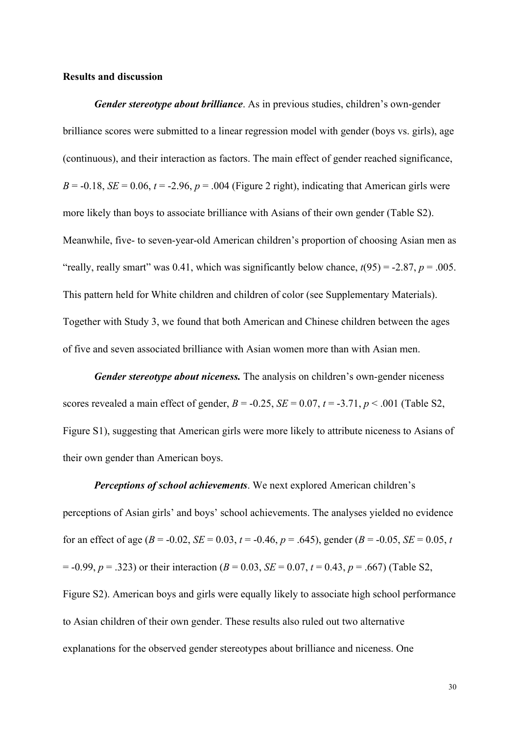### Results and discussion

***Gender stereotype about brilliance***. As in previous studies, children's own-gender brilliance scores were submitted to a linear regression model with gender (boys vs. girls), age (continuous), and their interaction as factors. The main effect of gender reached significance, $B = -0.18$, $SE = 0.06$, $t = -2.96$, $p = .004$ (Figure 2 right), indicating that American girls were more likely than boys to associate brilliance with Asians of their own gender (Table S2). Meanwhile, five- to seven-year-old American children's proportion of choosing Asian men as "really, really smart" was 0.41, which was significantly below chance, $t(95) = -2.87$, $p = .005$. This pattern held for White children and children of color (see Supplementary Materials). Together with Study 3, we found that both American and Chinese children between the ages of five and seven associated brilliance with Asian women more than with Asian men.

***Gender stereotype about niceness.*** The analysis on children's own-gender niceness scores revealed a main effect of gender, $B = -0.25$, $SE = 0.07$, $t = -3.71$, $p < .001$ (Table S2, Figure S1), suggesting that American girls were more likely to attribute niceness to Asians of their own gender than American boys.

***Perceptions of school achievements***. We next explored American children's perceptions of Asian girls' and boys' school achievements. The analyses yielded no evidence for an effect of age ($B = -0.02$, $SE = 0.03$, $t = -0.46$, $p = .645$), gender ($B = -0.05$, $SE = 0.05$, $t = -0.99$, $p = .323$) or their interaction ($B = 0.03$, $SE = 0.07$, $t = 0.43$, $p = .667$) (Table S2, Figure S2). American boys and girls were equally likely to associate high school performance to Asian children of their own gender. These results also ruled out two alternative explanations for the observed gender stereotypes about brilliance and niceness. One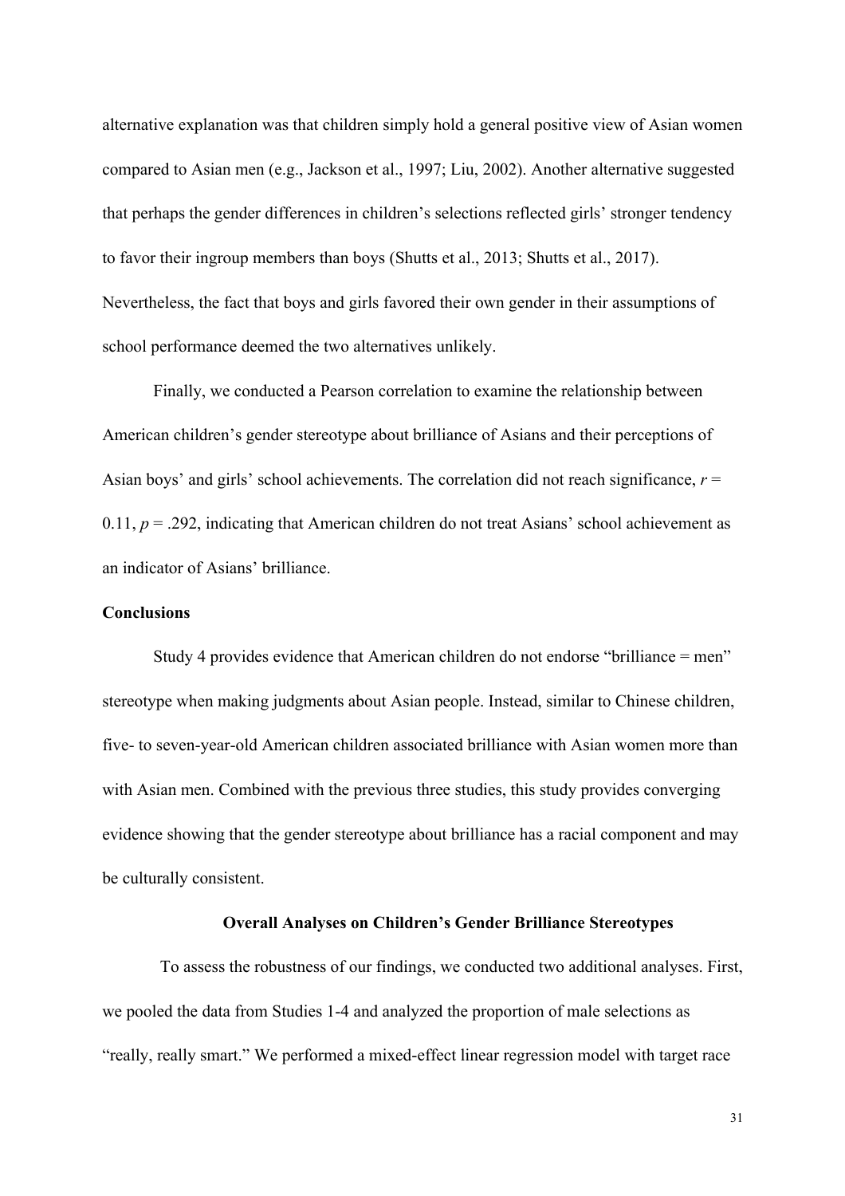alternative explanation was that children simply hold a general positive view of Asian women compared to Asian men (e.g., Jackson et al., 1997; Liu, 2002). Another alternative suggested that perhaps the gender differences in children's selections reflected girls' stronger tendency to favor their ingroup members than boys (Shutts et al., 2013; Shutts et al., 2017). Nevertheless, the fact that boys and girls favored their own gender in their assumptions of school performance deemed the two alternatives unlikely.

Finally, we conducted a Pearson correlation to examine the relationship between American children's gender stereotype about brilliance of Asians and their perceptions of Asian boys' and girls' school achievements. The correlation did not reach significance, $r = 0.11$, $p = .292$, indicating that American children do not treat Asians' school achievement as an indicator of Asians' brilliance.

### Conclusions

Study 4 provides evidence that American children do not endorse "brilliance = men" stereotype when making judgments about Asian people. Instead, similar to Chinese children, five- to seven-year-old American children associated brilliance with Asian women more than with Asian men. Combined with the previous three studies, this study provides converging evidence showing that the gender stereotype about brilliance has a racial component and may be culturally consistent.

## Overall Analyses on Children's Gender Brilliance Stereotypes

To assess the robustness of our findings, we conducted two additional analyses. First, we pooled the data from Studies 1-4 and analyzed the proportion of male selections as "really, really smart." We performed a mixed-effect linear regression model with target race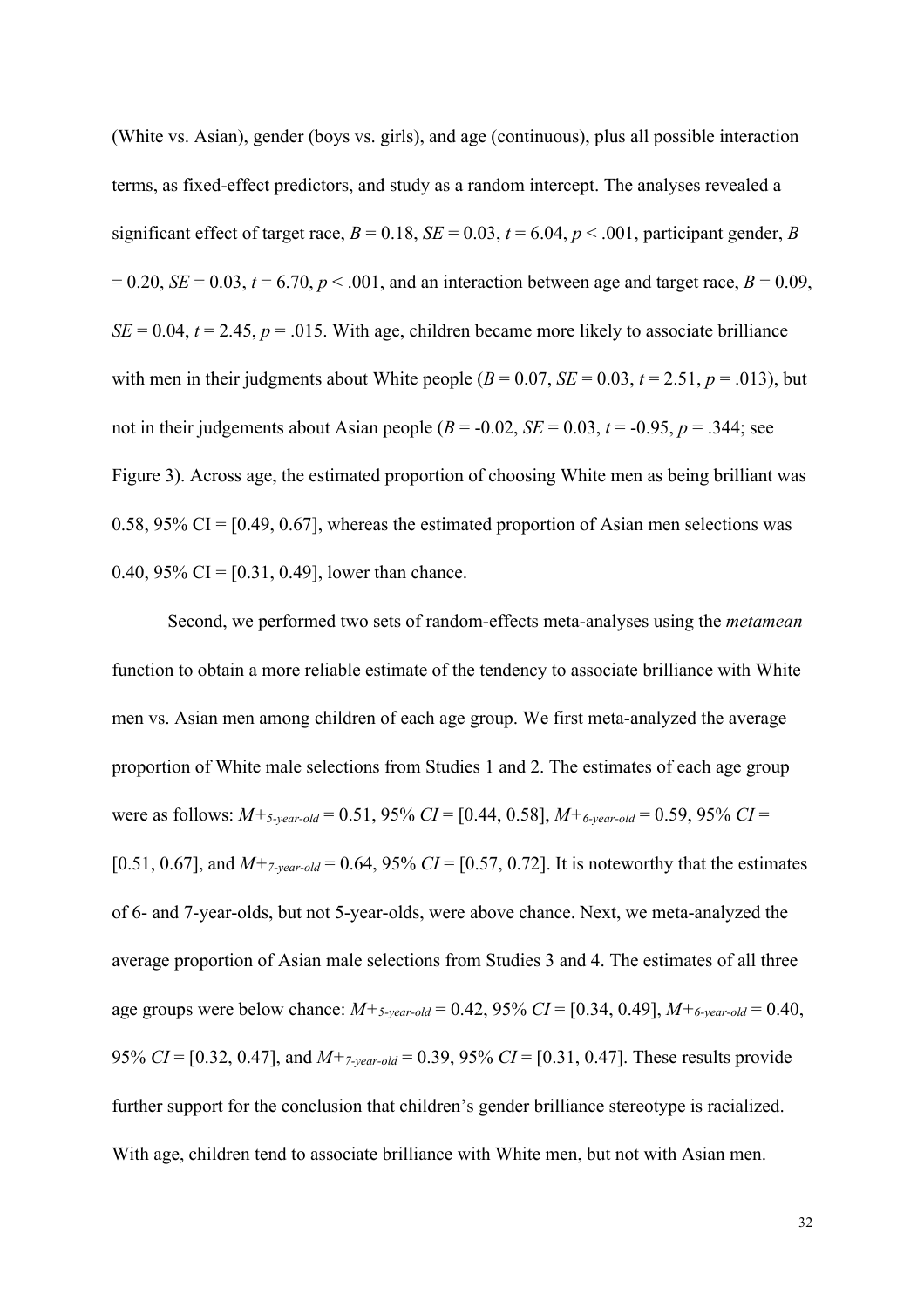(White vs. Asian), gender (boys vs. girls), and age (continuous), plus all possible interaction terms, as fixed-effect predictors, and study as a random intercept. The analyses revealed a significant effect of target race, $B = 0.18$, $SE = 0.03$, $t = 6.04$, $p < .001$, participant gender, $B = 0.20$, $SE = 0.03$, $t = 6.70$, $p < .001$, and an interaction between age and target race, $B = 0.09$, $SE = 0.04$, $t = 2.45$, $p = .015$. With age, children became more likely to associate brilliance with men in their judgments about White people ($B = 0.07$, $SE = 0.03$, $t = 2.51$, $p = .013$), but not in their judgements about Asian people ($B = -0.02$, $SE = 0.03$, $t = -0.95$, $p = .344$; see Figure 3). Across age, the estimated proportion of choosing White men as being brilliant was 0.58, 95% CI = [0.49, 0.67], whereas the estimated proportion of Asian men selections was 0.40, 95% CI = [0.31, 0.49], lower than chance.

Second, we performed two sets of random-effects meta-analyses using the *metamean* function to obtain a more reliable estimate of the tendency to associate brilliance with White men vs. Asian men among children of each age group. We first meta-analyzed the average proportion of White male selections from Studies 1 and 2. The estimates of each age group were as follows: $M+_{5\text{-year-old}} = 0.51$, 95% $CI$ = [0.44, 0.58], $M+_{6\text{-year-old}} = 0.59$, 95% $CI$ = [0.51, 0.67], and $M+_{7\text{-year-old}} = 0.64$, 95% $CI$ = [0.57, 0.72]. It is noteworthy that the estimates of 6- and 7-year-olds, but not 5-year-olds, were above chance. Next, we meta-analyzed the average proportion of Asian male selections from Studies 3 and 4. The estimates of all three age groups were below chance: $M+_{5\text{-year-old}} = 0.42$, 95% $CI$ = [0.34, 0.49], $M+_{6\text{-year-old}} = 0.40$, 95% $CI$ = [0.32, 0.47], and $M+_{7\text{-year-old}} = 0.39$, 95% $CI$ = [0.31, 0.47]. These results provide further support for the conclusion that children's gender brilliance stereotype is racialized. With age, children tend to associate brilliance with White men, but not with Asian men.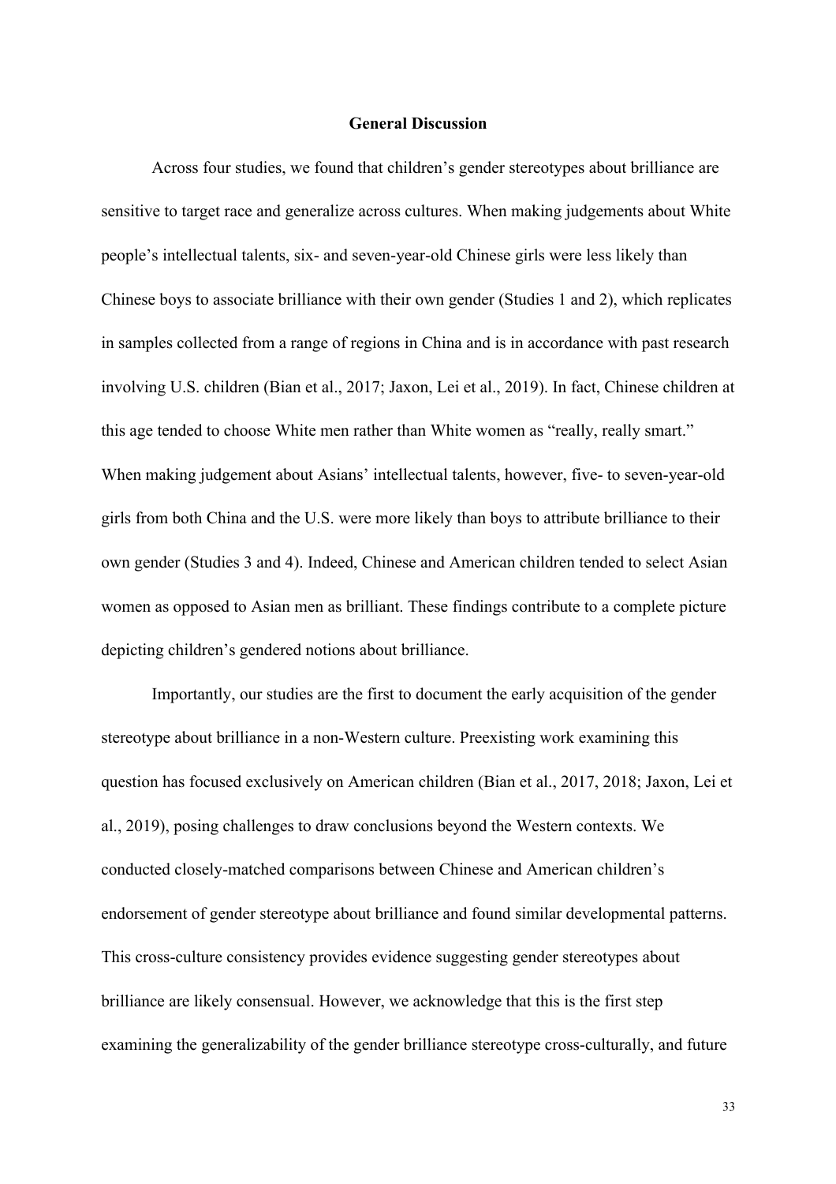## General Discussion

Across four studies, we found that children's gender stereotypes about brilliance are sensitive to target race and generalize across cultures. When making judgements about White people's intellectual talents, six- and seven-year-old Chinese girls were less likely than Chinese boys to associate brilliance with their own gender (Studies 1 and 2), which replicates in samples collected from a range of regions in China and is in accordance with past research involving U.S. children (Bian et al., 2017; Jaxon, Lei et al., 2019). In fact, Chinese children at this age tended to choose White men rather than White women as "really, really smart." When making judgement about Asians' intellectual talents, however, five- to seven-year-old girls from both China and the U.S. were more likely than boys to attribute brilliance to their own gender (Studies 3 and 4). Indeed, Chinese and American children tended to select Asian women as opposed to Asian men as brilliant. These findings contribute to a complete picture depicting children's gendered notions about brilliance.

Importantly, our studies are the first to document the early acquisition of the gender stereotype about brilliance in a non-Western culture. Preexisting work examining this question has focused exclusively on American children (Bian et al., 2017, 2018; Jaxon, Lei et al., 2019), posing challenges to draw conclusions beyond the Western contexts. We conducted closely-matched comparisons between Chinese and American children's endorsement of gender stereotype about brilliance and found similar developmental patterns. This cross-culture consistency provides evidence suggesting gender stereotypes about brilliance are likely consensual. However, we acknowledge that this is the first step examining the generalizability of the gender brilliance stereotype cross-culturally, and future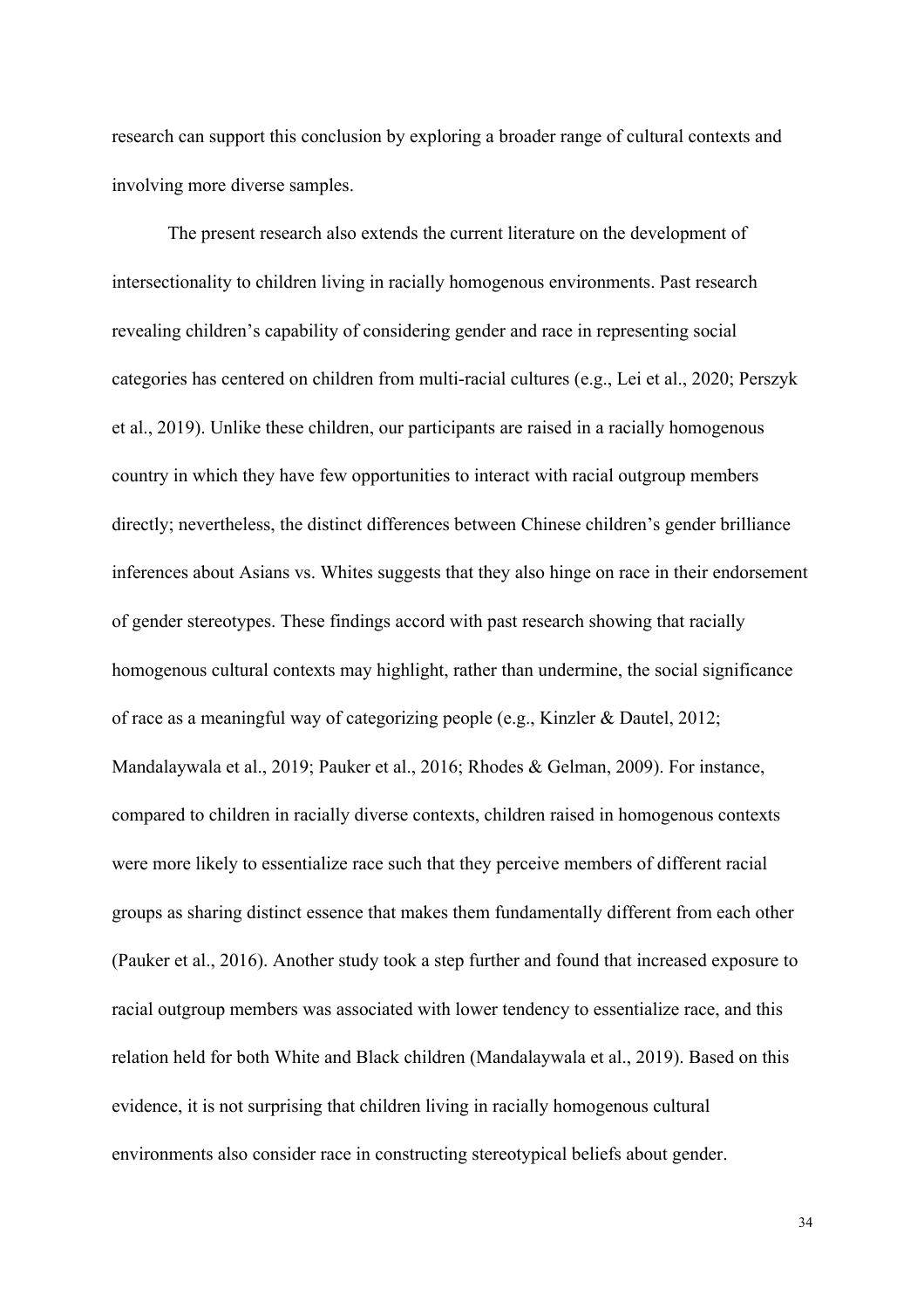research can support this conclusion by exploring a broader range of cultural contexts and involving more diverse samples.

The present research also extends the current literature on the development of intersectionality to children living in racially homogenous environments. Past research revealing children's capability of considering gender and race in representing social categories has centered on children from multi-racial cultures (e.g., Lei et al., 2020; Perszyk et al., 2019). Unlike these children, our participants are raised in a racially homogenous country in which they have few opportunities to interact with racial outgroup members directly; nevertheless, the distinct differences between Chinese children's gender brilliance inferences about Asians vs. Whites suggests that they also hinge on race in their endorsement of gender stereotypes. These findings accord with past research showing that racially homogenous cultural contexts may highlight, rather than undermine, the social significance of race as a meaningful way of categorizing people (e.g., Kinzler & Dautel, 2012; Mandalaywala et al., 2019; Pauker et al., 2016; Rhodes & Gelman, 2009). For instance, compared to children in racially diverse contexts, children raised in homogenous contexts were more likely to essentialize race such that they perceive members of different racial groups as sharing distinct essence that makes them fundamentally different from each other (Pauker et al., 2016). Another study took a step further and found that increased exposure to racial outgroup members was associated with lower tendency to essentialize race, and this relation held for both White and Black children (Mandalaywala et al., 2019). Based on this evidence, it is not surprising that children living in racially homogenous cultural environments also consider race in constructing stereotypical beliefs about gender.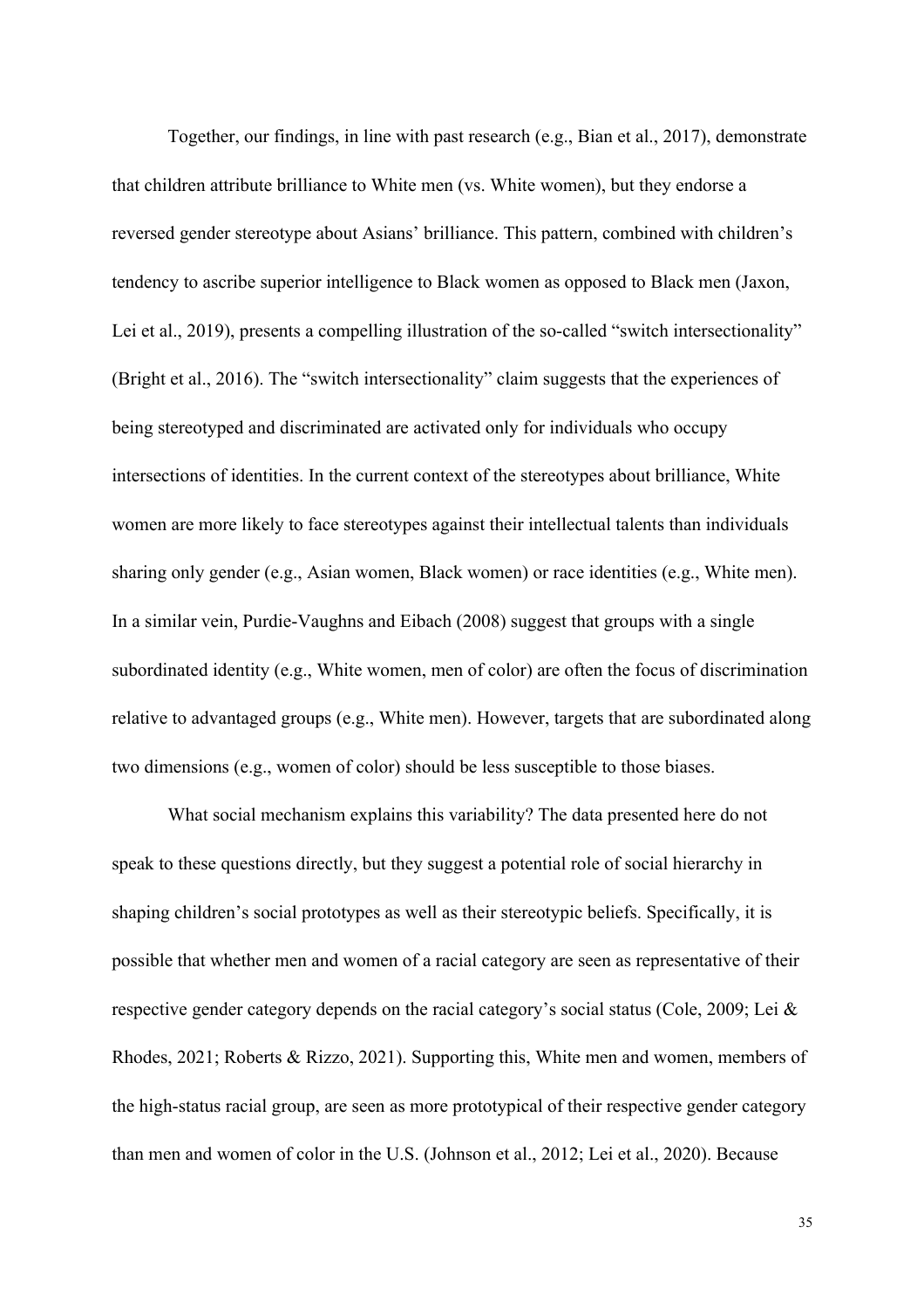Together, our findings, in line with past research (e.g., Bian et al., 2017), demonstrate that children attribute brilliance to White men (vs. White women), but they endorse a reversed gender stereotype about Asians' brilliance. This pattern, combined with children's tendency to ascribe superior intelligence to Black women as opposed to Black men (Jaxon, Lei et al., 2019), presents a compelling illustration of the so-called "switch intersectionality" (Bright et al., 2016). The "switch intersectionality" claim suggests that the experiences of being stereotyped and discriminated are activated only for individuals who occupy intersections of identities. In the current context of the stereotypes about brilliance, White women are more likely to face stereotypes against their intellectual talents than individuals sharing only gender (e.g., Asian women, Black women) or race identities (e.g., White men). In a similar vein, Purdie-Vaughns and Eibach (2008) suggest that groups with a single subordinated identity (e.g., White women, men of color) are often the focus of discrimination relative to advantaged groups (e.g., White men). However, targets that are subordinated along two dimensions (e.g., women of color) should be less susceptible to those biases.

What social mechanism explains this variability? The data presented here do not speak to these questions directly, but they suggest a potential role of social hierarchy in shaping children's social prototypes as well as their stereotypic beliefs. Specifically, it is possible that whether men and women of a racial category are seen as representative of their respective gender category depends on the racial category's social status (Cole, 2009; Lei & Rhodes, 2021; Roberts & Rizzo, 2021). Supporting this, White men and women, members of the high-status racial group, are seen as more prototypical of their respective gender category than men and women of color in the U.S. (Johnson et al., 2012; Lei et al., 2020). Because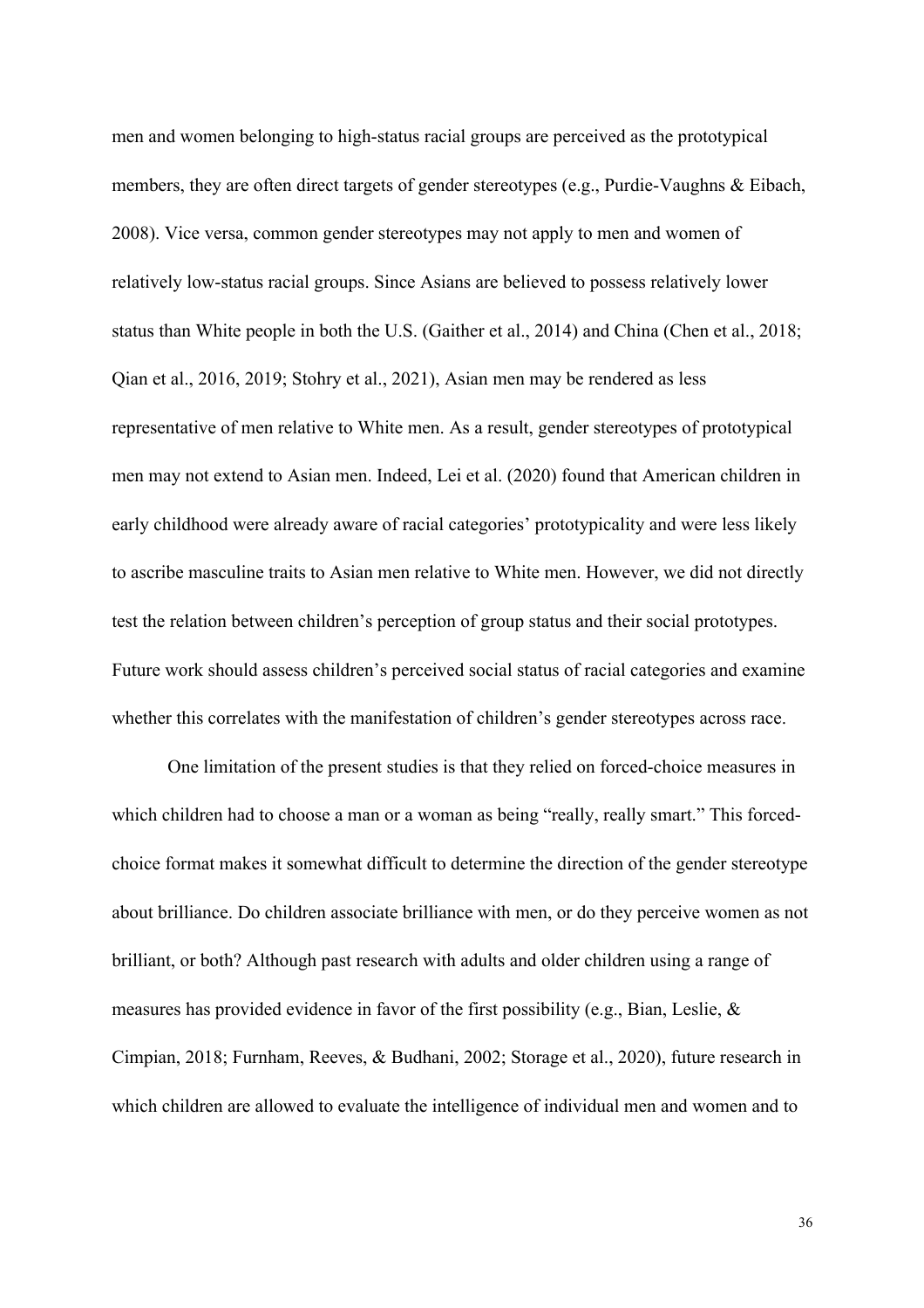men and women belonging to high-status racial groups are perceived as the prototypical members, they are often direct targets of gender stereotypes (e.g., Purdie-Vaughns & Eibach, 2008). Vice versa, common gender stereotypes may not apply to men and women of relatively low-status racial groups. Since Asians are believed to possess relatively lower status than White people in both the U.S. (Gaither et al., 2014) and China (Chen et al., 2018; Qian et al., 2016, 2019; Stohry et al., 2021), Asian men may be rendered as less representative of men relative to White men. As a result, gender stereotypes of prototypical men may not extend to Asian men. Indeed, Lei et al. (2020) found that American children in early childhood were already aware of racial categories' prototypicality and were less likely to ascribe masculine traits to Asian men relative to White men. However, we did not directly test the relation between children's perception of group status and their social prototypes. Future work should assess children's perceived social status of racial categories and examine whether this correlates with the manifestation of children's gender stereotypes across race.

One limitation of the present studies is that they relied on forced-choice measures in which children had to choose a man or a woman as being "really, really smart." This forced-choice format makes it somewhat difficult to determine the direction of the gender stereotype about brilliance. Do children associate brilliance with men, or do they perceive women as not brilliant, or both? Although past research with adults and older children using a range of measures has provided evidence in favor of the first possibility (e.g., Bian, Leslie, & Cimpian, 2018; Furnham, Reeves, & Budhani, 2002; Storage et al., 2020), future research in which children are allowed to evaluate the intelligence of individual men and women and to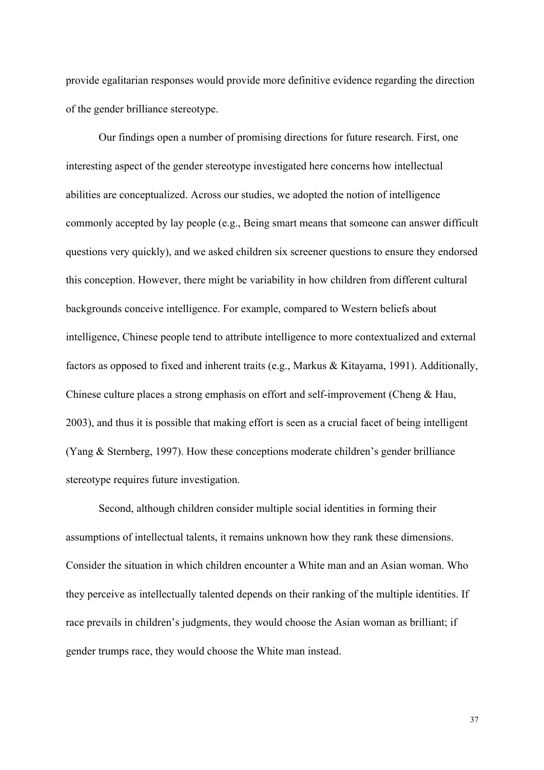provide egalitarian responses would provide more definitive evidence regarding the direction of the gender brilliance stereotype.

Our findings open a number of promising directions for future research. First, one interesting aspect of the gender stereotype investigated here concerns how intellectual abilities are conceptualized. Across our studies, we adopted the notion of intelligence commonly accepted by lay people (e.g., Being smart means that someone can answer difficult questions very quickly), and we asked children six screener questions to ensure they endorsed this conception. However, there might be variability in how children from different cultural backgrounds conceive intelligence. For example, compared to Western beliefs about intelligence, Chinese people tend to attribute intelligence to more contextualized and external factors as opposed to fixed and inherent traits (e.g., Markus & Kitayama, 1991). Additionally, Chinese culture places a strong emphasis on effort and self-improvement (Cheng & Hau, 2003), and thus it is possible that making effort is seen as a crucial facet of being intelligent (Yang & Sternberg, 1997). How these conceptions moderate children's gender brilliance stereotype requires future investigation.

Second, although children consider multiple social identities in forming their assumptions of intellectual talents, it remains unknown how they rank these dimensions. Consider the situation in which children encounter a White man and an Asian woman. Who they perceive as intellectually talented depends on their ranking of the multiple identities. If race prevails in children's judgments, they would choose the Asian woman as brilliant; if gender trumps race, they would choose the White man instead.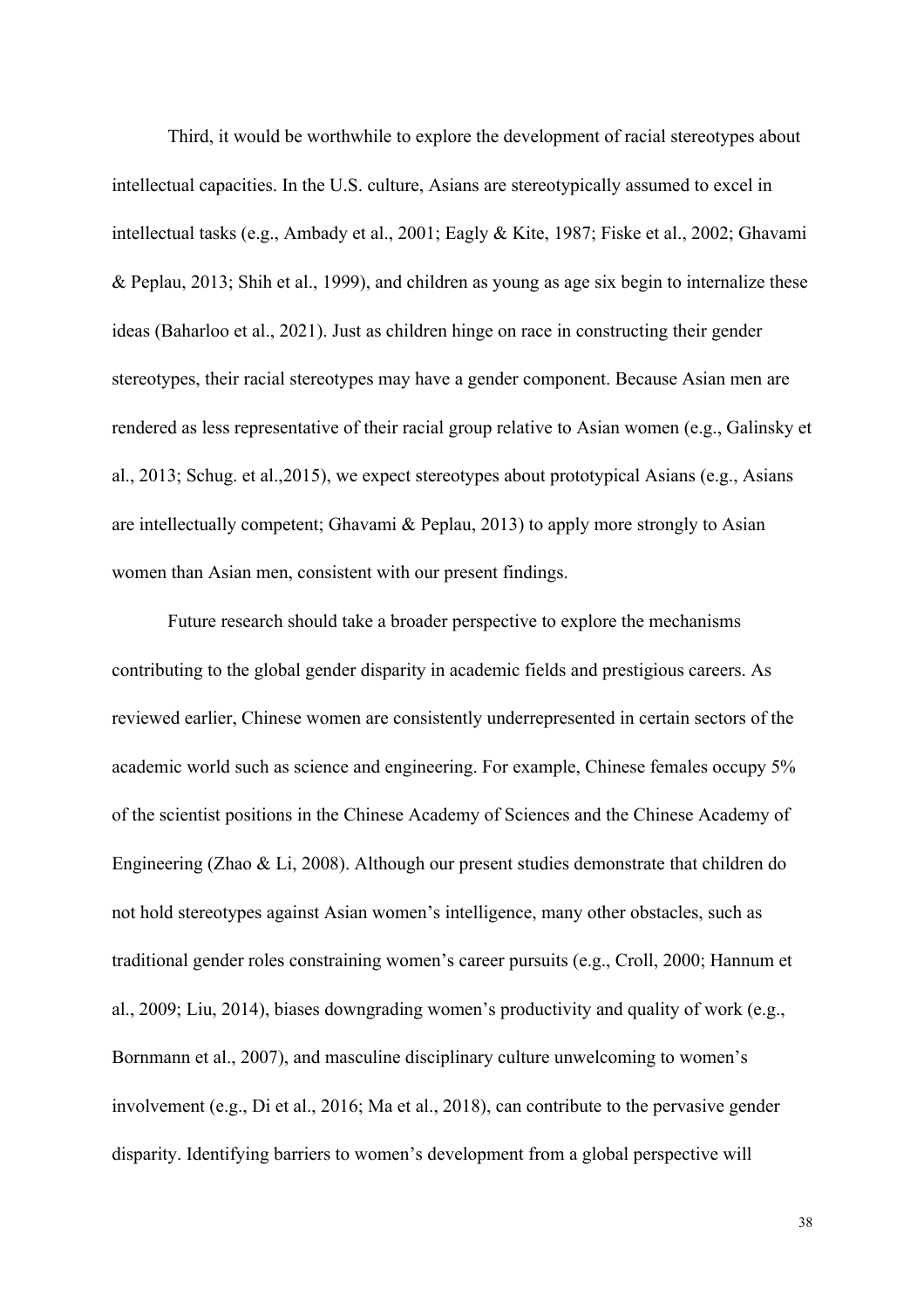Third, it would be worthwhile to explore the development of racial stereotypes about intellectual capacities. In the U.S. culture, Asians are stereotypically assumed to excel in intellectual tasks (e.g., Ambady et al., 2001; Eagly & Kite, 1987; Fiske et al., 2002; Ghavami & Peplau, 2013; Shih et al., 1999), and children as young as age six begin to internalize these ideas (Baharloo et al., 2021). Just as children hinge on race in constructing their gender stereotypes, their racial stereotypes may have a gender component. Because Asian men are rendered as less representative of their racial group relative to Asian women (e.g., Galinsky et al., 2013; Schug. et al.,2015), we expect stereotypes about prototypical Asians (e.g., Asians are intellectually competent; Ghavami & Peplau, 2013) to apply more strongly to Asian women than Asian men, consistent with our present findings.

Future research should take a broader perspective to explore the mechanisms contributing to the global gender disparity in academic fields and prestigious careers. As reviewed earlier, Chinese women are consistently underrepresented in certain sectors of the academic world such as science and engineering. For example, Chinese females occupy 5% of the scientist positions in the Chinese Academy of Sciences and the Chinese Academy of Engineering (Zhao & Li, 2008). Although our present studies demonstrate that children do not hold stereotypes against Asian women's intelligence, many other obstacles, such as traditional gender roles constraining women's career pursuits (e.g., Croll, 2000; Hannum et al., 2009; Liu, 2014), biases downgrading women's productivity and quality of work (e.g., Bornmann et al., 2007), and masculine disciplinary culture unwelcoming to women's involvement (e.g., Di et al., 2016; Ma et al., 2018), can contribute to the pervasive gender disparity. Identifying barriers to women's development from a global perspective will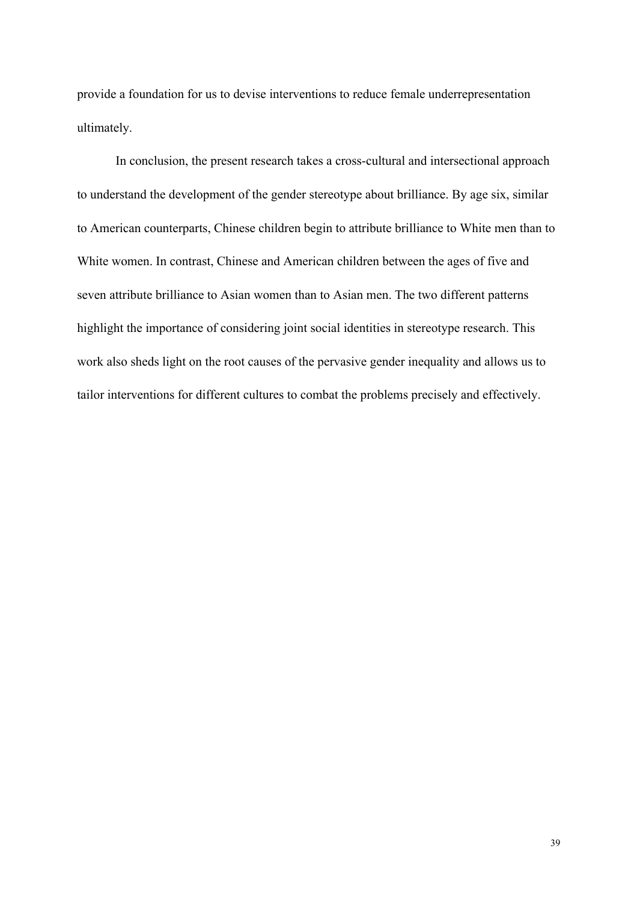provide a foundation for us to devise interventions to reduce female underrepresentation ultimately.

In conclusion, the present research takes a cross-cultural and intersectional approach to understand the development of the gender stereotype about brilliance. By age six, similar to American counterparts, Chinese children begin to attribute brilliance to White men than to White women. In contrast, Chinese and American children between the ages of five and seven attribute brilliance to Asian women than to Asian men. The two different patterns highlight the importance of considering joint social identities in stereotype research. This work also sheds light on the root causes of the pervasive gender inequality and allows us to tailor interventions for different cultures to combat the problems precisely and effectively.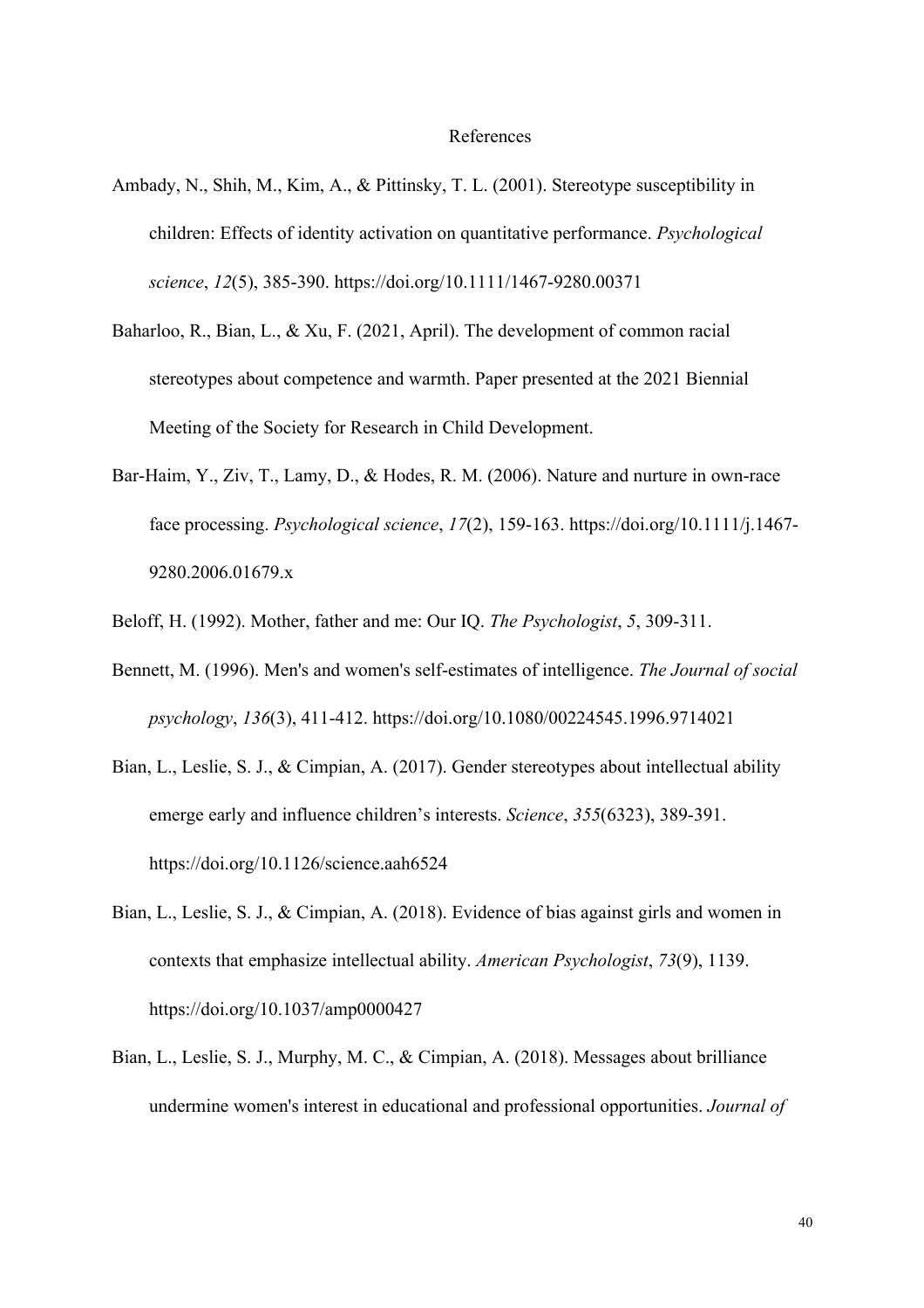# References

Ambady, N., Shih, M., Kim, A., & Pittinsky, T. L. (2001). Stereotype susceptibility in children: Effects of identity activation on quantitative performance. *Psychological science*, *12*(5), 385-390. https://doi.org/10.1111/1467-9280.00371

Baharloo, R., Bian, L., & Xu, F. (2021, April). The development of common racial stereotypes about competence and warmth. Paper presented at the 2021 Biennial Meeting of the Society for Research in Child Development.

Bar-Haim, Y., Ziv, T., Lamy, D., & Hodes, R. M. (2006). Nature and nurture in own-race face processing. *Psychological science*, *17*(2), 159-163. https://doi.org/10.1111/j.1467-9280.2006.01679.x

Beloff, H. (1992). Mother, father and me: Our IQ. *The Psychologist*, *5*, 309-311.

Bennett, M. (1996). Men's and women's self-estimates of intelligence. *The Journal of social psychology*, *136*(3), 411-412. https://doi.org/10.1080/00224545.1996.9714021

Bian, L., Leslie, S. J., & Cimpian, A. (2017). Gender stereotypes about intellectual ability emerge early and influence children's interests. *Science*, *355*(6323), 389-391. https://doi.org/10.1126/science.aah6524

Bian, L., Leslie, S. J., & Cimpian, A. (2018). Evidence of bias against girls and women in contexts that emphasize intellectual ability. *American Psychologist*, *73*(9), 1139. https://doi.org/10.1037/amp0000427

Bian, L., Leslie, S. J., Murphy, M. C., & Cimpian, A. (2018). Messages about brilliance undermine women's interest in educational and professional opportunities. *Journal of*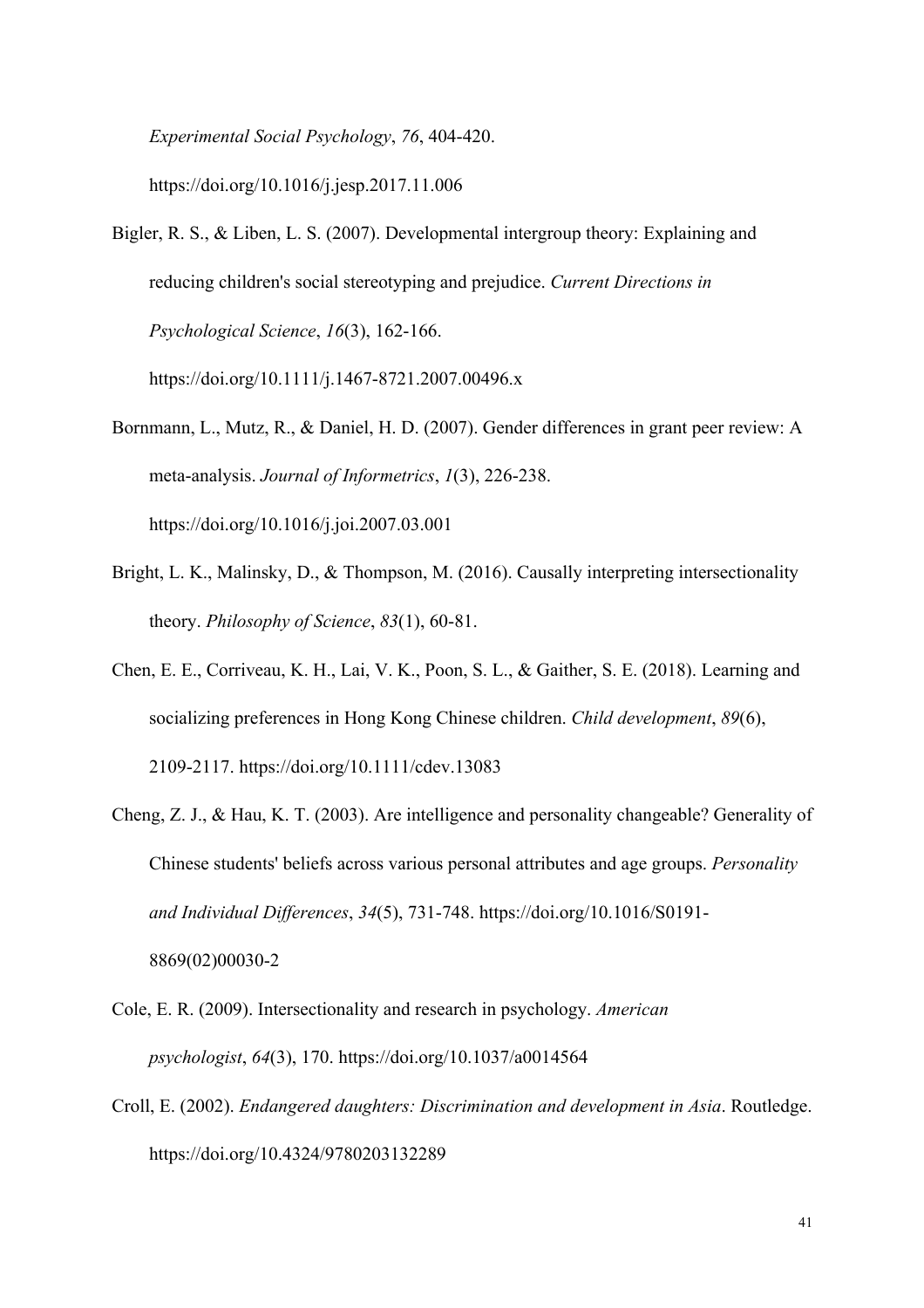*Experimental Social Psychology*, *76*, 404-420. https://doi.org/10.1016/j.jesp.2017.11.006

Bigler, R. S., & Liben, L. S. (2007). Developmental intergroup theory: Explaining and reducing children's social stereotyping and prejudice. *Current Directions in Psychological Science*, *16*(3), 162-166. https://doi.org/10.1111/j.1467-8721.2007.00496.x

Bornmann, L., Mutz, R., & Daniel, H. D. (2007). Gender differences in grant peer review: A meta-analysis. *Journal of Informetrics*, *1*(3), 226-238. https://doi.org/10.1016/j.joi.2007.03.001

Bright, L. K., Malinsky, D., & Thompson, M. (2016). Causally interpreting intersectionality theory. *Philosophy of Science*, *83*(1), 60-81.

Chen, E. E., Corriveau, K. H., Lai, V. K., Poon, S. L., & Gaither, S. E. (2018). Learning and socializing preferences in Hong Kong Chinese children. *Child development*, *89*(6), 2109-2117. https://doi.org/10.1111/cdev.13083

Cheng, Z. J., & Hau, K. T. (2003). Are intelligence and personality changeable? Generality of Chinese students' beliefs across various personal attributes and age groups. *Personality and Individual Differences*, *34*(5), 731-748. https://doi.org/10.1016/S0191-8869(02)00030-2

Cole, E. R. (2009). Intersectionality and research in psychology. *American psychologist*, *64*(3), 170. https://doi.org/10.1037/a0014564

Croll, E. (2002). *Endangered daughters: Discrimination and development in Asia*. Routledge. https://doi.org/10.4324/9780203132289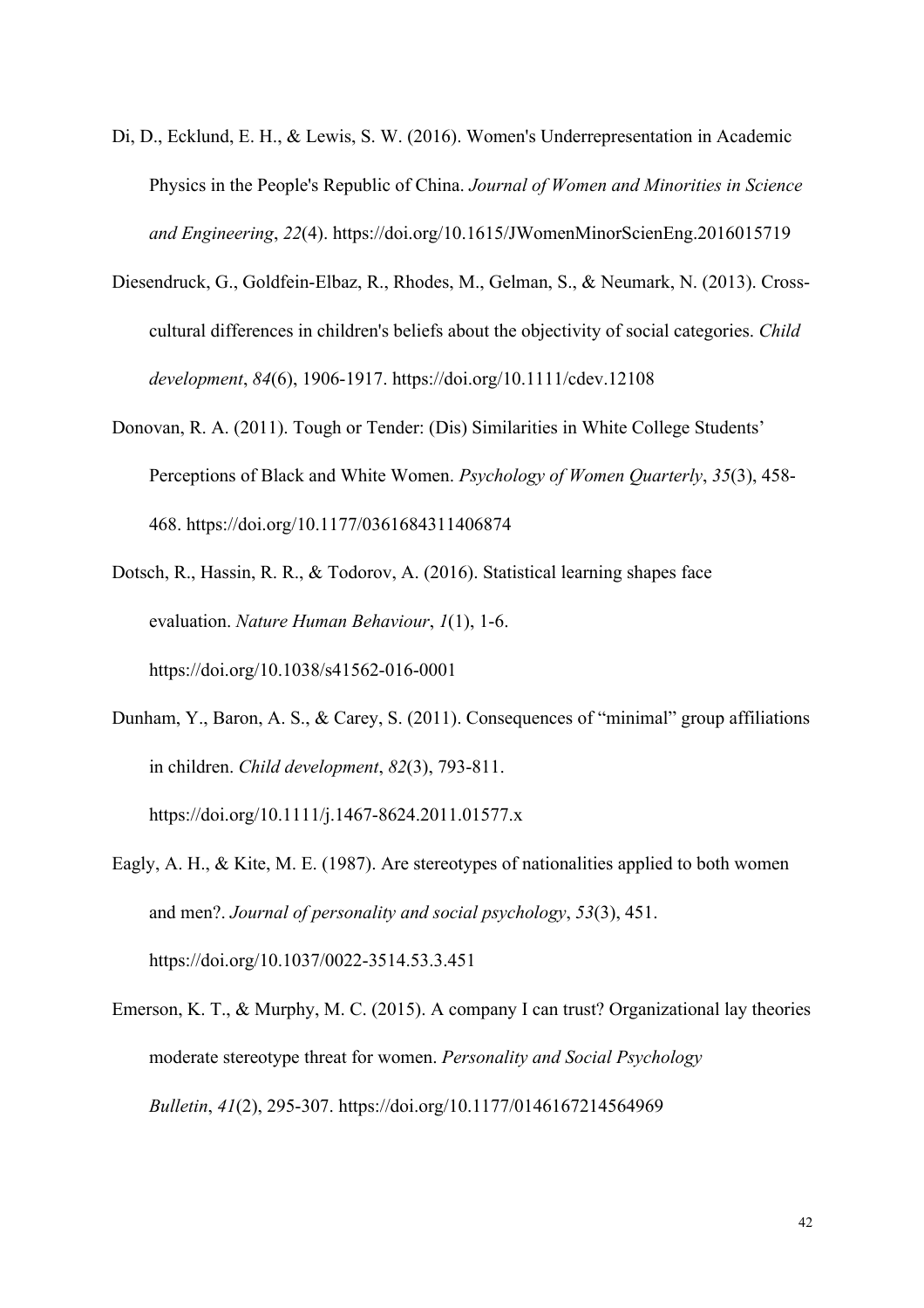Di, D., Ecklund, E. H., & Lewis, S. W. (2016). Women's Underrepresentation in Academic Physics in the People's Republic of China. *Journal of Women and Minorities in Science and Engineering*, *22*(4). https://doi.org/10.1615/JWomenMinorScienEng.2016015719

Diesendruck, G., Goldfein-Elbaz, R., Rhodes, M., Gelman, S., & Neumark, N. (2013). Cross-cultural differences in children's beliefs about the objectivity of social categories. *Child development*, *84*(6), 1906-1917. https://doi.org/10.1111/cdev.12108

Donovan, R. A. (2011). Tough or Tender: (Dis) Similarities in White College Students' Perceptions of Black and White Women. *Psychology of Women Quarterly*, *35*(3), 458-468. https://doi.org/10.1177/0361684311406874

Dotsch, R., Hassin, R. R., & Todorov, A. (2016). Statistical learning shapes face evaluation. *Nature Human Behaviour*, *1*(1), 1-6. https://doi.org/10.1038/s41562-016-0001

Dunham, Y., Baron, A. S., & Carey, S. (2011). Consequences of "minimal" group affiliations in children. *Child development*, *82*(3), 793-811. https://doi.org/10.1111/j.1467-8624.2011.01577.x

Eagly, A. H., & Kite, M. E. (1987). Are stereotypes of nationalities applied to both women and men?. *Journal of personality and social psychology*, *53*(3), 451. https://doi.org/10.1037/0022-3514.53.3.451

Emerson, K. T., & Murphy, M. C. (2015). A company I can trust? Organizational lay theories moderate stereotype threat for women. *Personality and Social Psychology Bulletin*, *41*(2), 295-307. https://doi.org/10.1177/0146167214564969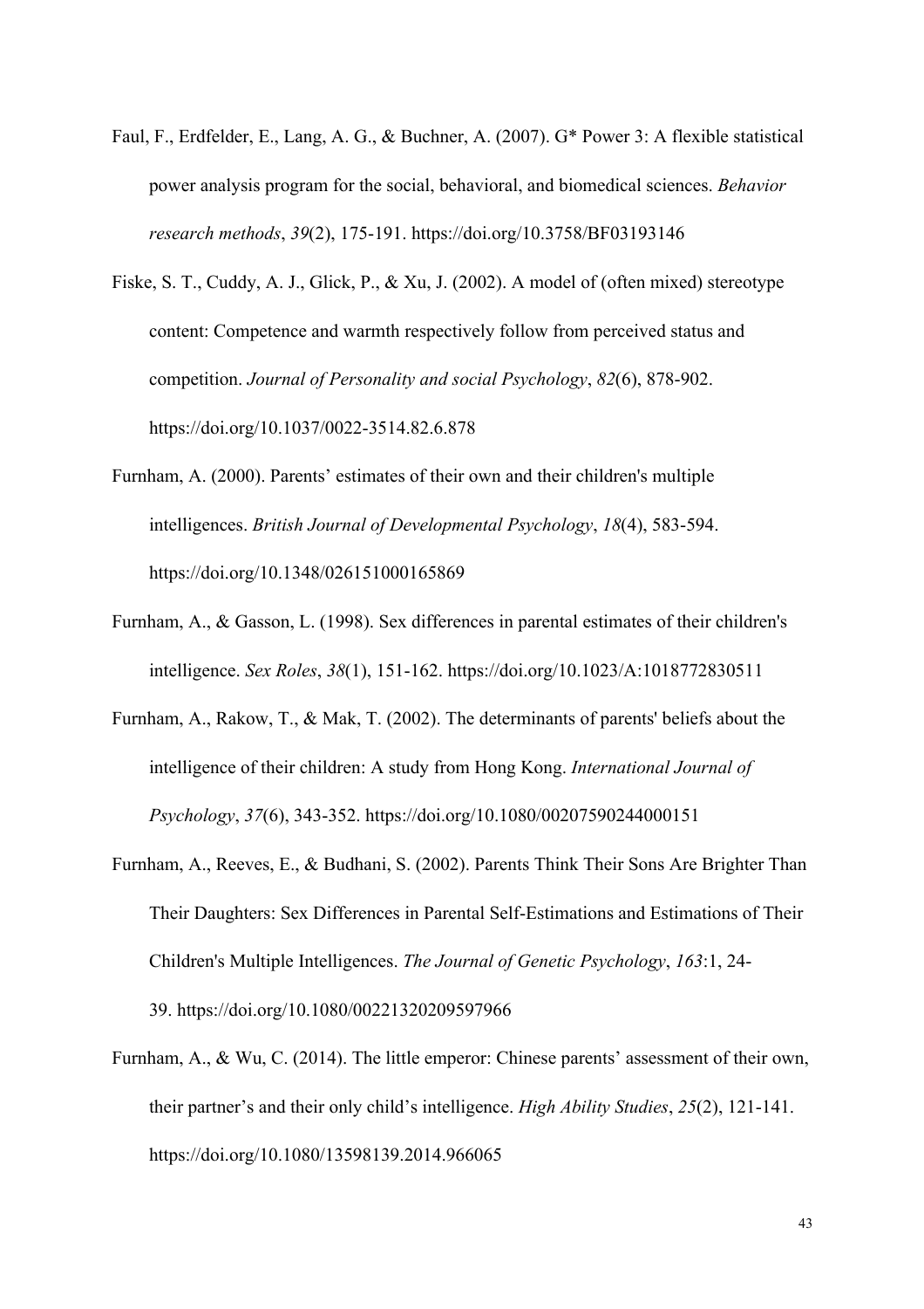Faul, F., Erdfelder, E., Lang, A. G., & Buchner, A. (2007). G* Power 3: A flexible statistical power analysis program for the social, behavioral, and biomedical sciences. *Behavior research methods*, *39*(2), 175-191. https://doi.org/10.3758/BF03193146

Fiske, S. T., Cuddy, A. J., Glick, P., & Xu, J. (2002). A model of (often mixed) stereotype content: Competence and warmth respectively follow from perceived status and competition. *Journal of Personality and social Psychology*, *82*(6), 878-902. https://doi.org/10.1037/0022-3514.82.6.878

Furnham, A. (2000). Parents' estimates of their own and their children's multiple intelligences. *British Journal of Developmental Psychology*, *18*(4), 583-594. https://doi.org/10.1348/026151000165869

Furnham, A., & Gasson, L. (1998). Sex differences in parental estimates of their children's intelligence. *Sex Roles*, *38*(1), 151-162. https://doi.org/10.1023/A:1018772830511

Furnham, A., Rakow, T., & Mak, T. (2002). The determinants of parents' beliefs about the intelligence of their children: A study from Hong Kong. *International Journal of Psychology*, *37*(6), 343-352. https://doi.org/10.1080/00207590244000151

Furnham, A., Reeves, E., & Budhani, S. (2002). Parents Think Their Sons Are Brighter Than Their Daughters: Sex Differences in Parental Self-Estimations and Estimations of Their Children's Multiple Intelligences. *The Journal of Genetic Psychology*, *163*:1, 24-39. https://doi.org/10.1080/00221320209597966

Furnham, A., & Wu, C. (2014). The little emperor: Chinese parents' assessment of their own, their partner's and their only child's intelligence. *High Ability Studies*, *25*(2), 121-141. https://doi.org/10.1080/13598139.2014.966065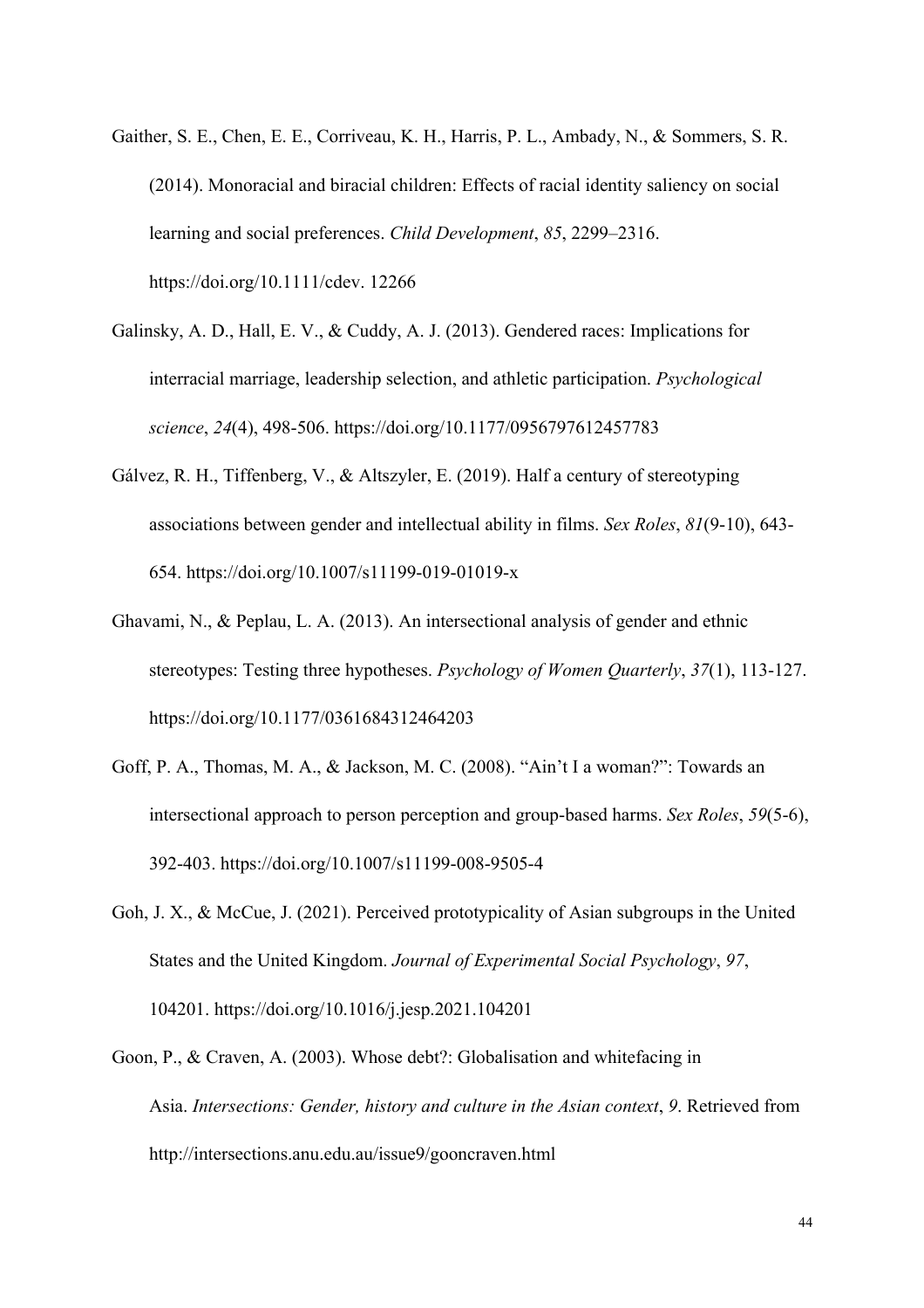Gaither, S. E., Chen, E. E., Corriveau, K. H., Harris, P. L., Ambady, N., & Sommers, S. R. (2014). Monoracial and biracial children: Effects of racial identity saliency on social learning and social preferences. *Child Development*, *85*, 2299–2316. https://doi.org/10.1111/cdev. 12266

Galinsky, A. D., Hall, E. V., & Cuddy, A. J. (2013). Gendered races: Implications for interracial marriage, leadership selection, and athletic participation. *Psychological science*, *24*(4), 498-506. https://doi.org/10.1177/0956797612457783

Gálvez, R. H., Tiffenberg, V., & Altszyler, E. (2019). Half a century of stereotyping associations between gender and intellectual ability in films. *Sex Roles*, *81*(9-10), 643-654. https://doi.org/10.1007/s11199-019-01019-x

Ghavami, N., & Peplau, L. A. (2013). An intersectional analysis of gender and ethnic stereotypes: Testing three hypotheses. *Psychology of Women Quarterly*, *37*(1), 113-127. https://doi.org/10.1177/0361684312464203

Goff, P. A., Thomas, M. A., & Jackson, M. C. (2008). "Ain't I a woman?": Towards an intersectional approach to person perception and group-based harms. *Sex Roles*, *59*(5-6), 392-403. https://doi.org/10.1007/s11199-008-9505-4

Goh, J. X., & McCue, J. (2021). Perceived prototypicality of Asian subgroups in the United States and the United Kingdom. *Journal of Experimental Social Psychology*, *97*, 104201. https://doi.org/10.1016/j.jesp.2021.104201

Goon, P., & Craven, A. (2003). Whose debt?: Globalisation and whitefacing in Asia. *Intersections: Gender, history and culture in the Asian context*, *9*. Retrieved from http://intersections.anu.edu.au/issue9/gooncraven.html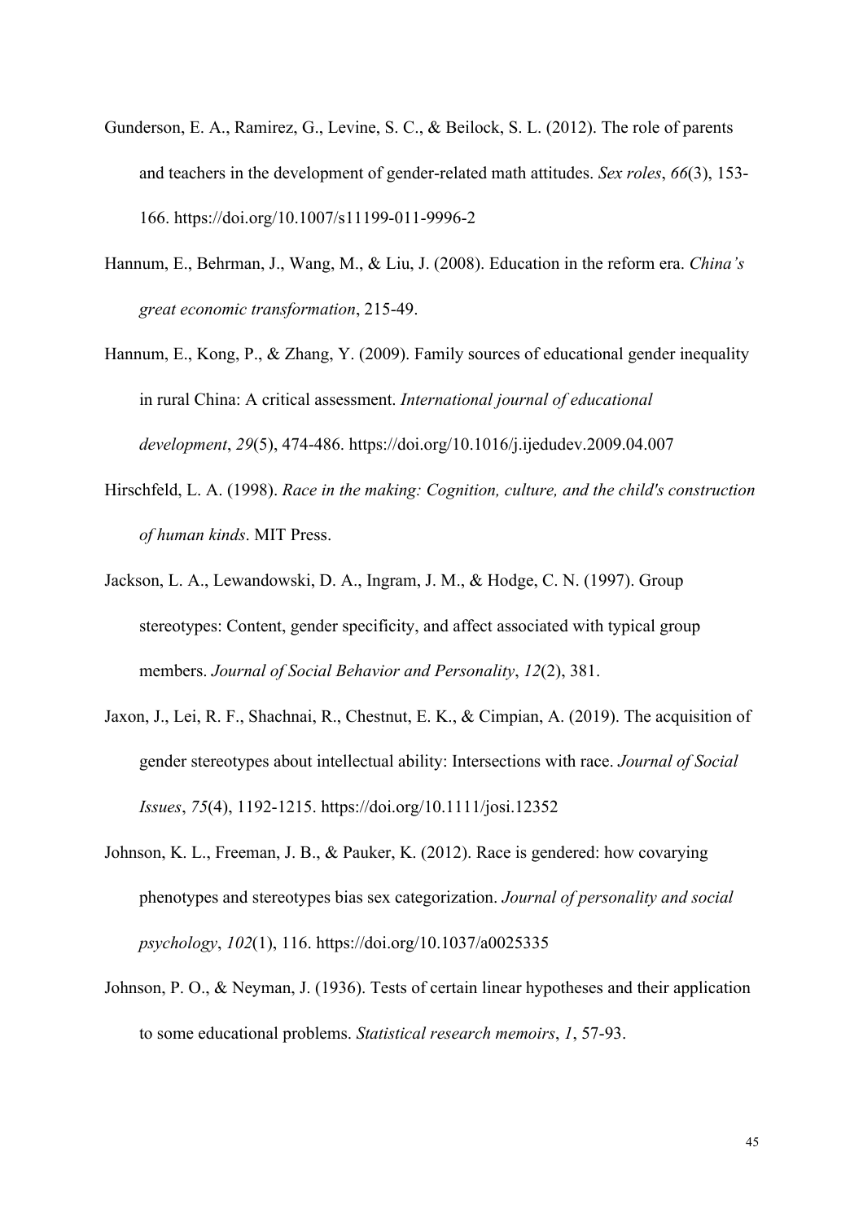Gunderson, E. A., Ramirez, G., Levine, S. C., & Beilock, S. L. (2012). The role of parents and teachers in the development of gender-related math attitudes. *Sex roles*, *66*(3), 153-166. https://doi.org/10.1007/s11199-011-9996-2

Hannum, E., Behrman, J., Wang, M., & Liu, J. (2008). Education in the reform era. *China's great economic transformation*, 215-49.

Hannum, E., Kong, P., & Zhang, Y. (2009). Family sources of educational gender inequality in rural China: A critical assessment. *International journal of educational development*, *29*(5), 474-486. https://doi.org/10.1016/j.ijedudev.2009.04.007

Hirschfeld, L. A. (1998). *Race in the making: Cognition, culture, and the child's construction of human kinds*. MIT Press.

Jackson, L. A., Lewandowski, D. A., Ingram, J. M., & Hodge, C. N. (1997). Group stereotypes: Content, gender specificity, and affect associated with typical group members. *Journal of Social Behavior and Personality*, *12*(2), 381.

Jaxon, J., Lei, R. F., Shachnai, R., Chestnut, E. K., & Cimpian, A. (2019). The acquisition of gender stereotypes about intellectual ability: Intersections with race. *Journal of Social Issues*, *75*(4), 1192-1215. https://doi.org/10.1111/josi.12352

Johnson, K. L., Freeman, J. B., & Pauker, K. (2012). Race is gendered: how covarying phenotypes and stereotypes bias sex categorization. *Journal of personality and social psychology*, *102*(1), 116. https://doi.org/10.1037/a0025335

Johnson, P. O., & Neyman, J. (1936). Tests of certain linear hypotheses and their application to some educational problems. *Statistical research memoirs*, *1*, 57-93.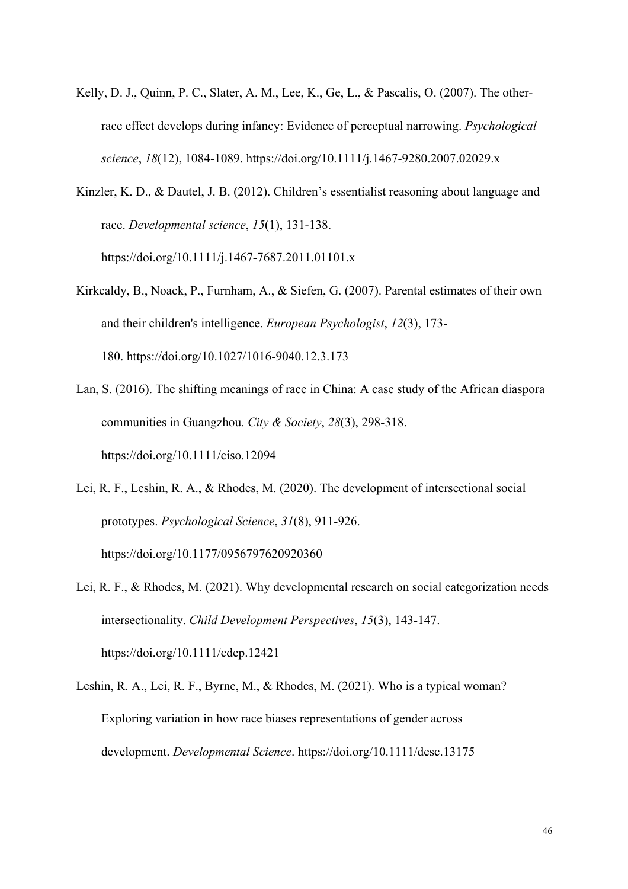Kelly, D. J., Quinn, P. C., Slater, A. M., Lee, K., Ge, L., & Pascalis, O. (2007). The other-race effect develops during infancy: Evidence of perceptual narrowing. *Psychological science*, *18*(12), 1084-1089. https://doi.org/10.1111/j.1467-9280.2007.02029.x

Kinzler, K. D., & Dautel, J. B. (2012). Children's essentialist reasoning about language and race. *Developmental science*, *15*(1), 131-138. https://doi.org/10.1111/j.1467-7687.2011.01101.x

Kirkcaldy, B., Noack, P., Furnham, A., & Siefen, G. (2007). Parental estimates of their own and their children's intelligence. *European Psychologist*, *12*(3), 173-180. https://doi.org/10.1027/1016-9040.12.3.173

Lan, S. (2016). The shifting meanings of race in China: A case study of the African diaspora communities in Guangzhou. *City & Society*, *28*(3), 298-318. https://doi.org/10.1111/ciso.12094

Lei, R. F., Leshin, R. A., & Rhodes, M. (2020). The development of intersectional social prototypes. *Psychological Science*, *31*(8), 911-926. https://doi.org/10.1177/0956797620920360

Lei, R. F., & Rhodes, M. (2021). Why developmental research on social categorization needs intersectionality. *Child Development Perspectives*, *15*(3), 143-147. https://doi.org/10.1111/cdep.12421

Leshin, R. A., Lei, R. F., Byrne, M., & Rhodes, M. (2021). Who is a typical woman? Exploring variation in how race biases representations of gender across development. *Developmental Science*. https://doi.org/10.1111/desc.13175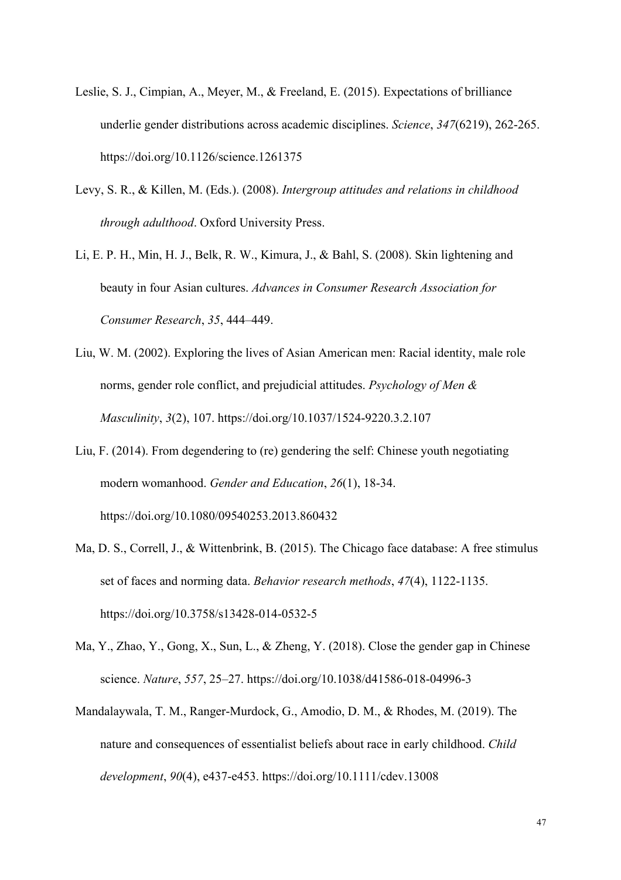Leslie, S. J., Cimpian, A., Meyer, M., & Freeland, E. (2015). Expectations of brilliance underlie gender distributions across academic disciplines. *Science*, *347*(6219), 262-265. https://doi.org/10.1126/science.1261375

Levy, S. R., & Killen, M. (Eds.). (2008). *Intergroup attitudes and relations in childhood through adulthood*. Oxford University Press.

Li, E. P. H., Min, H. J., Belk, R. W., Kimura, J., & Bahl, S. (2008). Skin lightening and beauty in four Asian cultures. *Advances in Consumer Research Association for Consumer Research*, *35*, 444–449.

Liu, W. M. (2002). Exploring the lives of Asian American men: Racial identity, male role norms, gender role conflict, and prejudicial attitudes. *Psychology of Men & Masculinity*, *3*(2), 107. https://doi.org/10.1037/1524-9220.3.2.107

Liu, F. (2014). From degendering to (re) gendering the self: Chinese youth negotiating modern womanhood. *Gender and Education*, *26*(1), 18-34. https://doi.org/10.1080/09540253.2013.860432

Ma, D. S., Correll, J., & Wittenbrink, B. (2015). The Chicago face database: A free stimulus set of faces and norming data. *Behavior research methods*, *47*(4), 1122-1135. https://doi.org/10.3758/s13428-014-0532-5

Ma, Y., Zhao, Y., Gong, X., Sun, L., & Zheng, Y. (2018). Close the gender gap in Chinese science. *Nature*, *557*, 25–27. https://doi.org/10.1038/d41586-018-04996-3

Mandalaywala, T. M., Ranger-Murdock, G., Amodio, D. M., & Rhodes, M. (2019). The nature and consequences of essentialist beliefs about race in early childhood. *Child development*, *90*(4), e437-e453. https://doi.org/10.1111/cdev.13008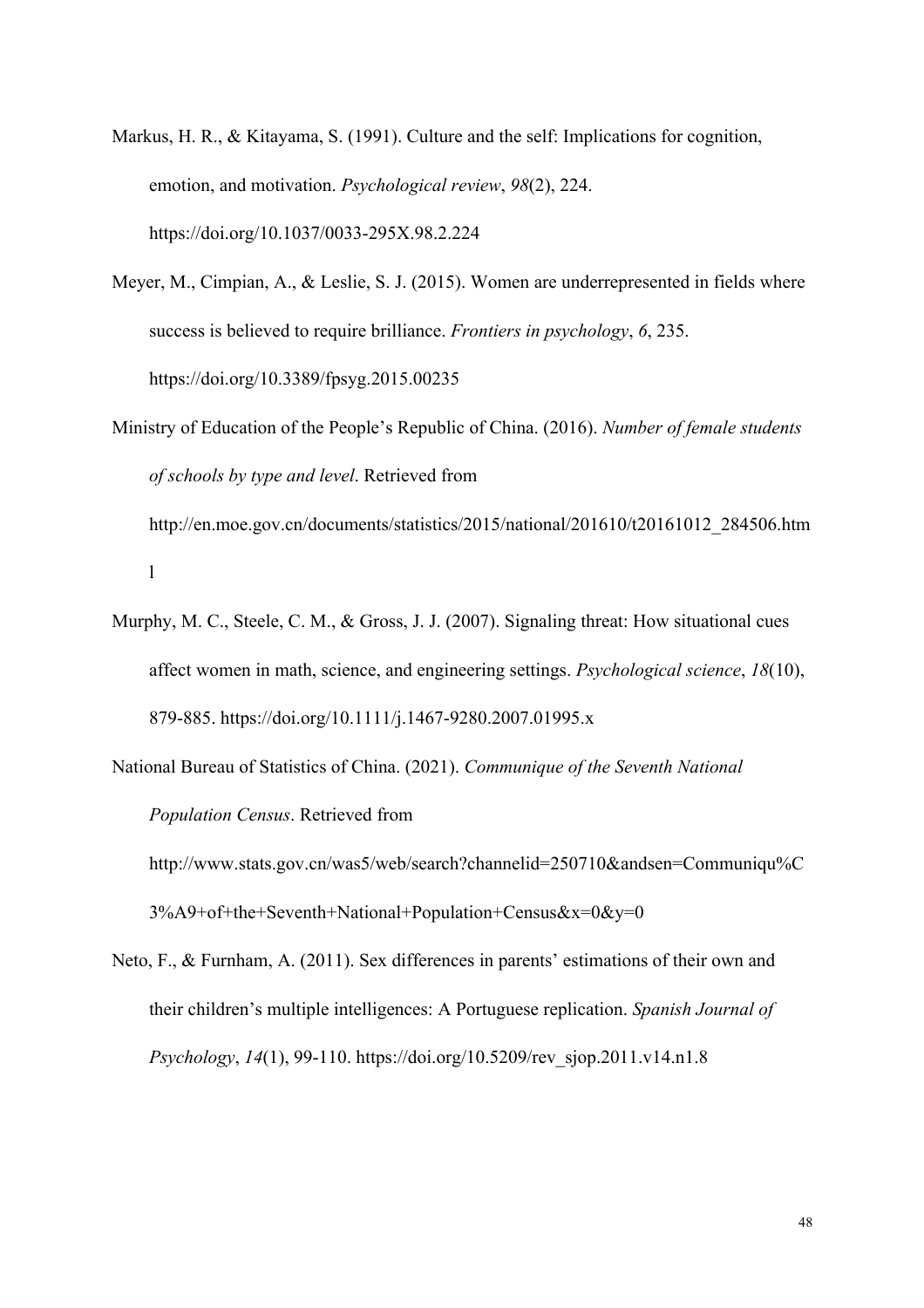Markus, H. R., & Kitayama, S. (1991). Culture and the self: Implications for cognition, emotion, and motivation. *Psychological review*, *98*(2), 224. https://doi.org/10.1037/0033-295X.98.2.224

Meyer, M., Cimpian, A., & Leslie, S. J. (2015). Women are underrepresented in fields where success is believed to require brilliance. *Frontiers in psychology*, *6*, 235. https://doi.org/10.3389/fpsyg.2015.00235

Ministry of Education of the People's Republic of China. (2016). *Number of female students of schools by type and level*. Retrieved from http://en.moe.gov.cn/documents/statistics/2015/national/201610/t20161012_284506.html

Murphy, M. C., Steele, C. M., & Gross, J. J. (2007). Signaling threat: How situational cues affect women in math, science, and engineering settings. *Psychological science*, *18*(10), 879-885. https://doi.org/10.1111/j.1467-9280.2007.01995.x

National Bureau of Statistics of China. (2021). *Communique of the Seventh National Population Census*. Retrieved from http://www.stats.gov.cn/was5/web/search?channelid=250710&andsen=Communiqu%C3%A9+of+the+Seventh+National+Population+Census&x=0&y=0

Neto, F., & Furnham, A. (2011). Sex differences in parents' estimations of their own and their children's multiple intelligences: A Portuguese replication. *Spanish Journal of Psychology*, *14*(1), 99-110. https://doi.org/10.5209/rev_sjop.2011.v14.n1.8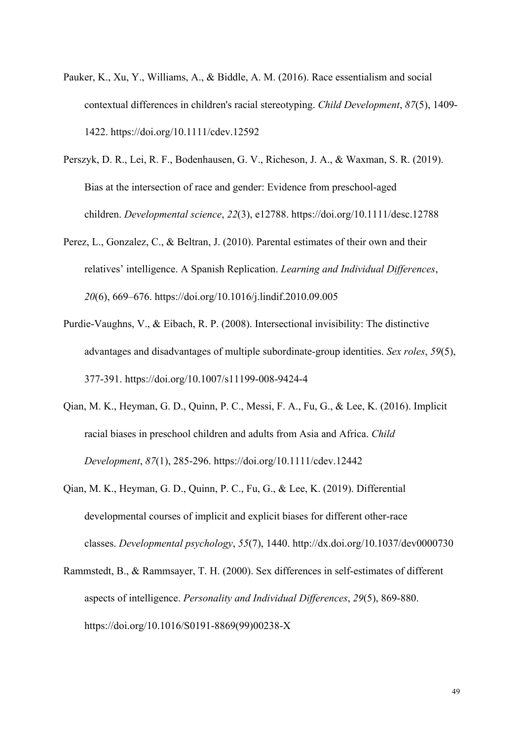Pauker, K., Xu, Y., Williams, A., & Biddle, A. M. (2016). Race essentialism and social contextual differences in children's racial stereotyping. *Child Development*, *87*(5), 1409-1422. https://doi.org/10.1111/cdev.12592

Perszyk, D. R., Lei, R. F., Bodenhausen, G. V., Richeson, J. A., & Waxman, S. R. (2019). Bias at the intersection of race and gender: Evidence from preschool-aged children. *Developmental science*, *22*(3), e12788. https://doi.org/10.1111/desc.12788

Perez, L., Gonzalez, C., & Beltran, J. (2010). Parental estimates of their own and their relatives' intelligence. A Spanish Replication. *Learning and Individual Differences*, *20*(6), 669–676. https://doi.org/10.1016/j.lindif.2010.09.005

Purdie-Vaughns, V., & Eibach, R. P. (2008). Intersectional invisibility: The distinctive advantages and disadvantages of multiple subordinate-group identities. *Sex roles*, *59*(5), 377-391. https://doi.org/10.1007/s11199-008-9424-4

Qian, M. K., Heyman, G. D., Quinn, P. C., Messi, F. A., Fu, G., & Lee, K. (2016). Implicit racial biases in preschool children and adults from Asia and Africa. *Child Development*, *87*(1), 285-296. https://doi.org/10.1111/cdev.12442

Qian, M. K., Heyman, G. D., Quinn, P. C., Fu, G., & Lee, K. (2019). Differential developmental courses of implicit and explicit biases for different other-race classes. *Developmental psychology*, *55*(7), 1440. http://dx.doi.org/10.1037/dev0000730

Rammstedt, B., & Rammsayer, T. H. (2000). Sex differences in self-estimates of different aspects of intelligence. *Personality and Individual Differences*, *29*(5), 869-880. https://doi.org/10.1016/S0191-8869(99)00238-X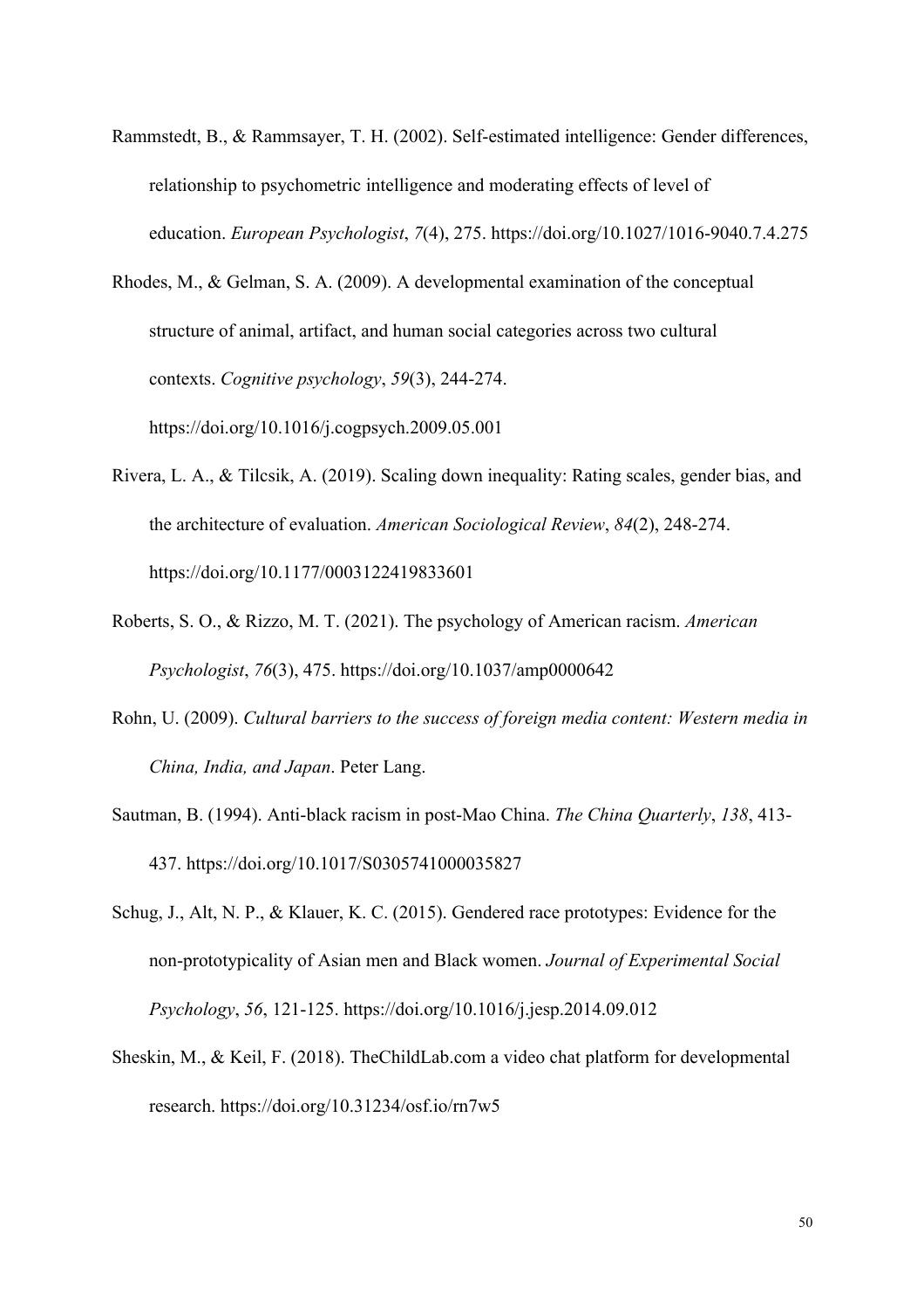Rammstedt, B., & Rammsayer, T. H. (2002). Self-estimated intelligence: Gender differences, relationship to psychometric intelligence and moderating effects of level of education. *European Psychologist*, *7*(4), 275. https://doi.org/10.1027/1016-9040.7.4.275

Rhodes, M., & Gelman, S. A. (2009). A developmental examination of the conceptual structure of animal, artifact, and human social categories across two cultural contexts. *Cognitive psychology*, *59*(3), 244-274. https://doi.org/10.1016/j.cogpsych.2009.05.001

Rivera, L. A., & Tilcsik, A. (2019). Scaling down inequality: Rating scales, gender bias, and the architecture of evaluation. *American Sociological Review*, *84*(2), 248-274. https://doi.org/10.1177/0003122419833601

Roberts, S. O., & Rizzo, M. T. (2021). The psychology of American racism. *American Psychologist*, *76*(3), 475. https://doi.org/10.1037/amp0000642

Rohn, U. (2009). *Cultural barriers to the success of foreign media content: Western media in China, India, and Japan*. Peter Lang.

Sautman, B. (1994). Anti-black racism in post-Mao China. *The China Quarterly*, *138*, 413-437. https://doi.org/10.1017/S0305741000035827

Schug, J., Alt, N. P., & Klauer, K. C. (2015). Gendered race prototypes: Evidence for the non-prototypicality of Asian men and Black women. *Journal of Experimental Social Psychology*, *56*, 121-125. https://doi.org/10.1016/j.jesp.2014.09.012

Sheskin, M., & Keil, F. (2018). TheChildLab.com a video chat platform for developmental research. https://doi.org/10.31234/osf.io/rn7w5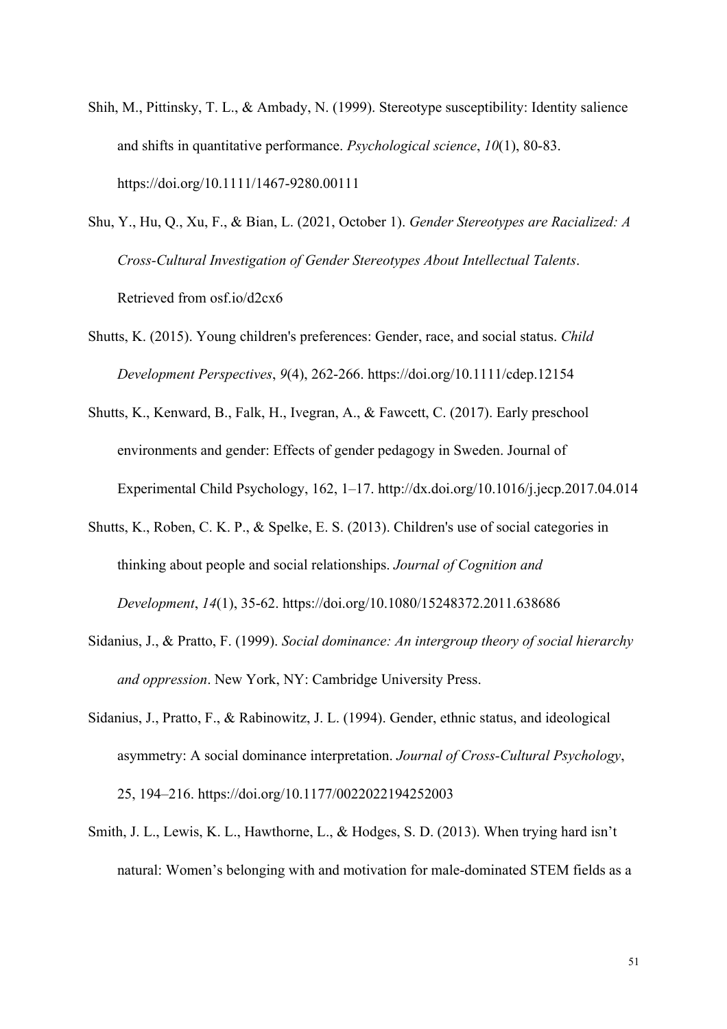Shih, M., Pittinsky, T. L., & Ambady, N. (1999). Stereotype susceptibility: Identity salience and shifts in quantitative performance. *Psychological science*, *10*(1), 80-83. https://doi.org/10.1111/1467-9280.00111

Shu, Y., Hu, Q., Xu, F., & Bian, L. (2021, October 1). *Gender Stereotypes are Racialized: A Cross-Cultural Investigation of Gender Stereotypes About Intellectual Talents*. Retrieved from osf.io/d2cx6

Shutts, K. (2015). Young children's preferences: Gender, race, and social status. *Child Development Perspectives*, *9*(4), 262-266. https://doi.org/10.1111/cdep.12154

Shutts, K., Kenward, B., Falk, H., Ivegran, A., & Fawcett, C. (2017). Early preschool environments and gender: Effects of gender pedagogy in Sweden. Journal of Experimental Child Psychology, 162, 1–17. http://dx.doi.org/10.1016/j.jecp.2017.04.014

Shutts, K., Roben, C. K. P., & Spelke, E. S. (2013). Children's use of social categories in thinking about people and social relationships. *Journal of Cognition and Development*, *14*(1), 35-62. https://doi.org/10.1080/15248372.2011.638686

Sidanius, J., & Pratto, F. (1999). *Social dominance: An intergroup theory of social hierarchy and oppression*. New York, NY: Cambridge University Press.

Sidanius, J., Pratto, F., & Rabinowitz, J. L. (1994). Gender, ethnic status, and ideological asymmetry: A social dominance interpretation. *Journal of Cross-Cultural Psychology*, 25, 194–216. https://doi.org/10.1177/0022022194252003

Smith, J. L., Lewis, K. L., Hawthorne, L., & Hodges, S. D. (2013). When trying hard isn't natural: Women's belonging with and motivation for male-dominated STEM fields as a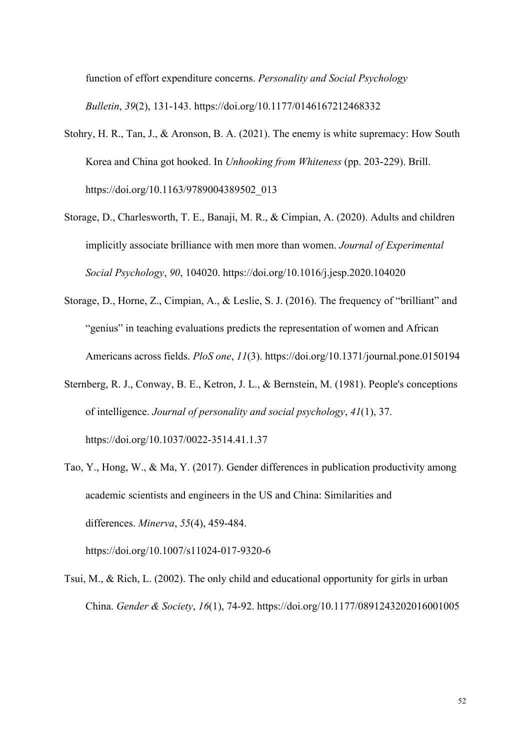function of effort expenditure concerns. *Personality and Social Psychology Bulletin*, *39*(2), 131-143. https://doi.org/10.1177/0146167212468332

Stohry, H. R., Tan, J., & Aronson, B. A. (2021). The enemy is white supremacy: How South Korea and China got hooked. In *Unhooking from Whiteness* (pp. 203-229). Brill. https://doi.org/10.1163/9789004389502_013

Storage, D., Charlesworth, T. E., Banaji, M. R., & Cimpian, A. (2020). Adults and children implicitly associate brilliance with men more than women. *Journal of Experimental Social Psychology*, *90*, 104020. https://doi.org/10.1016/j.jesp.2020.104020

Storage, D., Horne, Z., Cimpian, A., & Leslie, S. J. (2016). The frequency of "brilliant" and "genius" in teaching evaluations predicts the representation of women and African Americans across fields. *PloS one*, *11*(3). https://doi.org/10.1371/journal.pone.0150194

Sternberg, R. J., Conway, B. E., Ketron, J. L., & Bernstein, M. (1981). People's conceptions of intelligence. *Journal of personality and social psychology*, *41*(1), 37. https://doi.org/10.1037/0022-3514.41.1.37

Tao, Y., Hong, W., & Ma, Y. (2017). Gender differences in publication productivity among academic scientists and engineers in the US and China: Similarities and differences. *Minerva*, *55*(4), 459-484. https://doi.org/10.1007/s11024-017-9320-6

Tsui, M., & Rich, L. (2002). The only child and educational opportunity for girls in urban China. *Gender & Society*, *16*(1), 74-92. https://doi.org/10.1177/0891243202016001005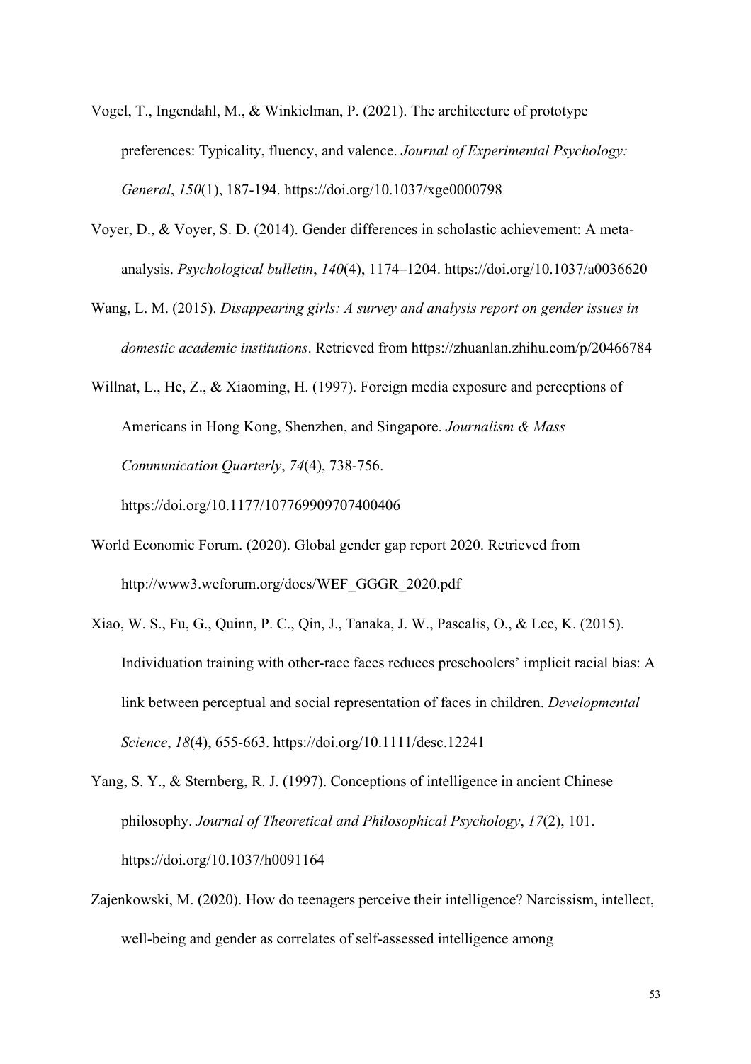Vogel, T., Ingendahl, M., & Winkielman, P. (2021). The architecture of prototype preferences: Typicality, fluency, and valence. *Journal of Experimental Psychology: General*, *150*(1), 187-194. https://doi.org/10.1037/xge0000798

Voyer, D., & Voyer, S. D. (2014). Gender differences in scholastic achievement: A meta-analysis. *Psychological bulletin*, *140*(4), 1174–1204. https://doi.org/10.1037/a0036620

Wang, L. M. (2015). *Disappearing girls: A survey and analysis report on gender issues in domestic academic institutions*. Retrieved from https://zhuanlan.zhihu.com/p/20466784

Willnat, L., He, Z., & Xiaoming, H. (1997). Foreign media exposure and perceptions of Americans in Hong Kong, Shenzhen, and Singapore. *Journalism & Mass Communication Quarterly*, *74*(4), 738-756. https://doi.org/10.1177/107769909707400406

World Economic Forum. (2020). Global gender gap report 2020. Retrieved from http://www3.weforum.org/docs/WEF_GGGR_2020.pdf

Xiao, W. S., Fu, G., Quinn, P. C., Qin, J., Tanaka, J. W., Pascalis, O., & Lee, K. (2015). Individuation training with other-race faces reduces preschoolers' implicit racial bias: A link between perceptual and social representation of faces in children. *Developmental Science*, *18*(4), 655-663. https://doi.org/10.1111/desc.12241

Yang, S. Y., & Sternberg, R. J. (1997). Conceptions of intelligence in ancient Chinese philosophy. *Journal of Theoretical and Philosophical Psychology*, *17*(2), 101. https://doi.org/10.1037/h0091164

Zajenkowski, M. (2020). How do teenagers perceive their intelligence? Narcissism, intellect, well-being and gender as correlates of self-assessed intelligence among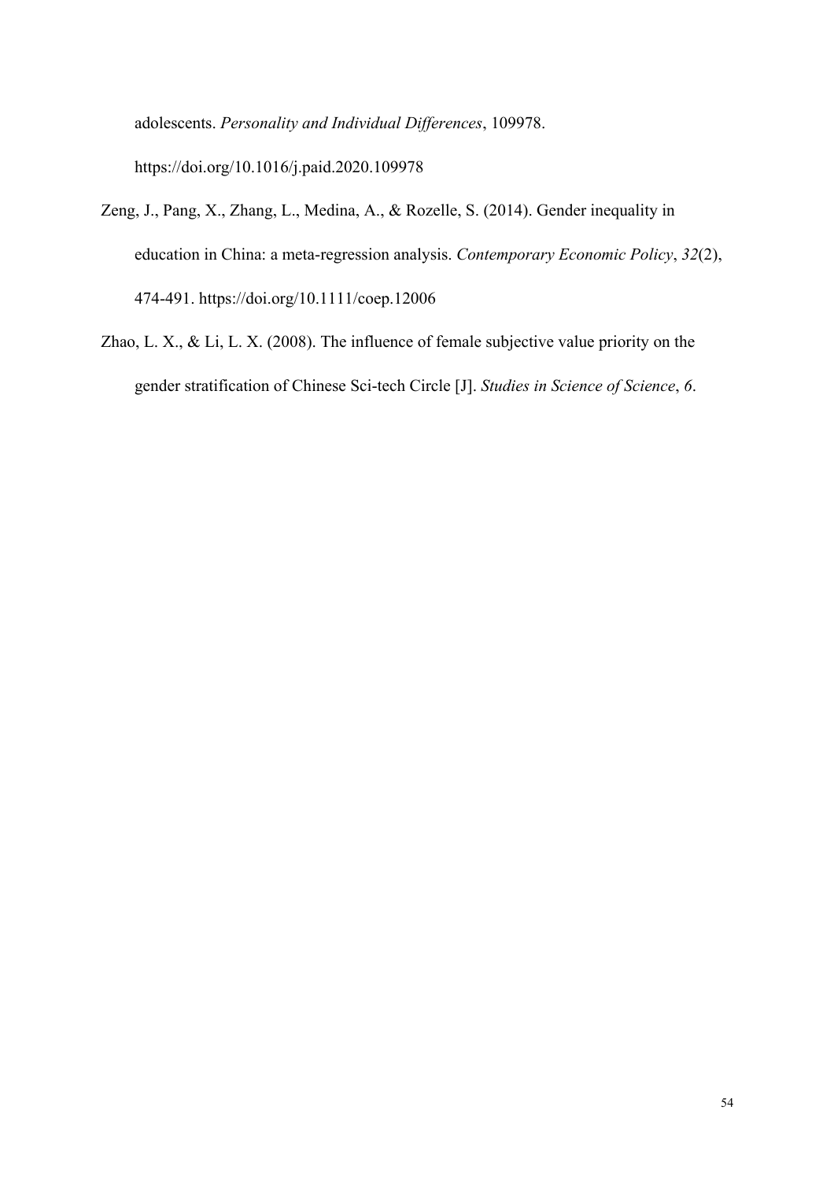adolescents. *Personality and Individual Differences*, 109978. https://doi.org/10.1016/j.paid.2020.109978

Zeng, J., Pang, X., Zhang, L., Medina, A., & Rozelle, S. (2014). Gender inequality in education in China: a meta-regression analysis. *Contemporary Economic Policy*, *32*(2), 474-491. https://doi.org/10.1111/coep.12006

Zhao, L. X., & Li, L. X. (2008). The influence of female subjective value priority on the gender stratification of Chinese Sci-tech Circle [J]. *Studies in Science of Science*, *6*.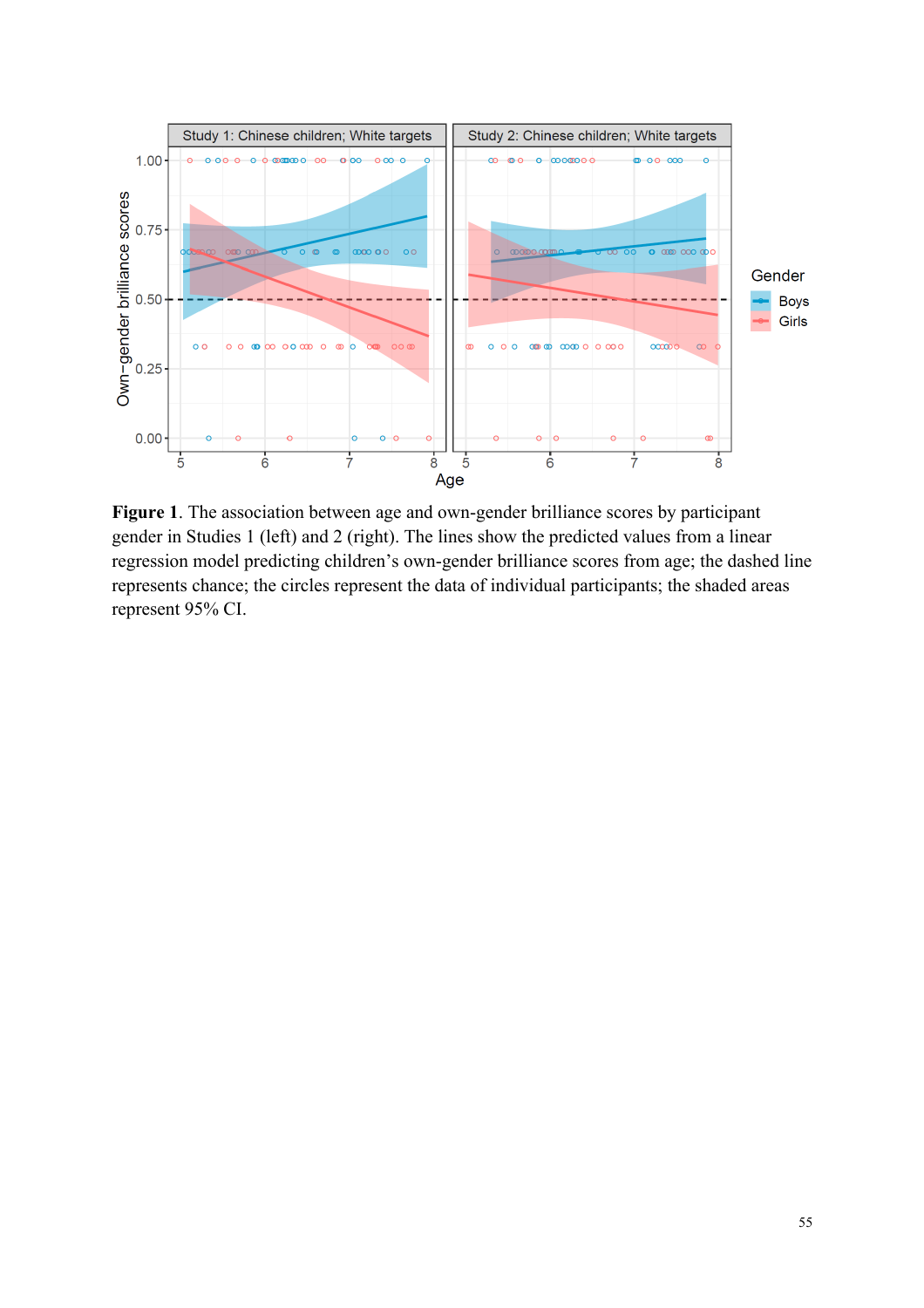**Figure 1**. The association between age and own-gender brilliance scores by participant gender in Studies 1 (left) and 2 (right). The lines show the predicted values from a linear regression model predicting children's own-gender brilliance scores from age; the dashed line represents chance; the circles represent the data of individual participants; the shaded areas represent 95% CI.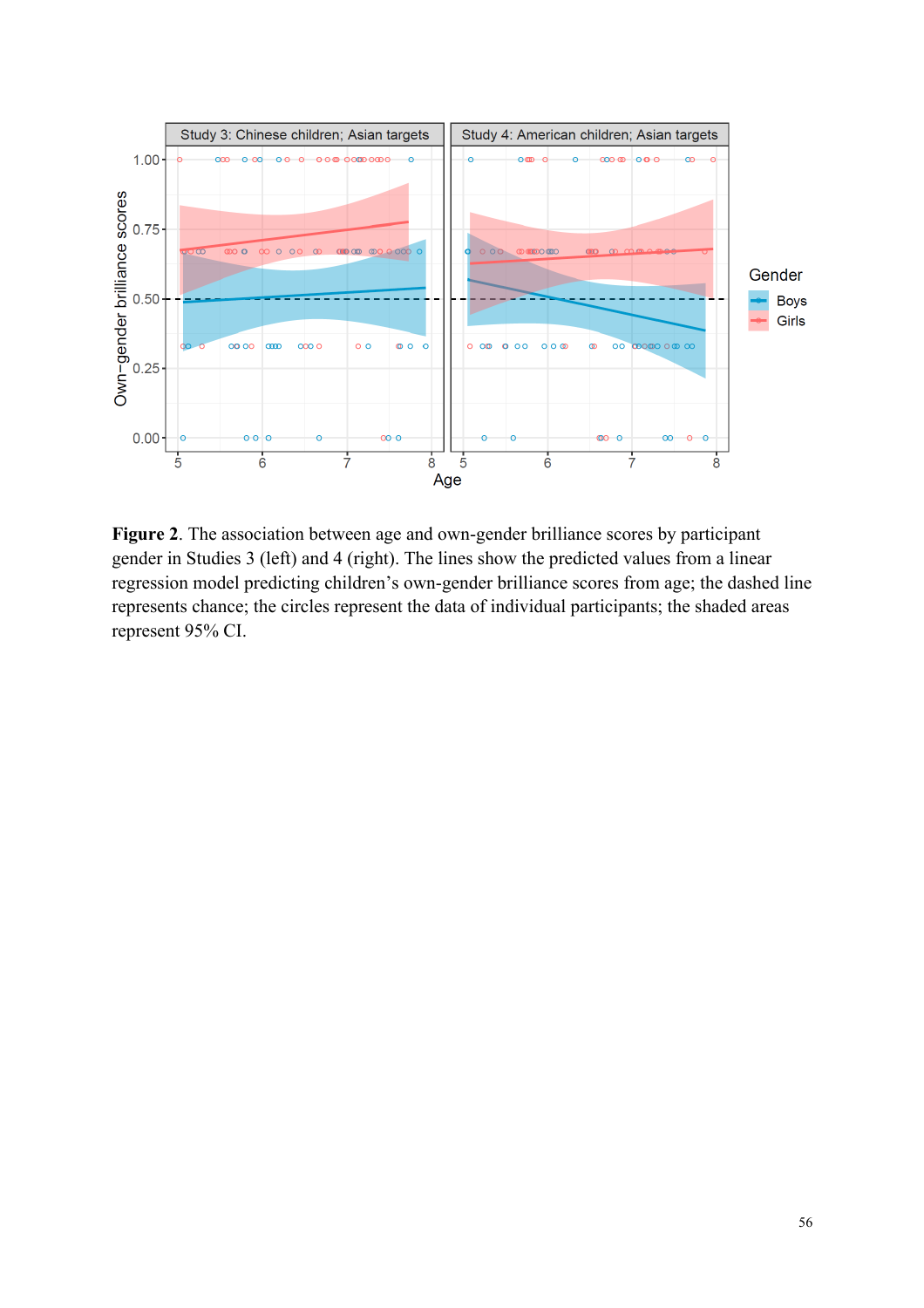**Figure 2**. The association between age and own-gender brilliance scores by participant gender in Studies 3 (left) and 4 (right). The lines show the predicted values from a linear regression model predicting children's own-gender brilliance scores from age; the dashed line represents chance; the circles represent the data of individual participants; the shaded areas represent 95% CI.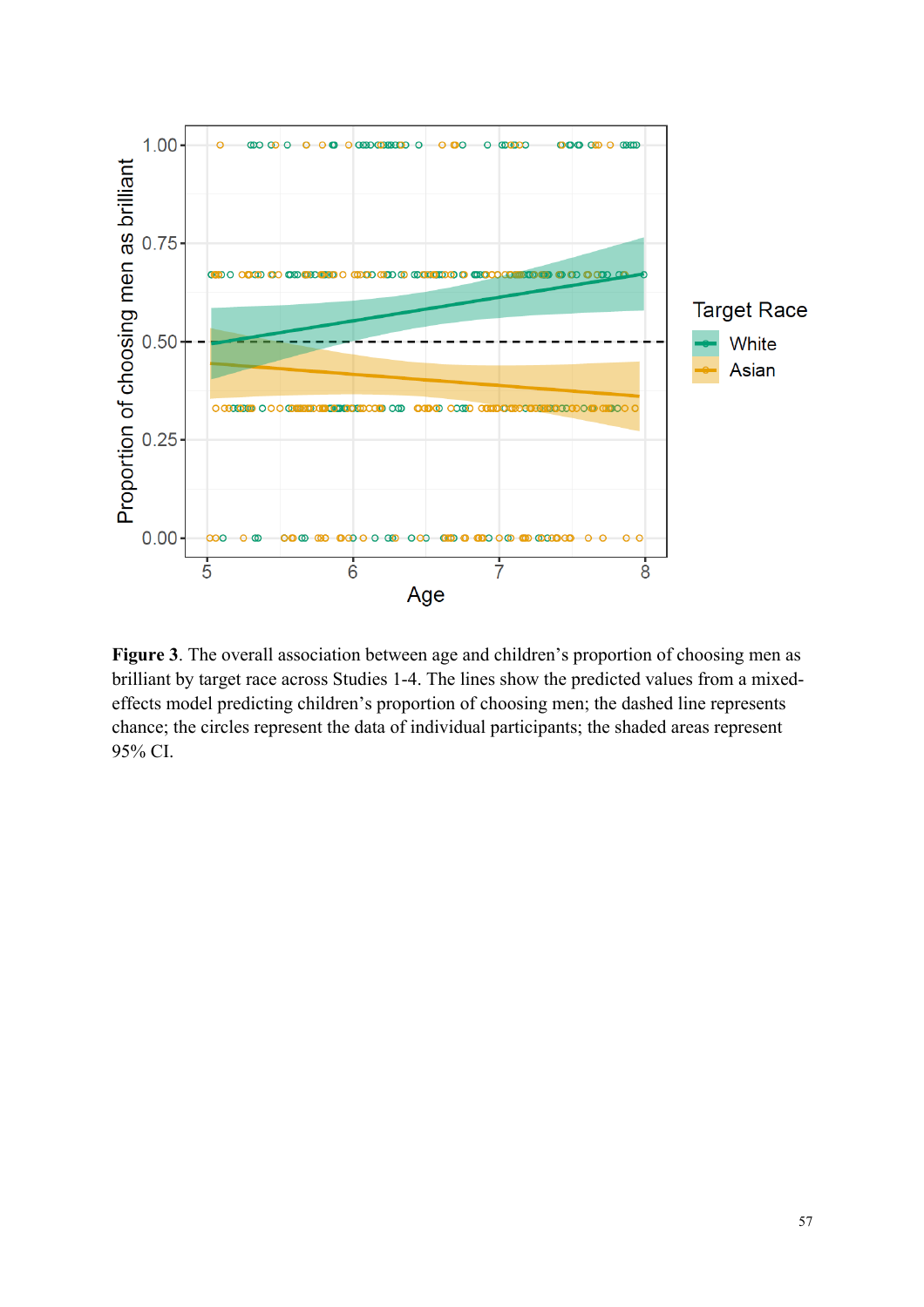Proportion of choosing men as brilliant

1.00

0.75

0.50

0.25

0.00

5

6

7

8

Age

Target Race

White

Asian

**Figure 3**. The overall association between age and children's proportion of choosing men as brilliant by target race across Studies 1-4. The lines show the predicted values from a mixed-effects model predicting children's proportion of choosing men; the dashed line represents chance; the circles represent the data of individual participants; the shaded areas represent 95% CI.